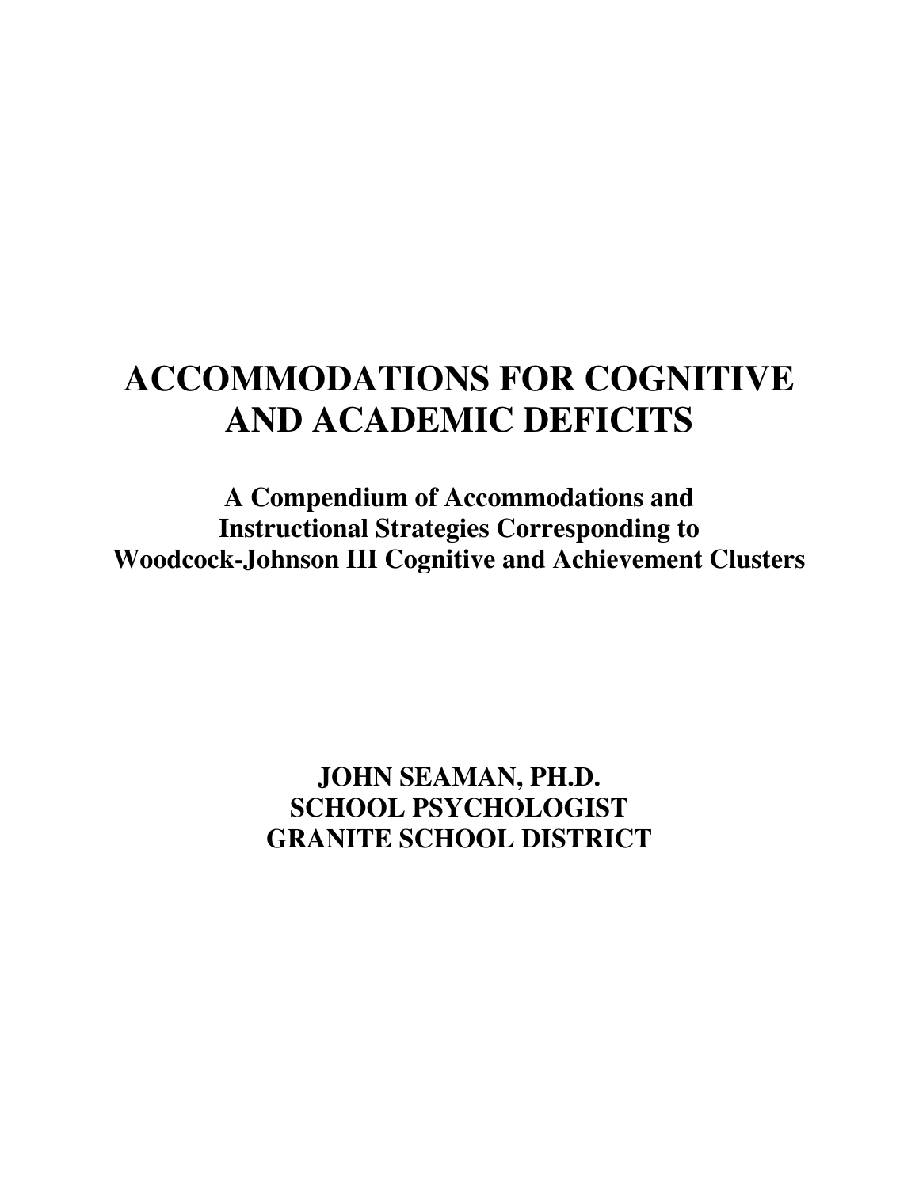# ACCOMMODATIONS FOR COGNITIVE AND ACADEMIC DEFICITS

## A Compendium of Accommodations and Instructional Strategies Corresponding to Woodcock-Johnson III Cognitive and Achievement Clusters

**JOHN SEAMAN, PH.D.**
**SCHOOL PSYCHOLOGIST**
**GRANITE SCHOOL DISTRICT**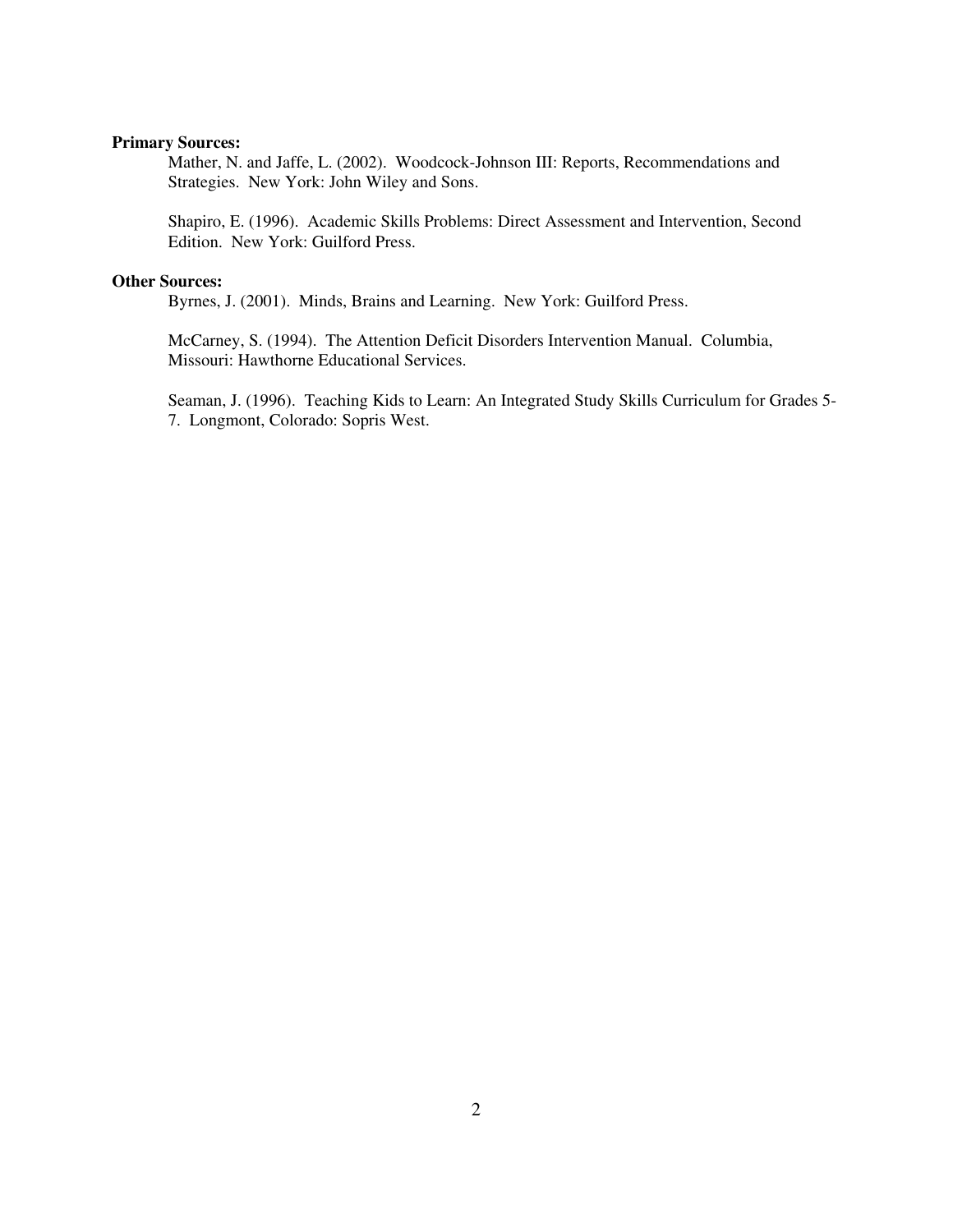**Primary Sources:**

Mather, N. and Jaffe, L. (2002). Woodcock-Johnson III: Reports, Recommendations and Strategies. New York: John Wiley and Sons.

Shapiro, E. (1996). Academic Skills Problems: Direct Assessment and Intervention, Second Edition. New York: Guilford Press.

**Other Sources:**

Byrnes, J. (2001). Minds, Brains and Learning. New York: Guilford Press.

McCarney, S. (1994). The Attention Deficit Disorders Intervention Manual. Columbia, Missouri: Hawthorne Educational Services.

Seaman, J. (1996). Teaching Kids to Learn: An Integrated Study Skills Curriculum for Grades 5-7. Longmont, Colorado: Sopris West.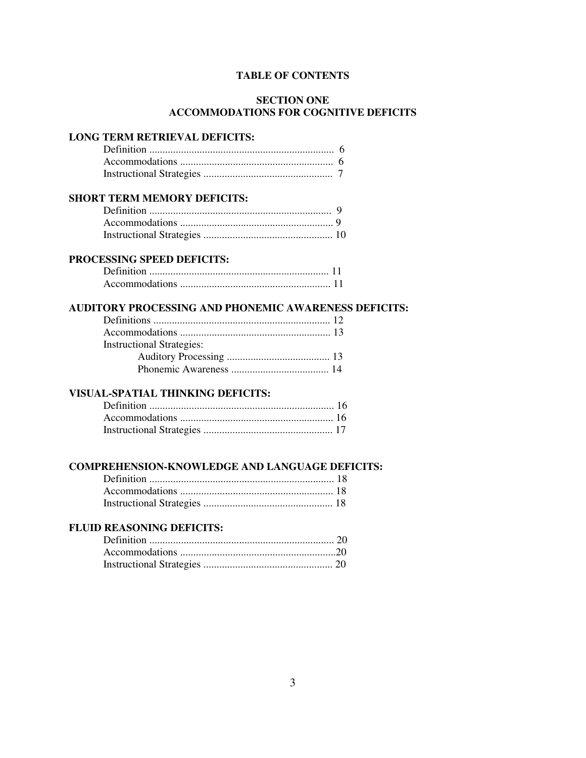# TABLE OF CONTENTS

## SECTION ONE
## ACCOMMODATIONS FOR COGNITIVE DEFICITS

**LONG TERM RETRIEVAL DEFICITS:**

- Definition ...................................................................... 6
- Accommodations .......................................................... 6
- Instructional Strategies ................................................. 7

**SHORT TERM MEMORY DEFICITS:**

- Definition ...................................................................... 9
- Accommodations .......................................................... 9
- Instructional Strategies ................................................. 10

**PROCESSING SPEED DEFICITS:**

- Definition ...................................................................... 11
- Accommodations .......................................................... 11

**AUDITORY PROCESSING AND PHONEMIC AWARENESS DEFICITS:**

- Definitions .................................................................... 12
- Accommodations .......................................................... 13
- Instructional Strategies:
  - Auditory Processing ....................................... 13
  - Phonemic Awareness ..................................... 14

**VISUAL-SPATIAL THINKING DEFICITS:**

- Definition ...................................................................... 16
- Accommodations .......................................................... 16
- Instructional Strategies ................................................. 17

**COMPREHENSION-KNOWLEDGE AND LANGUAGE DEFICITS:**

- Definition ...................................................................... 18
- Accommodations .......................................................... 18
- Instructional Strategies ................................................. 18

**FLUID REASONING DEFICITS:**

- Definition ...................................................................... 20
- Accommodations .......................................................... 20
- Instructional Strategies ................................................. 20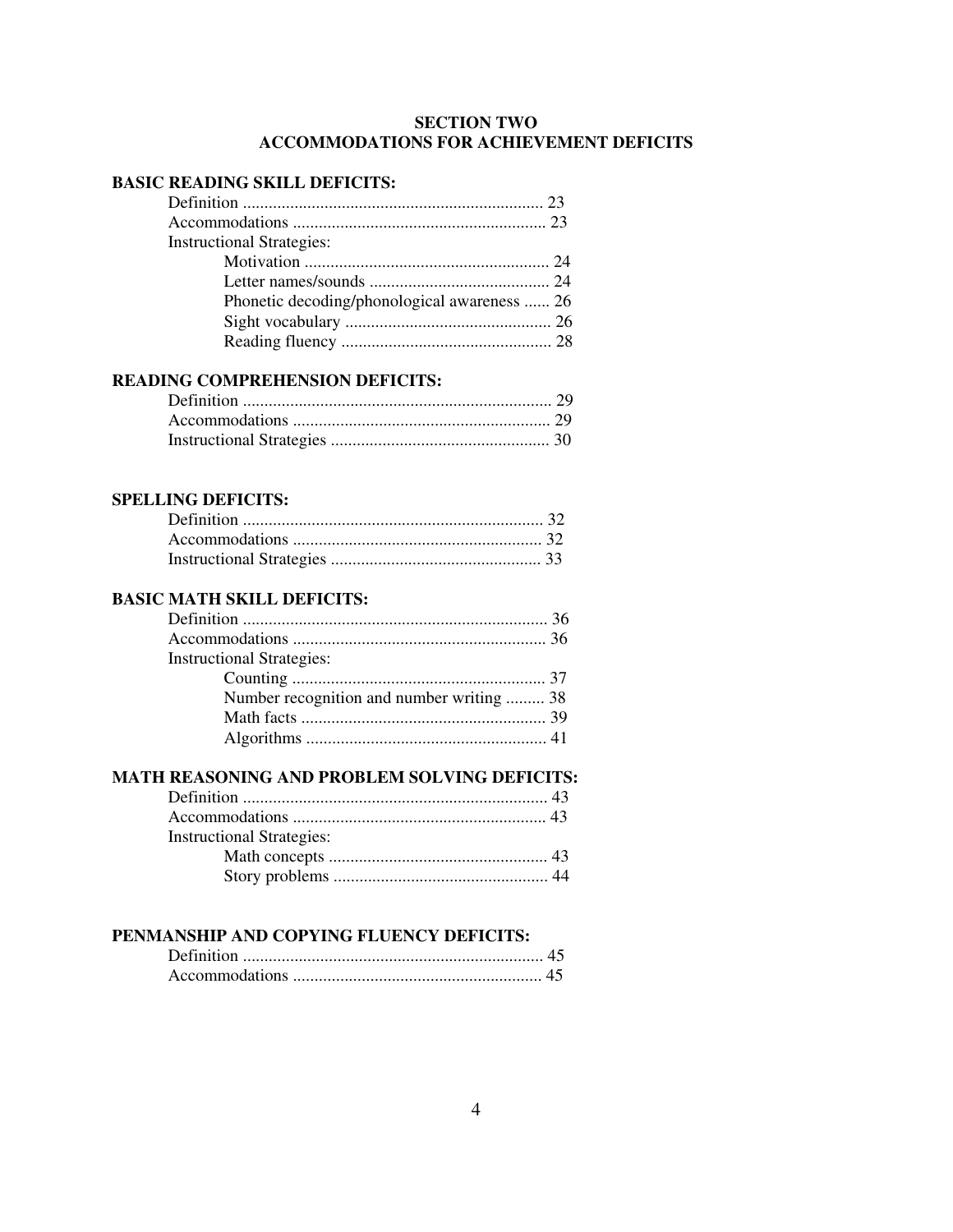## SECTION TWO
## ACCOMMODATIONS FOR ACHIEVEMENT DEFICITS

**BASIC READING SKILL DEFICITS:**

- Definition ...................................................................... 23
- Accommodations ........................................................... 23
- Instructional Strategies:
  - Motivation ......................................................... 24
  - Letter names/sounds .......................................... 24
  - Phonetic decoding/phonological awareness ...... 26
  - Sight vocabulary ................................................ 26
  - Reading fluency ................................................. 28

**READING COMPREHENSION DEFICITS:**

- Definition ....................................................................... 29
- Accommodations ............................................................ 29
- Instructional Strategies ................................................... 30

**SPELLING DEFICITS:**

- Definition ...................................................................... 32
- Accommodations .......................................................... 32
- Instructional Strategies ................................................. 33

**BASIC MATH SKILL DEFICITS:**

- Definition ....................................................................... 36
- Accommodations ........................................................... 36
- Instructional Strategies:
  - Counting ........................................................... 37
  - Number recognition and number writing ......... 38
  - Math facts ......................................................... 39
  - Algorithms ........................................................ 41

**MATH REASONING AND PROBLEM SOLVING DEFICITS:**

- Definition ....................................................................... 43
- Accommodations ........................................................... 43
- Instructional Strategies:
  - Math concepts ................................................... 43
  - Story problems .................................................. 44

**PENMANSHIP AND COPYING FLUENCY DEFICITS:**

- Definition ...................................................................... 45
- Accommodations .......................................................... 45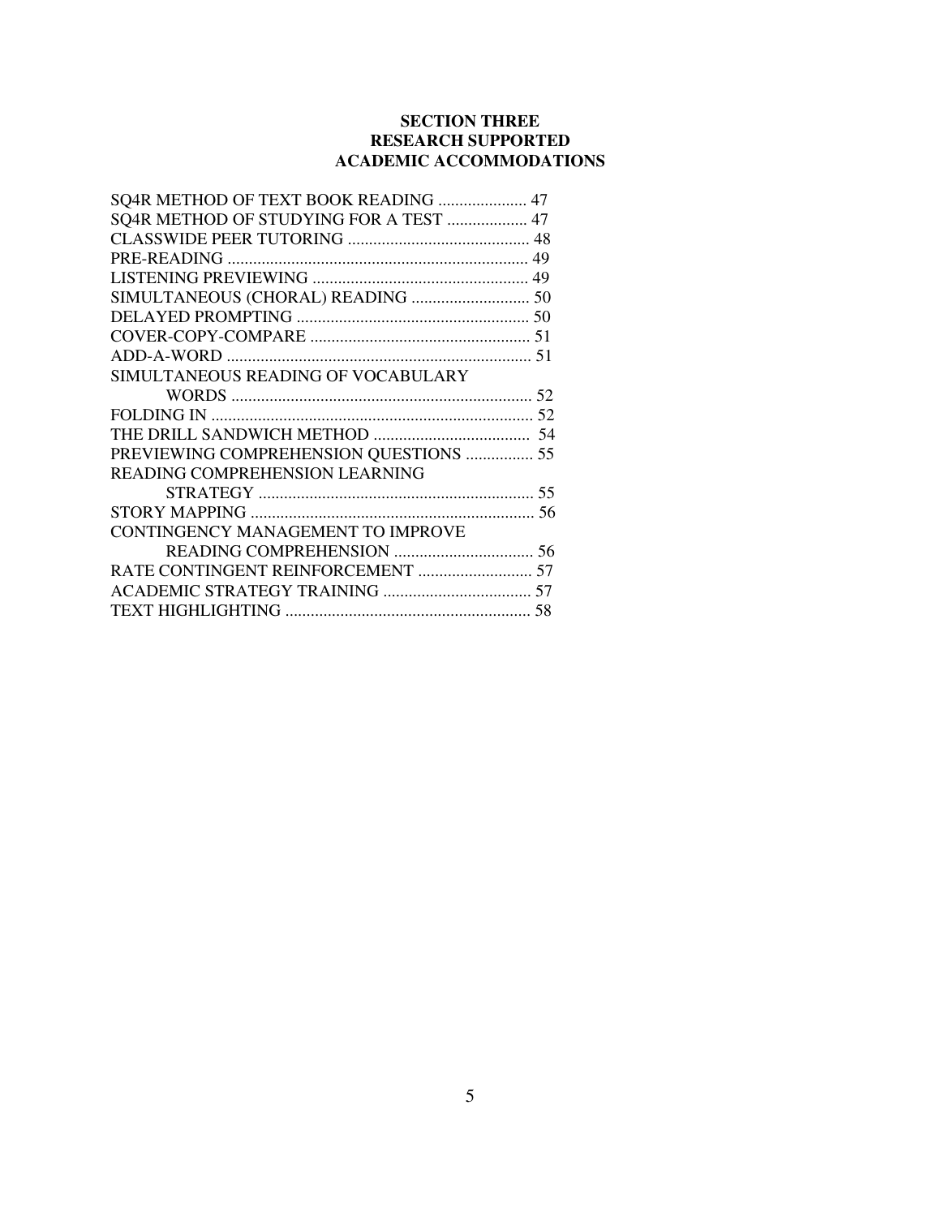## SECTION THREE
## RESEARCH SUPPORTED
## ACADEMIC ACCOMMODATIONS

SQ4R METHOD OF TEXT BOOK READING ..................... 47
SQ4R METHOD OF STUDYING FOR A TEST ................... 47
CLASSWIDE PEER TUTORING ........................................... 48
PRE-READING ....................................................................... 49
LISTENING PREVIEWING ................................................... 49
SIMULTANEOUS (CHORAL) READING ............................ 50
DELAYED PROMPTING ....................................................... 50
COVER-COPY-COMPARE .................................................... 51
ADD-A-WORD ........................................................................ 51
SIMULTANEOUS READING OF VOCABULARY
    WORDS ....................................................................... 52
FOLDING IN ............................................................................ 52
THE DRILL SANDWICH METHOD ..................................... 54
PREVIEWING COMPREHENSION QUESTIONS ................ 55
READING COMPREHENSION LEARNING
    STRATEGY ................................................................. 55
STORY MAPPING ................................................................... 56
CONTINGENCY MANAGEMENT TO IMPROVE
    READING COMPREHENSION ................................. 56
RATE CONTINGENT REINFORCEMENT ........................... 57
ACADEMIC STRATEGY TRAINING ................................... 57
TEXT HIGHLIGHTING .......................................................... 58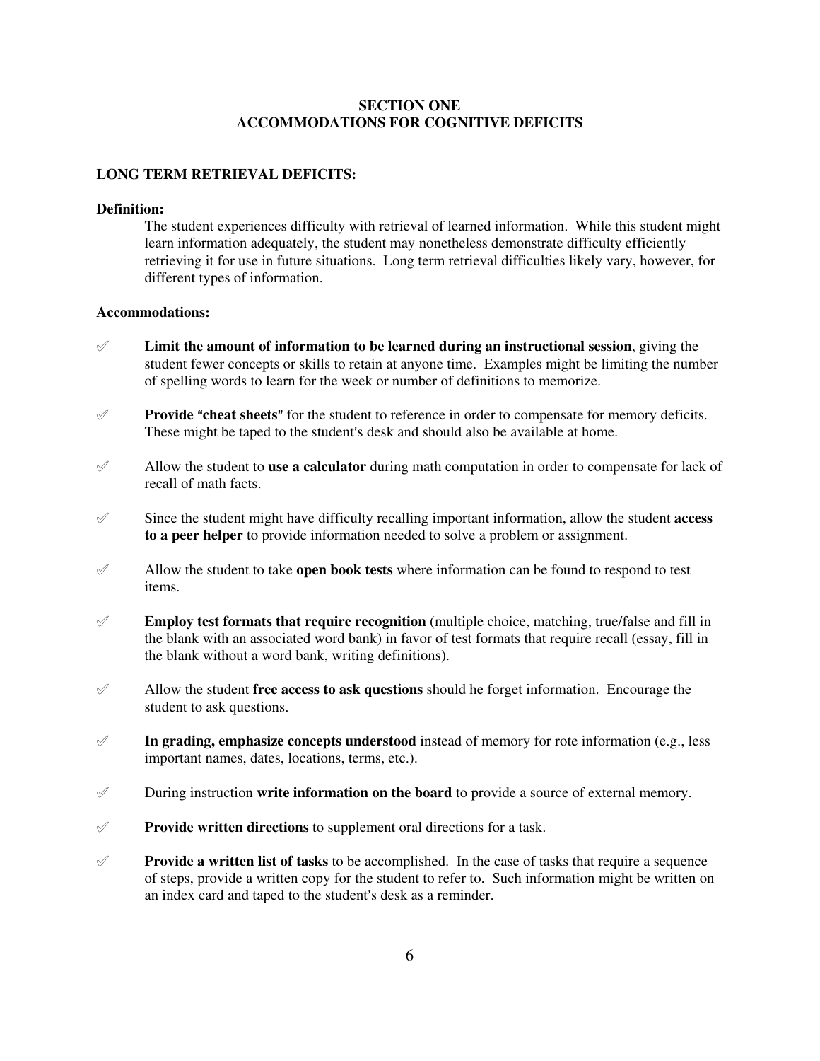# SECTION ONE
# ACCOMMODATIONS FOR COGNITIVE DEFICITS

## LONG TERM RETRIEVAL DEFICITS:

**Definition:**

The student experiences difficulty with retrieval of learned information. While this student might learn information adequately, the student may nonetheless demonstrate difficulty efficiently retrieving it for use in future situations. Long term retrieval difficulties likely vary, however, for different types of information.

**Accommodations:**

- ✐ **Limit the amount of information to be learned during an instructional session**, giving the student fewer concepts or skills to retain at anyone time. Examples might be limiting the number of spelling words to learn for the week or number of definitions to memorize.
- ✐ **Provide "cheat sheets"** for the student to reference in order to compensate for memory deficits. These might be taped to the student's desk and should also be available at home.
- ✐ Allow the student to **use a calculator** during math computation in order to compensate for lack of recall of math facts.
- ✐ Since the student might have difficulty recalling important information, allow the student **access to a peer helper** to provide information needed to solve a problem or assignment.
- ✐ Allow the student to take **open book tests** where information can be found to respond to test items.
- ✐ **Employ test formats that require recognition** (multiple choice, matching, true/false and fill in the blank with an associated word bank) in favor of test formats that require recall (essay, fill in the blank without a word bank, writing definitions).
- ✐ Allow the student **free access to ask questions** should he forget information. Encourage the student to ask questions.
- ✐ **In grading, emphasize concepts understood** instead of memory for rote information (e.g., less important names, dates, locations, terms, etc.).
- ✐ During instruction **write information on the board** to provide a source of external memory.
- ✐ **Provide written directions** to supplement oral directions for a task.
- ✐ **Provide a written list of tasks** to be accomplished. In the case of tasks that require a sequence of steps, provide a written copy for the student to refer to. Such information might be written on an index card and taped to the student's desk as a reminder.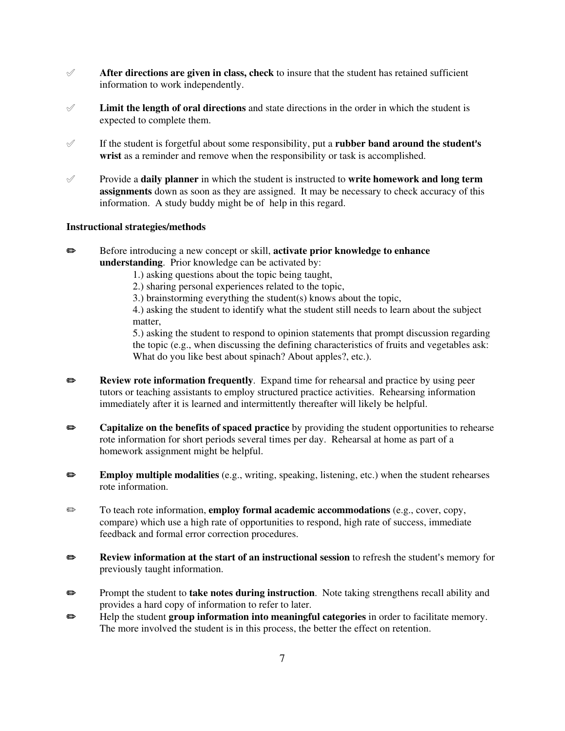- **After directions are given in class, check** to insure that the student has retained sufficient information to work independently.

- **Limit the length of oral directions** and state directions in the order in which the student is expected to complete them.

- If the student is forgetful about some responsibility, put a **rubber band around the student's wrist** as a reminder and remove when the responsibility or task is accomplished.

- Provide a **daily planner** in which the student is instructed to **write homework and long term assignments** down as soon as they are assigned. It may be necessary to check accuracy of this information. A study buddy might be of help in this regard.

**Instructional strategies/methods**

- Before introducing a new concept or skill, **activate prior knowledge to enhance understanding**. Prior knowledge can be activated by:
  1.) asking questions about the topic being taught,
  2.) sharing personal experiences related to the topic,
  3.) brainstorming everything the student(s) knows about the topic,
  4.) asking the student to identify what the student still needs to learn about the subject matter,
  5.) asking the student to respond to opinion statements that prompt discussion regarding the topic (e.g., when discussing the defining characteristics of fruits and vegetables ask: What do you like best about spinach? About apples?, etc.).

- **Review rote information frequently**. Expand time for rehearsal and practice by using peer tutors or teaching assistants to employ structured practice activities. Rehearsing information immediately after it is learned and intermittently thereafter will likely be helpful.

- **Capitalize on the benefits of spaced practice** by providing the student opportunities to rehearse rote information for short periods several times per day. Rehearsal at home as part of a homework assignment might be helpful.

- **Employ multiple modalities** (e.g., writing, speaking, listening, etc.) when the student rehearses rote information.

- To teach rote information, **employ formal academic accommodations** (e.g., cover, copy, compare) which use a high rate of opportunities to respond, high rate of success, immediate feedback and formal error correction procedures.

- **Review information at the start of an instructional session** to refresh the student's memory for previously taught information.

- Prompt the student to **take notes during instruction**. Note taking strengthens recall ability and provides a hard copy of information to refer to later.

- Help the student **group information into meaningful categories** in order to facilitate memory. The more involved the student is in this process, the better the effect on retention.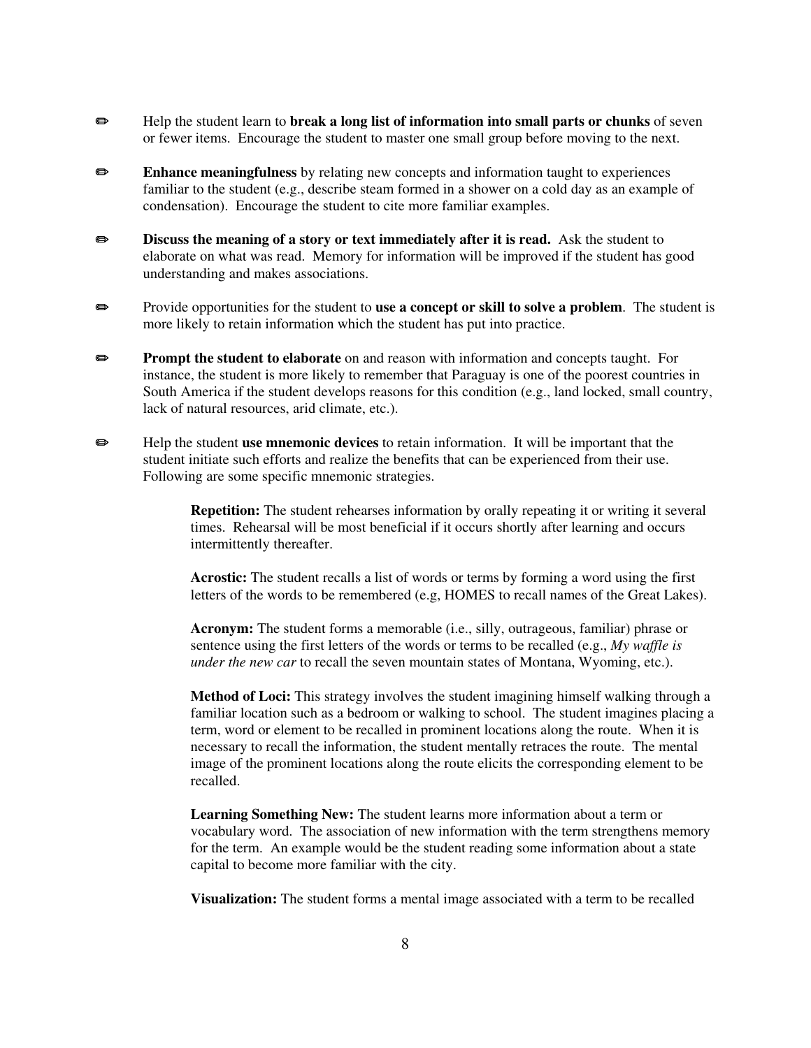✏ Help the student learn to **break a long list of information into small parts or chunks** of seven or fewer items. Encourage the student to master one small group before moving to the next.

✏ **Enhance meaningfulness** by relating new concepts and information taught to experiences familiar to the student (e.g., describe steam formed in a shower on a cold day as an example of condensation). Encourage the student to cite more familiar examples.

✏ **Discuss the meaning of a story or text immediately after it is read.** Ask the student to elaborate on what was read. Memory for information will be improved if the student has good understanding and makes associations.

✏ Provide opportunities for the student to **use a concept or skill to solve a problem**. The student is more likely to retain information which the student has put into practice.

✏ **Prompt the student to elaborate** on and reason with information and concepts taught. For instance, the student is more likely to remember that Paraguay is one of the poorest countries in South America if the student develops reasons for this condition (e.g., land locked, small country, lack of natural resources, arid climate, etc.).

✏ Help the student **use mnemonic devices** to retain information. It will be important that the student initiate such efforts and realize the benefits that can be experienced from their use. Following are some specific mnemonic strategies.

> **Repetition:** The student rehearses information by orally repeating it or writing it several times. Rehearsal will be most beneficial if it occurs shortly after learning and occurs intermittently thereafter.
>
> **Acrostic:** The student recalls a list of words or terms by forming a word using the first letters of the words to be remembered (e.g, HOMES to recall names of the Great Lakes).
>
> **Acronym:** The student forms a memorable (i.e., silly, outrageous, familiar) phrase or sentence using the first letters of the words or terms to be recalled (e.g., *My waffle is under the new car* to recall the seven mountain states of Montana, Wyoming, etc.).
>
> **Method of Loci:** This strategy involves the student imagining himself walking through a familiar location such as a bedroom or walking to school. The student imagines placing a term, word or element to be recalled in prominent locations along the route. When it is necessary to recall the information, the student mentally retraces the route. The mental image of the prominent locations along the route elicits the corresponding element to be recalled.
>
> **Learning Something New:** The student learns more information about a term or vocabulary word. The association of new information with the term strengthens memory for the term. An example would be the student reading some information about a state capital to become more familiar with the city.
>
> **Visualization:** The student forms a mental image associated with a term to be recalled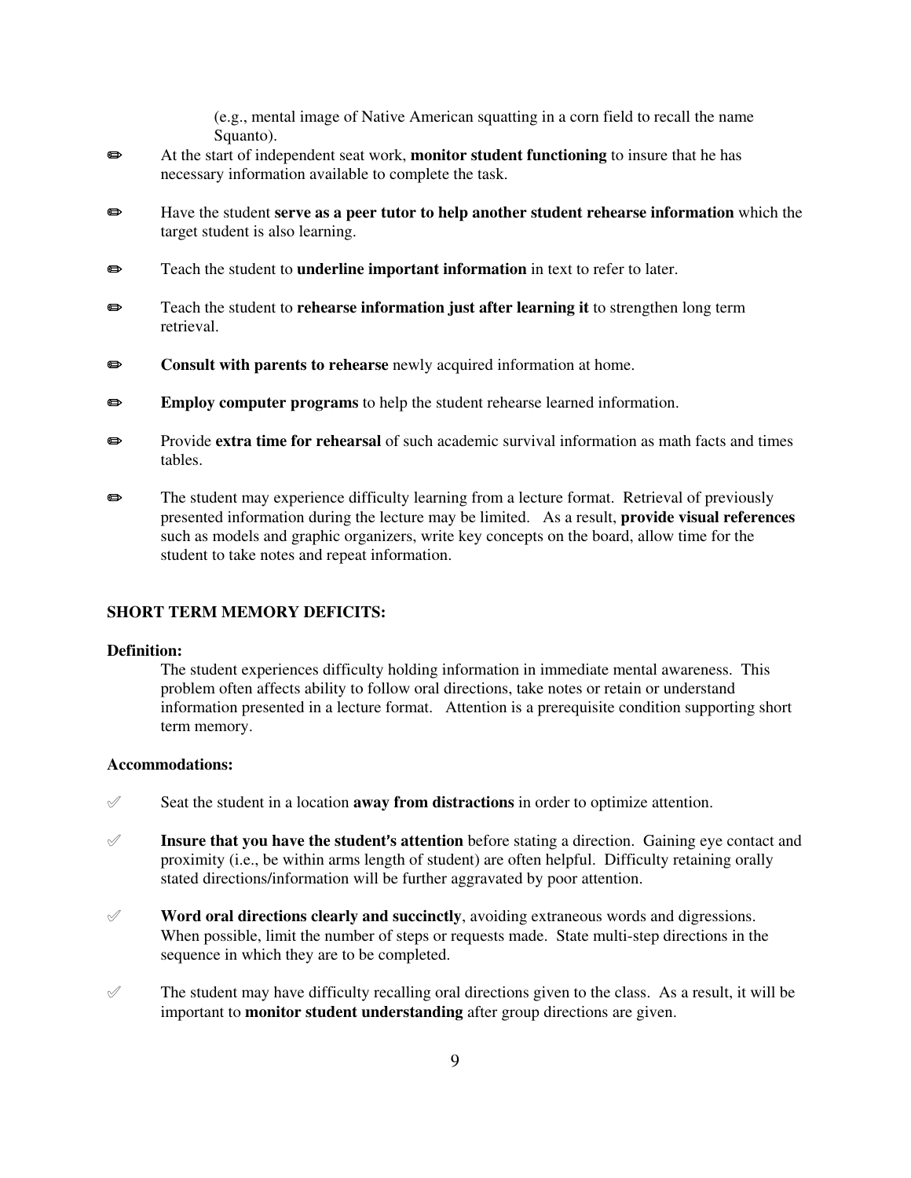(e.g., mental image of Native American squatting in a corn field to recall the name Squanto).

- At the start of independent seat work, **monitor student functioning** to insure that he has necessary information available to complete the task.

- Have the student **serve as a peer tutor to help another student rehearse information** which the target student is also learning.

- Teach the student to **underline important information** in text to refer to later.

- Teach the student to **rehearse information just after learning it** to strengthen long term retrieval.

- **Consult with parents to rehearse** newly acquired information at home.

- **Employ computer programs** to help the student rehearse learned information.

- Provide **extra time for rehearsal** of such academic survival information as math facts and times tables.

- The student may experience difficulty learning from a lecture format. Retrieval of previously presented information during the lecture may be limited. As a result, **provide visual references** such as models and graphic organizers, write key concepts on the board, allow time for the student to take notes and repeat information.

## SHORT TERM MEMORY DEFICITS:

**Definition:**

The student experiences difficulty holding information in immediate mental awareness. This problem often affects ability to follow oral directions, take notes or retain or understand information presented in a lecture format. Attention is a prerequisite condition supporting short term memory.

**Accommodations:**

- Seat the student in a location **away from distractions** in order to optimize attention.

- **Insure that you have the student's attention** before stating a direction. Gaining eye contact and proximity (i.e., be within arms length of student) are often helpful. Difficulty retaining orally stated directions/information will be further aggravated by poor attention.

- **Word oral directions clearly and succinctly**, avoiding extraneous words and digressions. When possible, limit the number of steps or requests made. State multi-step directions in the sequence in which they are to be completed.

- The student may have difficulty recalling oral directions given to the class. As a result, it will be important to **monitor student understanding** after group directions are given.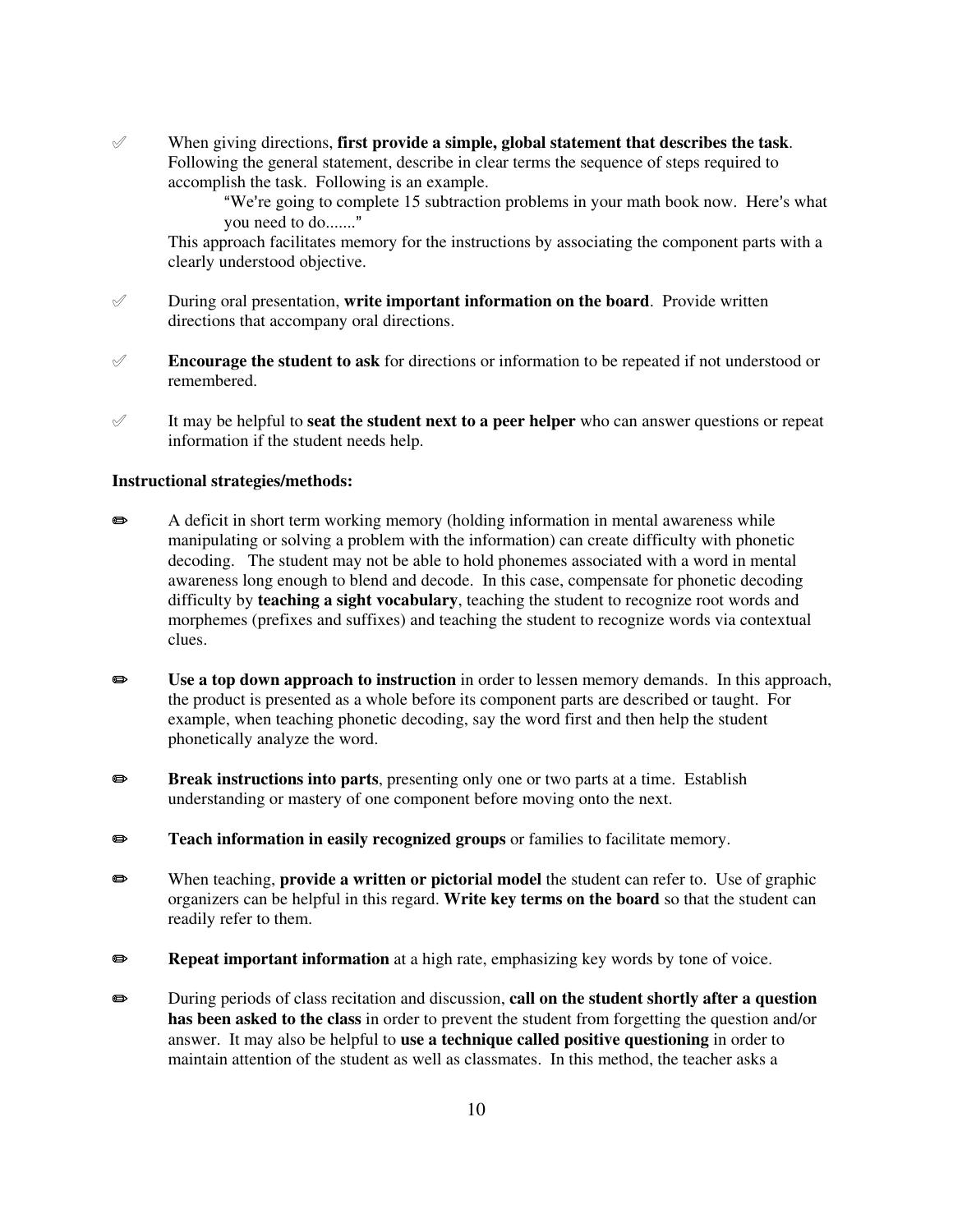- When giving directions, **first provide a simple, global statement that describes the task**. Following the general statement, describe in clear terms the sequence of steps required to accomplish the task. Following is an example.

  "We're going to complete 15 subtraction problems in your math book now. Here's what you need to do......."

  This approach facilitates memory for the instructions by associating the component parts with a clearly understood objective.

- During oral presentation, **write important information on the board**. Provide written directions that accompany oral directions.

- **Encourage the student to ask** for directions or information to be repeated if not understood or remembered.

- It may be helpful to **seat the student next to a peer helper** who can answer questions or repeat information if the student needs help.

**Instructional strategies/methods:**

- A deficit in short term working memory (holding information in mental awareness while manipulating or solving a problem with the information) can create difficulty with phonetic decoding. The student may not be able to hold phonemes associated with a word in mental awareness long enough to blend and decode. In this case, compensate for phonetic decoding difficulty by **teaching a sight vocabulary**, teaching the student to recognize root words and morphemes (prefixes and suffixes) and teaching the student to recognize words via contextual clues.

- **Use a top down approach to instruction** in order to lessen memory demands. In this approach, the product is presented as a whole before its component parts are described or taught. For example, when teaching phonetic decoding, say the word first and then help the student phonetically analyze the word.

- **Break instructions into parts**, presenting only one or two parts at a time. Establish understanding or mastery of one component before moving onto the next.

- **Teach information in easily recognized groups** or families to facilitate memory.

- When teaching, **provide a written or pictorial model** the student can refer to. Use of graphic organizers can be helpful in this regard. **Write key terms on the board** so that the student can readily refer to them.

- **Repeat important information** at a high rate, emphasizing key words by tone of voice.

- During periods of class recitation and discussion, **call on the student shortly after a question has been asked to the class** in order to prevent the student from forgetting the question and/or answer. It may also be helpful to **use a technique called positive questioning** in order to maintain attention of the student as well as classmates. In this method, the teacher asks a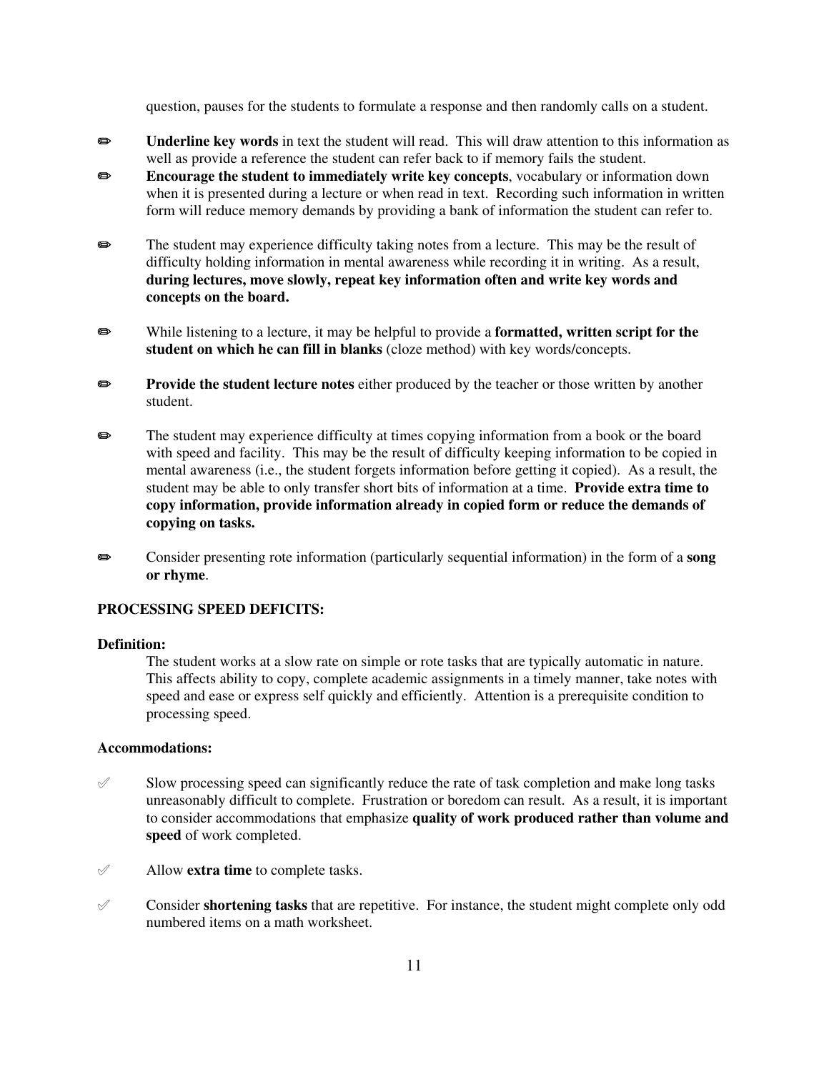question, pauses for the students to formulate a response and then randomly calls on a student.

- ✏ **Underline key words** in text the student will read. This will draw attention to this information as well as provide a reference the student can refer back to if memory fails the student.
- ✏ **Encourage the student to immediately write key concepts**, vocabulary or information down when it is presented during a lecture or when read in text. Recording such information in written form will reduce memory demands by providing a bank of information the student can refer to.

- ✏ The student may experience difficulty taking notes from a lecture. This may be the result of difficulty holding information in mental awareness while recording it in writing. As a result, **during lectures, move slowly, repeat key information often and write key words and concepts on the board.**

- ✏ While listening to a lecture, it may be helpful to provide a **formatted, written script for the student on which he can fill in blanks** (cloze method) with key words/concepts.

- ✏ **Provide the student lecture notes** either produced by the teacher or those written by another student.

- ✏ The student may experience difficulty at times copying information from a book or the board with speed and facility. This may be the result of difficulty keeping information to be copied in mental awareness (i.e., the student forgets information before getting it copied). As a result, the student may be able to only transfer short bits of information at a time. **Provide extra time to copy information, provide information already in copied form or reduce the demands of copying on tasks.**

- ✏ Consider presenting rote information (particularly sequential information) in the form of a **song or rhyme**.

**PROCESSING SPEED DEFICITS:**

**Definition:**

The student works at a slow rate on simple or rote tasks that are typically automatic in nature. This affects ability to copy, complete academic assignments in a timely manner, take notes with speed and ease or express self quickly and efficiently. Attention is a prerequisite condition to processing speed.

**Accommodations:**

- ✐ Slow processing speed can significantly reduce the rate of task completion and make long tasks unreasonably difficult to complete. Frustration or boredom can result. As a result, it is important to consider accommodations that emphasize **quality of work produced rather than volume and speed** of work completed.

- ✐ Allow **extra time** to complete tasks.

- ✐ Consider **shortening tasks** that are repetitive. For instance, the student might complete only odd numbered items on a math worksheet.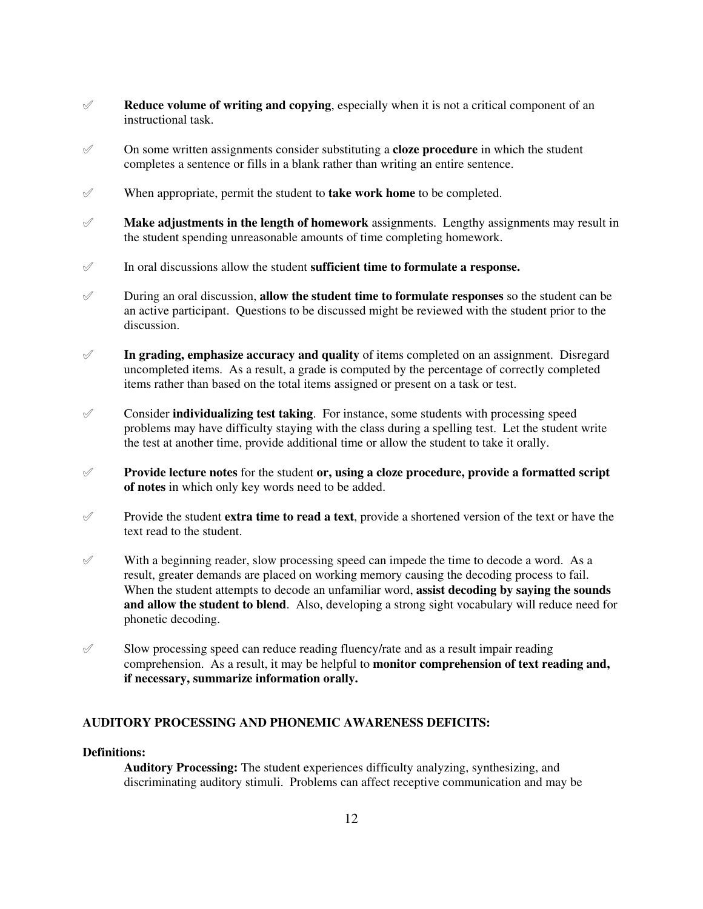- **Reduce volume of writing and copying**, especially when it is not a critical component of an instructional task.

- On some written assignments consider substituting a **cloze procedure** in which the student completes a sentence or fills in a blank rather than writing an entire sentence.

- When appropriate, permit the student to **take work home** to be completed.

- **Make adjustments in the length of homework** assignments. Lengthy assignments may result in the student spending unreasonable amounts of time completing homework.

- In oral discussions allow the student **sufficient time to formulate a response.**

- During an oral discussion, **allow the student time to formulate responses** so the student can be an active participant. Questions to be discussed might be reviewed with the student prior to the discussion.

- **In grading, emphasize accuracy and quality** of items completed on an assignment. Disregard uncompleted items. As a result, a grade is computed by the percentage of correctly completed items rather than based on the total items assigned or present on a task or test.

- Consider **individualizing test taking**. For instance, some students with processing speed problems may have difficulty staying with the class during a spelling test. Let the student write the test at another time, provide additional time or allow the student to take it orally.

- **Provide lecture notes** for the student **or, using a cloze procedure, provide a formatted script of notes** in which only key words need to be added.

- Provide the student **extra time to read a text**, provide a shortened version of the text or have the text read to the student.

- With a beginning reader, slow processing speed can impede the time to decode a word. As a result, greater demands are placed on working memory causing the decoding process to fail. When the student attempts to decode an unfamiliar word, **assist decoding by saying the sounds and allow the student to blend**. Also, developing a strong sight vocabulary will reduce need for phonetic decoding.

- Slow processing speed can reduce reading fluency/rate and as a result impair reading comprehension. As a result, it may be helpful to **monitor comprehension of text reading and, if necessary, summarize information orally.**

## AUDITORY PROCESSING AND PHONEMIC AWARENESS DEFICITS:

**Definitions:**

**Auditory Processing:** The student experiences difficulty analyzing, synthesizing, and discriminating auditory stimuli. Problems can affect receptive communication and may be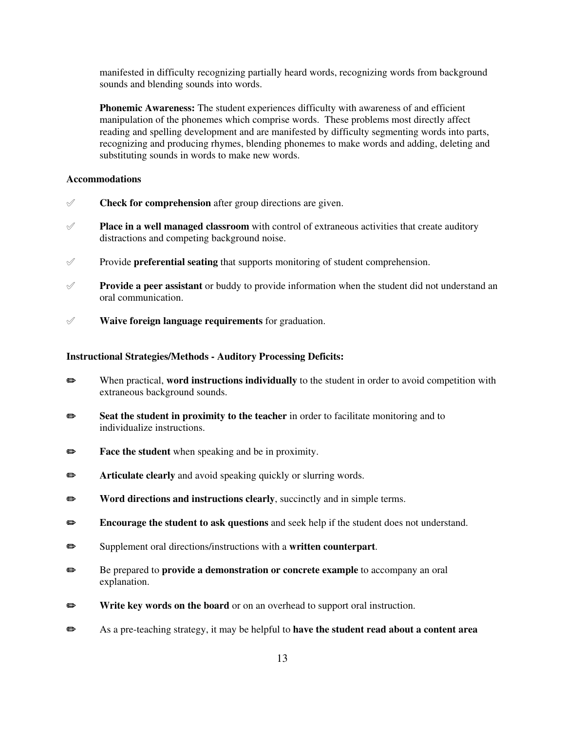manifested in difficulty recognizing partially heard words, recognizing words from background sounds and blending sounds into words.

**Phonemic Awareness:** The student experiences difficulty with awareness of and efficient manipulation of the phonemes which comprise words. These problems most directly affect reading and spelling development and are manifested by difficulty segmenting words into parts, recognizing and producing rhymes, blending phonemes to make words and adding, deleting and substituting sounds in words to make new words.

**Accommodations**

- ✐ **Check for comprehension** after group directions are given.
- ✐ **Place in a well managed classroom** with control of extraneous activities that create auditory distractions and competing background noise.
- ✐ Provide **preferential seating** that supports monitoring of student comprehension.
- ✐ **Provide a peer assistant** or buddy to provide information when the student did not understand an oral communication.
- ✐ **Waive foreign language requirements** for graduation.

**Instructional Strategies/Methods - Auditory Processing Deficits:**

- ✏ When practical, **word instructions individually** to the student in order to avoid competition with extraneous background sounds.
- ✏ **Seat the student in proximity to the teacher** in order to facilitate monitoring and to individualize instructions.
- ✏ **Face the student** when speaking and be in proximity.
- ✏ **Articulate clearly** and avoid speaking quickly or slurring words.
- ✏ **Word directions and instructions clearly**, succinctly and in simple terms.
- ✏ **Encourage the student to ask questions** and seek help if the student does not understand.
- ✏ Supplement oral directions/instructions with a **written counterpart**.
- ✏ Be prepared to **provide a demonstration or concrete example** to accompany an oral explanation.
- ✏ **Write key words on the board** or on an overhead to support oral instruction.
- ✏ As a pre-teaching strategy, it may be helpful to **have the student read about a content area**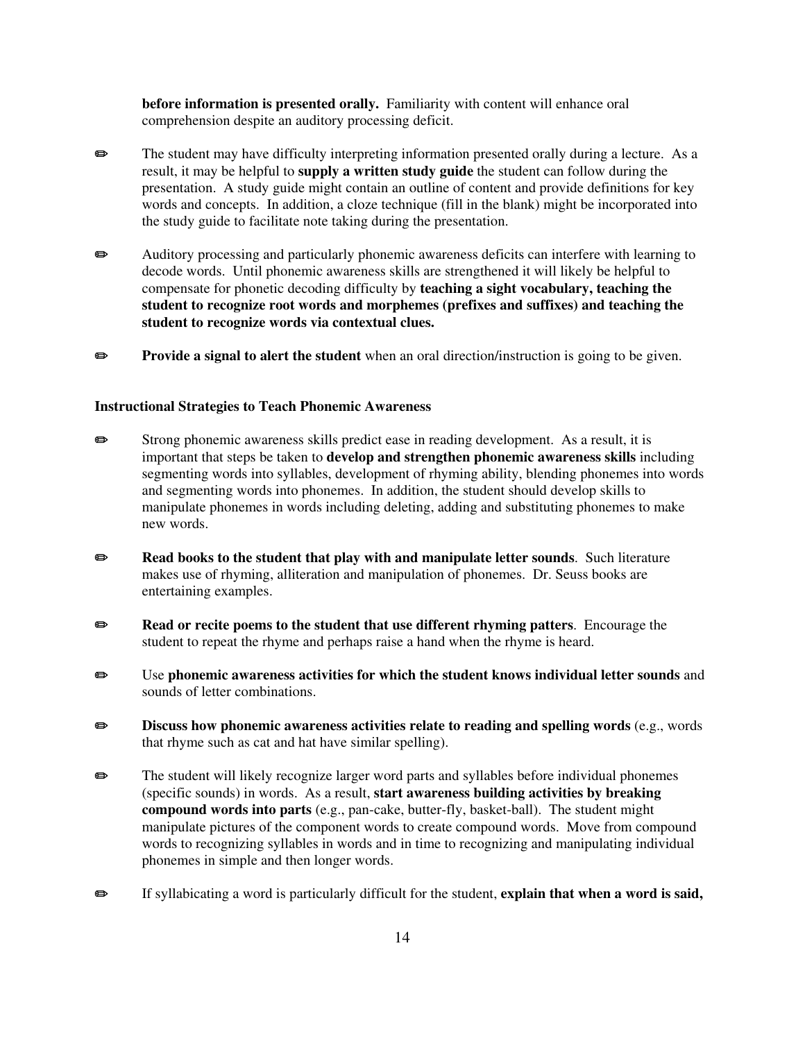**before information is presented orally.** Familiarity with content will enhance oral comprehension despite an auditory processing deficit.

- ✏ The student may have difficulty interpreting information presented orally during a lecture. As a result, it may be helpful to **supply a written study guide** the student can follow during the presentation. A study guide might contain an outline of content and provide definitions for key words and concepts. In addition, a cloze technique (fill in the blank) might be incorporated into the study guide to facilitate note taking during the presentation.

- ✏ Auditory processing and particularly phonemic awareness deficits can interfere with learning to decode words. Until phonemic awareness skills are strengthened it will likely be helpful to compensate for phonetic decoding difficulty by **teaching a sight vocabulary, teaching the student to recognize root words and morphemes (prefixes and suffixes) and teaching the student to recognize words via contextual clues.**

- ✏ **Provide a signal to alert the student** when an oral direction/instruction is going to be given.

**Instructional Strategies to Teach Phonemic Awareness**

- ✏ Strong phonemic awareness skills predict ease in reading development. As a result, it is important that steps be taken to **develop and strengthen phonemic awareness skills** including segmenting words into syllables, development of rhyming ability, blending phonemes into words and segmenting words into phonemes. In addition, the student should develop skills to manipulate phonemes in words including deleting, adding and substituting phonemes to make new words.

- ✏ **Read books to the student that play with and manipulate letter sounds**. Such literature makes use of rhyming, alliteration and manipulation of phonemes. Dr. Seuss books are entertaining examples.

- ✏ **Read or recite poems to the student that use different rhyming patters**. Encourage the student to repeat the rhyme and perhaps raise a hand when the rhyme is heard.

- ✏ Use **phonemic awareness activities for which the student knows individual letter sounds** and sounds of letter combinations.

- ✏ **Discuss how phonemic awareness activities relate to reading and spelling words** (e.g., words that rhyme such as cat and hat have similar spelling).

- ✏ The student will likely recognize larger word parts and syllables before individual phonemes (specific sounds) in words. As a result, **start awareness building activities by breaking compound words into parts** (e.g., pan-cake, butter-fly, basket-ball). The student might manipulate pictures of the component words to create compound words. Move from compound words to recognizing syllables in words and in time to recognizing and manipulating individual phonemes in simple and then longer words.

- ✏ If syllabicating a word is particularly difficult for the student, **explain that when a word is said,**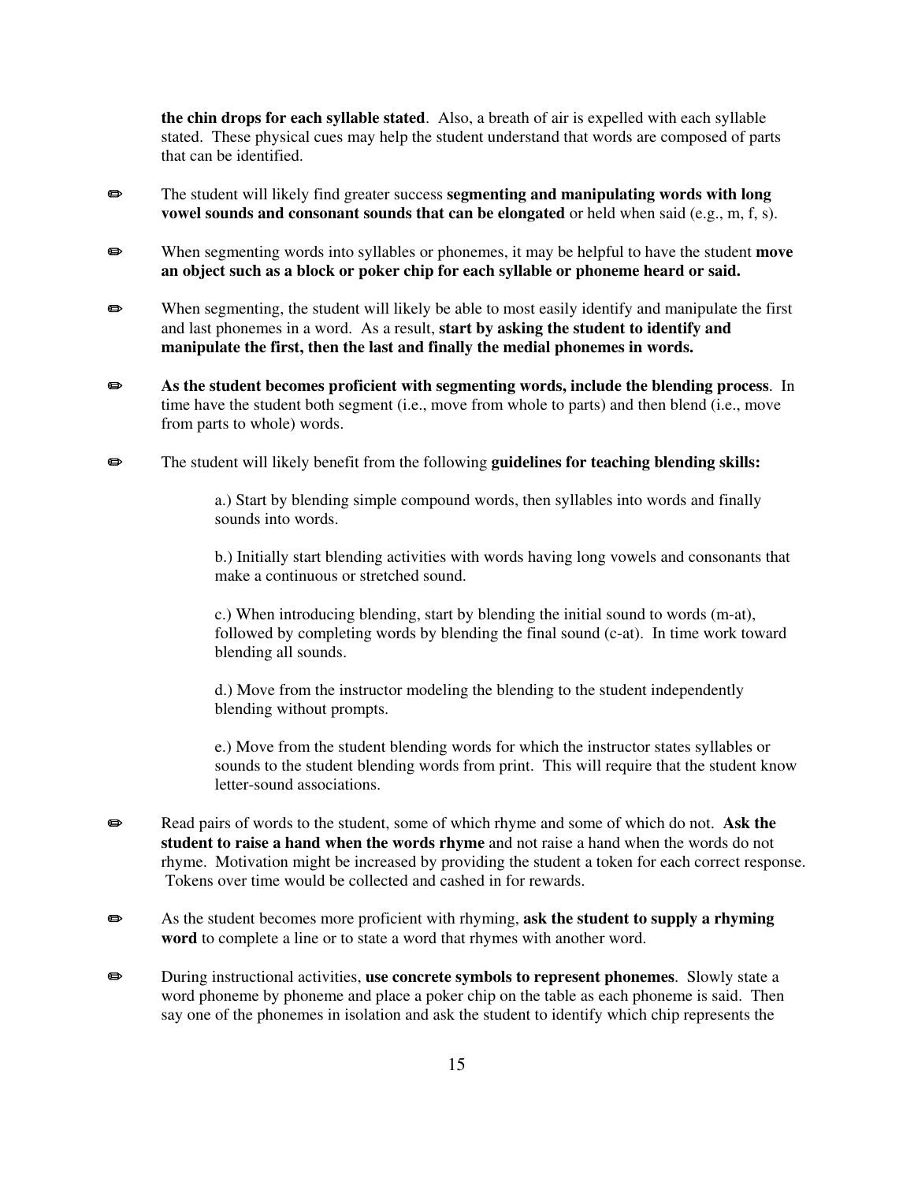**the chin drops for each syllable stated**. Also, a breath of air is expelled with each syllable stated. These physical cues may help the student understand that words are composed of parts that can be identified.

✏ The student will likely find greater success **segmenting and manipulating words with long vowel sounds and consonant sounds that can be elongated** or held when said (e.g., m, f, s).

✏ When segmenting words into syllables or phonemes, it may be helpful to have the student **move an object such as a block or poker chip for each syllable or phoneme heard or said.**

✏ When segmenting, the student will likely be able to most easily identify and manipulate the first and last phonemes in a word. As a result, **start by asking the student to identify and manipulate the first, then the last and finally the medial phonemes in words.**

✏ **As the student becomes proficient with segmenting words, include the blending process**. In time have the student both segment (i.e., move from whole to parts) and then blend (i.e., move from parts to whole) words.

✏ The student will likely benefit from the following **guidelines for teaching blending skills:**

a.) Start by blending simple compound words, then syllables into words and finally sounds into words.

b.) Initially start blending activities with words having long vowels and consonants that make a continuous or stretched sound.

c.) When introducing blending, start by blending the initial sound to words (m-at), followed by completing words by blending the final sound (c-at). In time work toward blending all sounds.

d.) Move from the instructor modeling the blending to the student independently blending without prompts.

e.) Move from the student blending words for which the instructor states syllables or sounds to the student blending words from print. This will require that the student know letter-sound associations.

✏ Read pairs of words to the student, some of which rhyme and some of which do not. **Ask the student to raise a hand when the words rhyme** and not raise a hand when the words do not rhyme. Motivation might be increased by providing the student a token for each correct response. Tokens over time would be collected and cashed in for rewards.

✏ As the student becomes more proficient with rhyming, **ask the student to supply a rhyming word** to complete a line or to state a word that rhymes with another word.

✏ During instructional activities, **use concrete symbols to represent phonemes**. Slowly state a word phoneme by phoneme and place a poker chip on the table as each phoneme is said. Then say one of the phonemes in isolation and ask the student to identify which chip represents the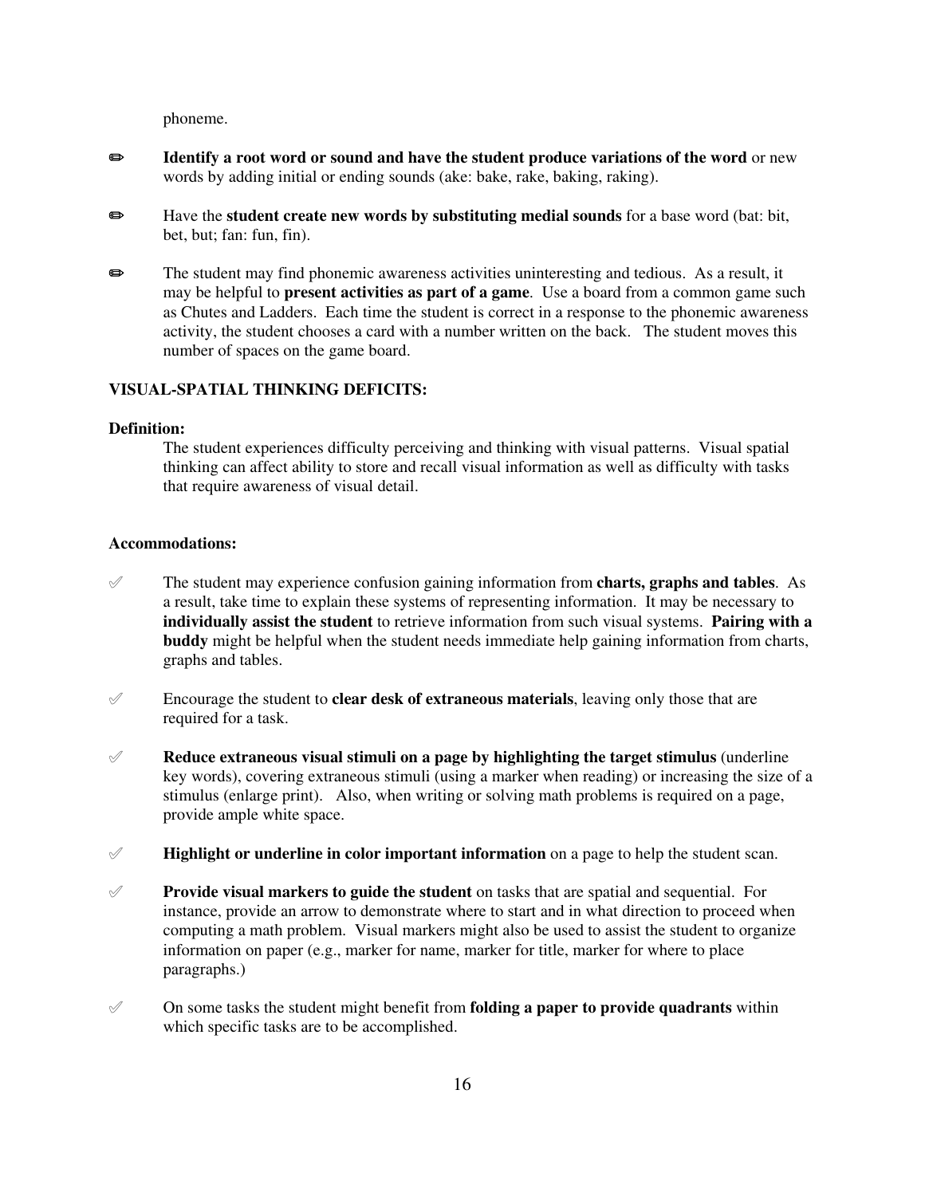phoneme.

- **Identify a root word or sound and have the student produce variations of the word** or new words by adding initial or ending sounds (ake: bake, rake, baking, raking).

- Have the **student create new words by substituting medial sounds** for a base word (bat: bit, bet, but; fan: fun, fin).

- The student may find phonemic awareness activities uninteresting and tedious. As a result, it may be helpful to **present activities as part of a game**. Use a board from a common game such as Chutes and Ladders. Each time the student is correct in a response to the phonemic awareness activity, the student chooses a card with a number written on the back. The student moves this number of spaces on the game board.

### VISUAL-SPATIAL THINKING DEFICITS:

**Definition:**

The student experiences difficulty perceiving and thinking with visual patterns. Visual spatial thinking can affect ability to store and recall visual information as well as difficulty with tasks that require awareness of visual detail.

**Accommodations:**

- The student may experience confusion gaining information from **charts, graphs and tables**. As a result, take time to explain these systems of representing information. It may be necessary to **individually assist the student** to retrieve information from such visual systems. **Pairing with a buddy** might be helpful when the student needs immediate help gaining information from charts, graphs and tables.

- Encourage the student to **clear desk of extraneous materials**, leaving only those that are required for a task.

- **Reduce extraneous visual stimuli on a page by highlighting the target stimulus** (underline key words), covering extraneous stimuli (using a marker when reading) or increasing the size of a stimulus (enlarge print). Also, when writing or solving math problems is required on a page, provide ample white space.

- **Highlight or underline in color important information** on a page to help the student scan.

- **Provide visual markers to guide the student** on tasks that are spatial and sequential. For instance, provide an arrow to demonstrate where to start and in what direction to proceed when computing a math problem. Visual markers might also be used to assist the student to organize information on paper (e.g., marker for name, marker for title, marker for where to place paragraphs.)

- On some tasks the student might benefit from **folding a paper to provide quadrants** within which specific tasks are to be accomplished.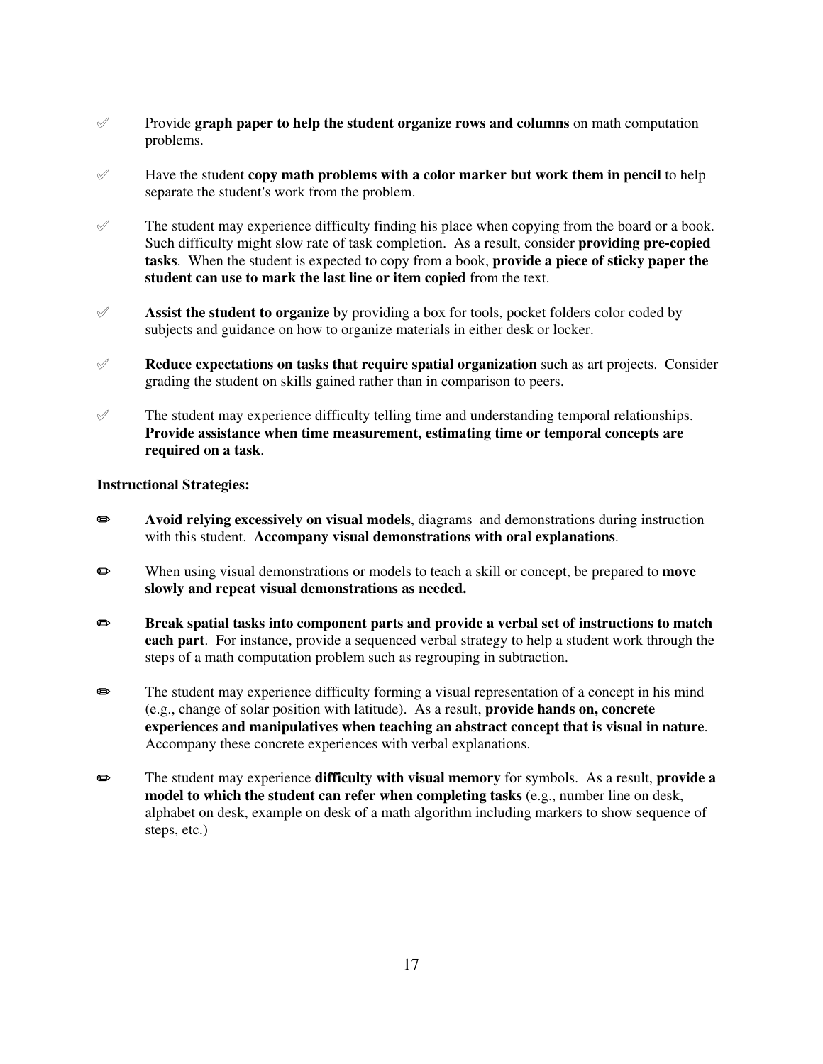- Provide **graph paper to help the student organize rows and columns** on math computation problems.

- Have the student **copy math problems with a color marker but work them in pencil** to help separate the student's work from the problem.

- The student may experience difficulty finding his place when copying from the board or a book. Such difficulty might slow rate of task completion. As a result, consider **providing pre-copied tasks**. When the student is expected to copy from a book, **provide a piece of sticky paper the student can use to mark the last line or item copied** from the text.

- **Assist the student to organize** by providing a box for tools, pocket folders color coded by subjects and guidance on how to organize materials in either desk or locker.

- **Reduce expectations on tasks that require spatial organization** such as art projects. Consider grading the student on skills gained rather than in comparison to peers.

- The student may experience difficulty telling time and understanding temporal relationships. **Provide assistance when time measurement, estimating time or temporal concepts are required on a task**.

**Instructional Strategies:**

- **Avoid relying excessively on visual models**, diagrams and demonstrations during instruction with this student. **Accompany visual demonstrations with oral explanations**.

- When using visual demonstrations or models to teach a skill or concept, be prepared to **move slowly and repeat visual demonstrations as needed.**

- **Break spatial tasks into component parts and provide a verbal set of instructions to match each part**. For instance, provide a sequenced verbal strategy to help a student work through the steps of a math computation problem such as regrouping in subtraction.

- The student may experience difficulty forming a visual representation of a concept in his mind (e.g., change of solar position with latitude). As a result, **provide hands on, concrete experiences and manipulatives when teaching an abstract concept that is visual in nature**. Accompany these concrete experiences with verbal explanations.

- The student may experience **difficulty with visual memory** for symbols. As a result, **provide a model to which the student can refer when completing tasks** (e.g., number line on desk, alphabet on desk, example on desk of a math algorithm including markers to show sequence of steps, etc.)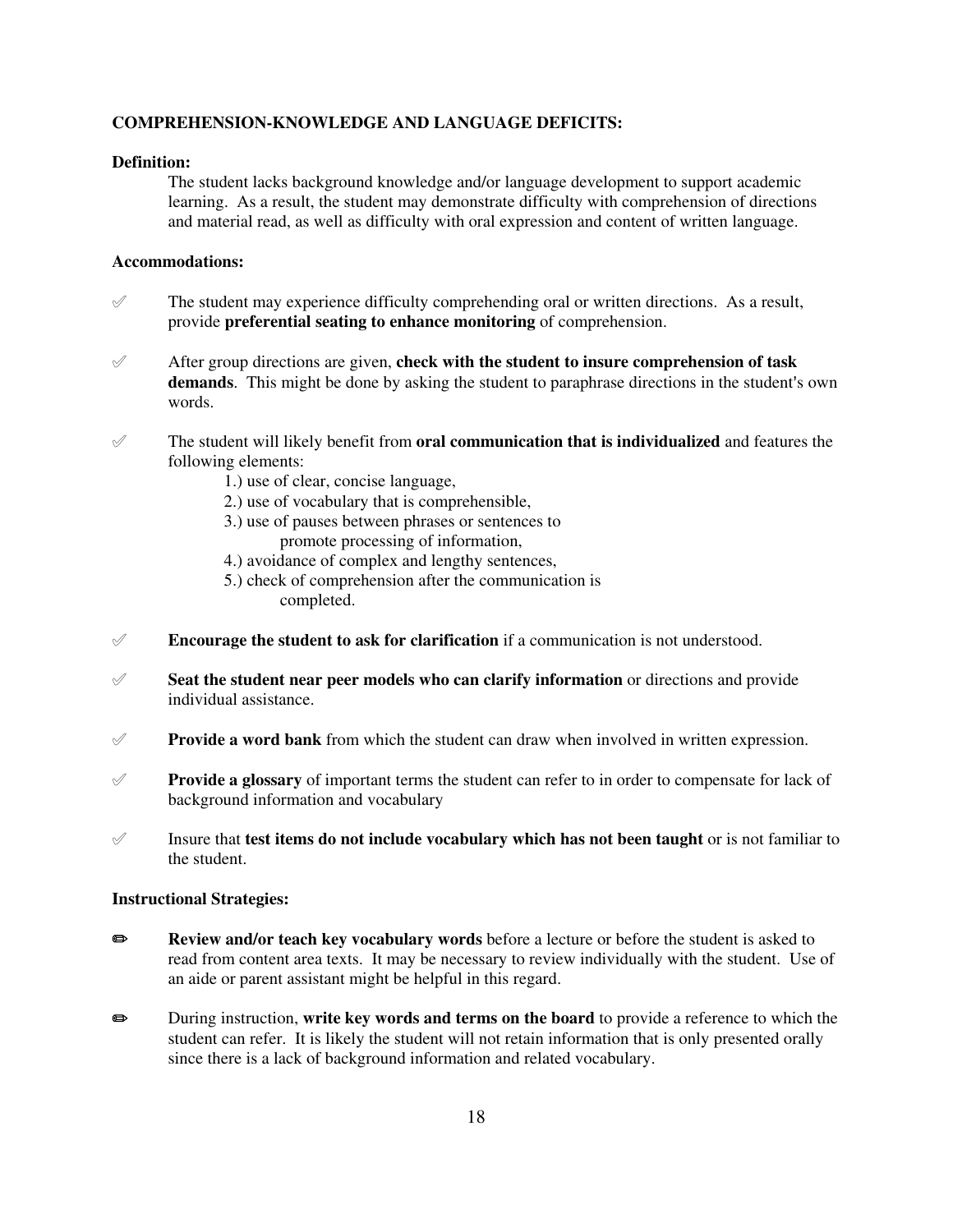**COMPREHENSION-KNOWLEDGE AND LANGUAGE DEFICITS:**

**Definition:**

The student lacks background knowledge and/or language development to support academic learning. As a result, the student may demonstrate difficulty with comprehension of directions and material read, as well as difficulty with oral expression and content of written language.

**Accommodations:**

- ✐ The student may experience difficulty comprehending oral or written directions. As a result, provide **preferential seating to enhance monitoring** of comprehension.
- ✐ After group directions are given, **check with the student to insure comprehension of task demands**. This might be done by asking the student to paraphrase directions in the student's own words.
- ✐ The student will likely benefit from **oral communication that is individualized** and features the following elements:
  1.) use of clear, concise language,
  2.) use of vocabulary that is comprehensible,
  3.) use of pauses between phrases or sentences to promote processing of information,
  4.) avoidance of complex and lengthy sentences,
  5.) check of comprehension after the communication is completed.
- ✐ **Encourage the student to ask for clarification** if a communication is not understood.
- ✐ **Seat the student near peer models who can clarify information** or directions and provide individual assistance.
- ✐ **Provide a word bank** from which the student can draw when involved in written expression.
- ✐ **Provide a glossary** of important terms the student can refer to in order to compensate for lack of background information and vocabulary
- ✐ Insure that **test items do not include vocabulary which has not been taught** or is not familiar to the student.

**Instructional Strategies:**

- ✏ **Review and/or teach key vocabulary words** before a lecture or before the student is asked to read from content area texts. It may be necessary to review individually with the student. Use of an aide or parent assistant might be helpful in this regard.
- ✏ During instruction, **write key words and terms on the board** to provide a reference to which the student can refer. It is likely the student will not retain information that is only presented orally since there is a lack of background information and related vocabulary.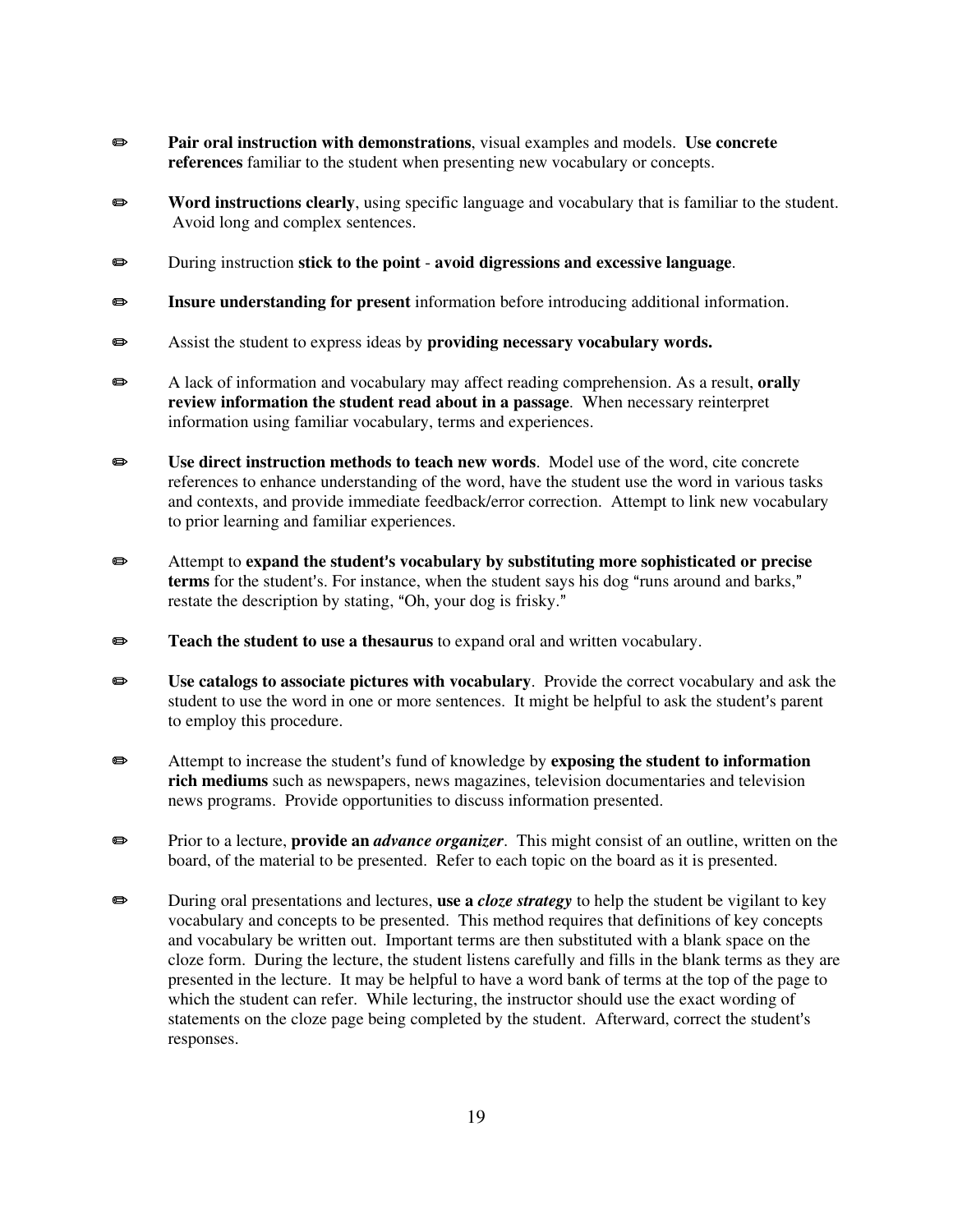- **Pair oral instruction with demonstrations**, visual examples and models. **Use concrete references** familiar to the student when presenting new vocabulary or concepts.

- **Word instructions clearly**, using specific language and vocabulary that is familiar to the student. Avoid long and complex sentences.

- During instruction **stick to the point** - **avoid digressions and excessive language**.

- **Insure understanding for present** information before introducing additional information.

- Assist the student to express ideas by **providing necessary vocabulary words.**

- A lack of information and vocabulary may affect reading comprehension. As a result, **orally review information the student read about in a passage**. When necessary reinterpret information using familiar vocabulary, terms and experiences.

- **Use direct instruction methods to teach new words**. Model use of the word, cite concrete references to enhance understanding of the word, have the student use the word in various tasks and contexts, and provide immediate feedback/error correction. Attempt to link new vocabulary to prior learning and familiar experiences.

- Attempt to **expand the student's vocabulary by substituting more sophisticated or precise terms** for the student's. For instance, when the student says his dog "runs around and barks," restate the description by stating, "Oh, your dog is frisky."

- **Teach the student to use a thesaurus** to expand oral and written vocabulary.

- **Use catalogs to associate pictures with vocabulary**. Provide the correct vocabulary and ask the student to use the word in one or more sentences. It might be helpful to ask the student's parent to employ this procedure.

- Attempt to increase the student's fund of knowledge by **exposing the student to information rich mediums** such as newspapers, news magazines, television documentaries and television news programs. Provide opportunities to discuss information presented.

- Prior to a lecture, **provide an *advance organizer***. This might consist of an outline, written on the board, of the material to be presented. Refer to each topic on the board as it is presented.

- During oral presentations and lectures, **use a *cloze strategy*** to help the student be vigilant to key vocabulary and concepts to be presented. This method requires that definitions of key concepts and vocabulary be written out. Important terms are then substituted with a blank space on the cloze form. During the lecture, the student listens carefully and fills in the blank terms as they are presented in the lecture. It may be helpful to have a word bank of terms at the top of the page to which the student can refer. While lecturing, the instructor should use the exact wording of statements on the cloze page being completed by the student. Afterward, correct the student's responses.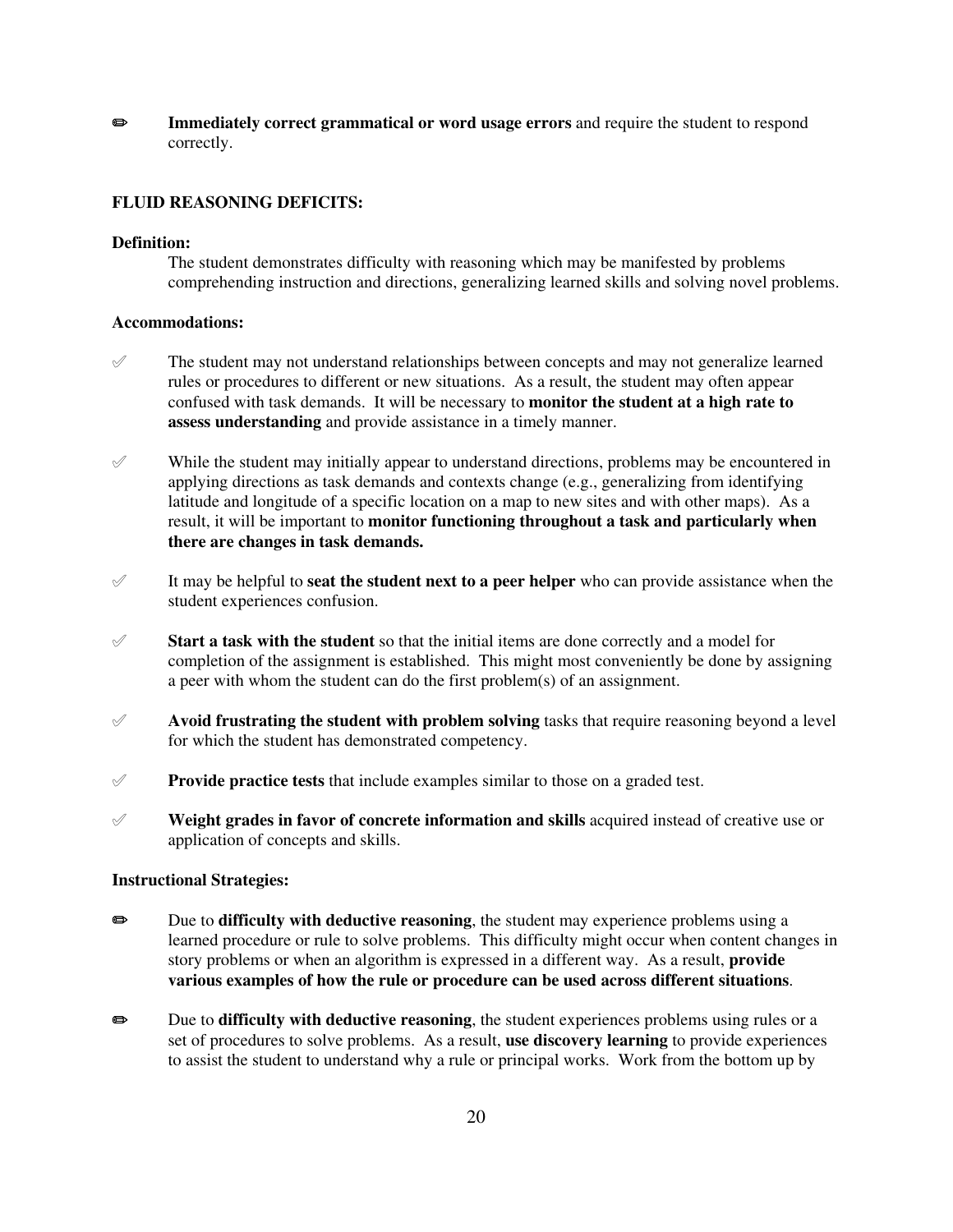- **Immediately correct grammatical or word usage errors** and require the student to respond correctly.

**FLUID REASONING DEFICITS:**

**Definition:**

The student demonstrates difficulty with reasoning which may be manifested by problems comprehending instruction and directions, generalizing learned skills and solving novel problems.

**Accommodations:**

- The student may not understand relationships between concepts and may not generalize learned rules or procedures to different or new situations. As a result, the student may often appear confused with task demands. It will be necessary to **monitor the student at a high rate to assess understanding** and provide assistance in a timely manner.

- While the student may initially appear to understand directions, problems may be encountered in applying directions as task demands and contexts change (e.g., generalizing from identifying latitude and longitude of a specific location on a map to new sites and with other maps). As a result, it will be important to **monitor functioning throughout a task and particularly when there are changes in task demands.**

- It may be helpful to **seat the student next to a peer helper** who can provide assistance when the student experiences confusion.

- **Start a task with the student** so that the initial items are done correctly and a model for completion of the assignment is established. This might most conveniently be done by assigning a peer with whom the student can do the first problem(s) of an assignment.

- **Avoid frustrating the student with problem solving** tasks that require reasoning beyond a level for which the student has demonstrated competency.

- **Provide practice tests** that include examples similar to those on a graded test.

- **Weight grades in favor of concrete information and skills** acquired instead of creative use or application of concepts and skills.

**Instructional Strategies:**

- Due to **difficulty with deductive reasoning**, the student may experience problems using a learned procedure or rule to solve problems. This difficulty might occur when content changes in story problems or when an algorithm is expressed in a different way. As a result, **provide various examples of how the rule or procedure can be used across different situations**.

- Due to **difficulty with deductive reasoning**, the student experiences problems using rules or a set of procedures to solve problems. As a result, **use discovery learning** to provide experiences to assist the student to understand why a rule or principal works. Work from the bottom up by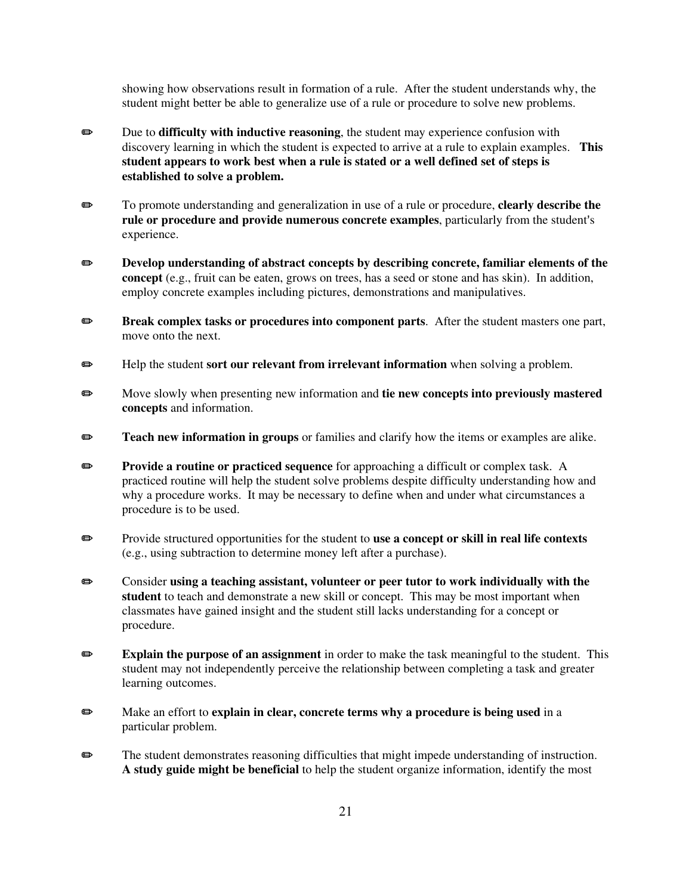showing how observations result in formation of a rule. After the student understands why, the student might better be able to generalize use of a rule or procedure to solve new problems.

- Due to **difficulty with inductive reasoning**, the student may experience confusion with discovery learning in which the student is expected to arrive at a rule to explain examples. **This student appears to work best when a rule is stated or a well defined set of steps is established to solve a problem.**

- To promote understanding and generalization in use of a rule or procedure, **clearly describe the rule or procedure and provide numerous concrete examples**, particularly from the student's experience.

- **Develop understanding of abstract concepts by describing concrete, familiar elements of the concept** (e.g., fruit can be eaten, grows on trees, has a seed or stone and has skin). In addition, employ concrete examples including pictures, demonstrations and manipulatives.

- **Break complex tasks or procedures into component parts**. After the student masters one part, move onto the next.

- Help the student **sort our relevant from irrelevant information** when solving a problem.

- Move slowly when presenting new information and **tie new concepts into previously mastered concepts** and information.

- **Teach new information in groups** or families and clarify how the items or examples are alike.

- **Provide a routine or practiced sequence** for approaching a difficult or complex task. A practiced routine will help the student solve problems despite difficulty understanding how and why a procedure works. It may be necessary to define when and under what circumstances a procedure is to be used.

- Provide structured opportunities for the student to **use a concept or skill in real life contexts** (e.g., using subtraction to determine money left after a purchase).

- Consider **using a teaching assistant, volunteer or peer tutor to work individually with the student** to teach and demonstrate a new skill or concept. This may be most important when classmates have gained insight and the student still lacks understanding for a concept or procedure.

- **Explain the purpose of an assignment** in order to make the task meaningful to the student. This student may not independently perceive the relationship between completing a task and greater learning outcomes.

- Make an effort to **explain in clear, concrete terms why a procedure is being used** in a particular problem.

- The student demonstrates reasoning difficulties that might impede understanding of instruction. **A study guide might be beneficial** to help the student organize information, identify the most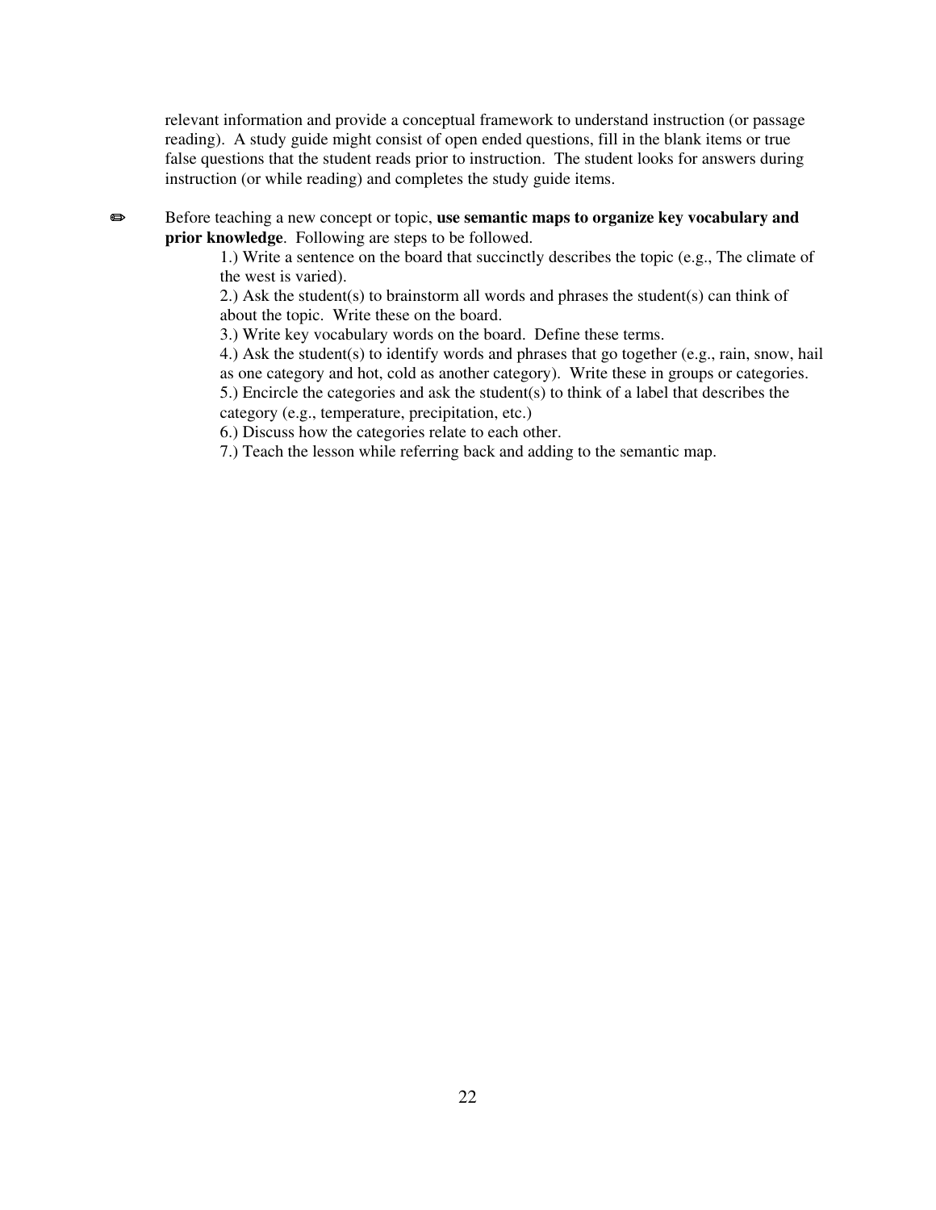relevant information and provide a conceptual framework to understand instruction (or passage reading). A study guide might consist of open ended questions, fill in the blank items or true false questions that the student reads prior to instruction. The student looks for answers during instruction (or while reading) and completes the study guide items.

✏ Before teaching a new concept or topic, **use semantic maps to organize key vocabulary and prior knowledge**. Following are steps to be followed.

1.) Write a sentence on the board that succinctly describes the topic (e.g., The climate of the west is varied).
2.) Ask the student(s) to brainstorm all words and phrases the student(s) can think of about the topic. Write these on the board.
3.) Write key vocabulary words on the board. Define these terms.
4.) Ask the student(s) to identify words and phrases that go together (e.g., rain, snow, hail as one category and hot, cold as another category). Write these in groups or categories.
5.) Encircle the categories and ask the student(s) to think of a label that describes the category (e.g., temperature, precipitation, etc.)
6.) Discuss how the categories relate to each other.
7.) Teach the lesson while referring back and adding to the semantic map.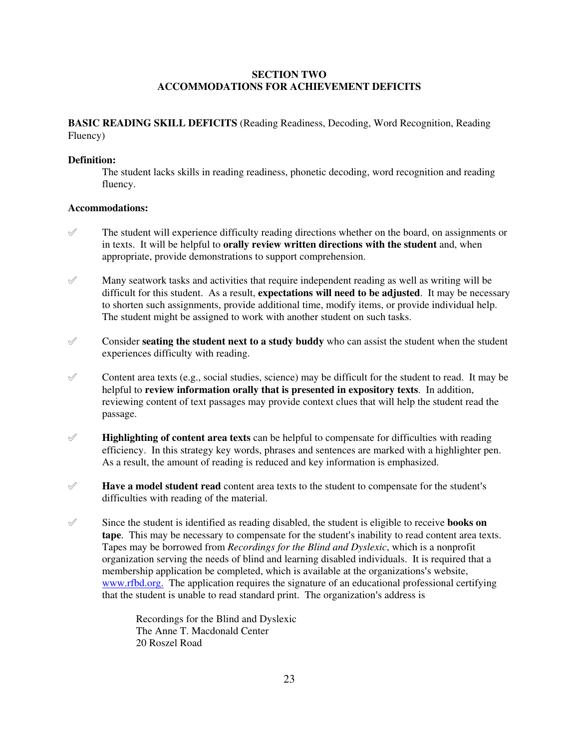## SECTION TWO
## ACCOMMODATIONS FOR ACHIEVEMENT DEFICITS

**BASIC READING SKILL DEFICITS** (Reading Readiness, Decoding, Word Recognition, Reading Fluency)

**Definition:**

The student lacks skills in reading readiness, phonetic decoding, word recognition and reading fluency.

**Accommodations:**

- ✐ The student will experience difficulty reading directions whether on the board, on assignments or in texts. It will be helpful to **orally review written directions with the student** and, when appropriate, provide demonstrations to support comprehension.

- ✐ Many seatwork tasks and activities that require independent reading as well as writing will be difficult for this student. As a result, **expectations will need to be adjusted**. It may be necessary to shorten such assignments, provide additional time, modify items, or provide individual help. The student might be assigned to work with another student on such tasks.

- ✐ Consider **seating the student next to a study buddy** who can assist the student when the student experiences difficulty with reading.

- ✐ Content area texts (e.g., social studies, science) may be difficult for the student to read. It may be helpful to **review information orally that is presented in expository texts**. In addition, reviewing content of text passages may provide context clues that will help the student read the passage.

- ✐ **Highlighting of content area texts** can be helpful to compensate for difficulties with reading efficiency. In this strategy key words, phrases and sentences are marked with a highlighter pen. As a result, the amount of reading is reduced and key information is emphasized.

- ✐ **Have a model student read** content area texts to the student to compensate for the student's difficulties with reading of the material.

- ✐ Since the student is identified as reading disabled, the student is eligible to receive **books on tape**. This may be necessary to compensate for the student's inability to read content area texts. Tapes may be borrowed from *Recordings for the Blind and Dyslexic*, which is a nonprofit organization serving the needs of blind and learning disabled individuals. It is required that a membership application be completed, which is available at the organizations's website, [www.rfbd.org.](http://www.rfbd.org) The application requires the signature of an educational professional certifying that the student is unable to read standard print. The organization's address is

    Recordings for the Blind and Dyslexic
    The Anne T. Macdonald Center
    20 Roszel Road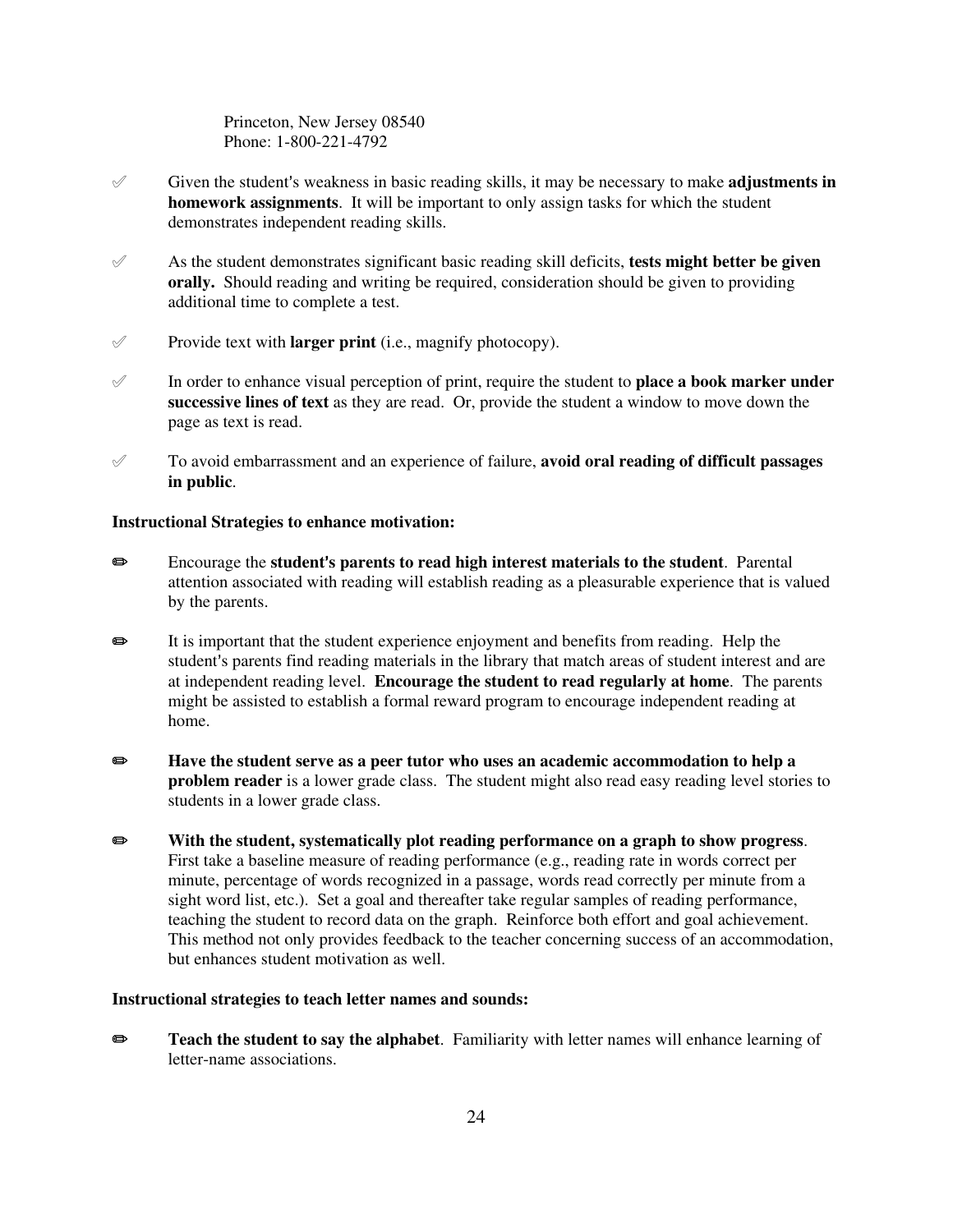Princeton, New Jersey 08540
Phone: 1-800-221-4792

- Given the student's weakness in basic reading skills, it may be necessary to make **adjustments in homework assignments**. It will be important to only assign tasks for which the student demonstrates independent reading skills.

- As the student demonstrates significant basic reading skill deficits, **tests might better be given orally.** Should reading and writing be required, consideration should be given to providing additional time to complete a test.

- Provide text with **larger print** (i.e., magnify photocopy).

- In order to enhance visual perception of print, require the student to **place a book marker under successive lines of text** as they are read. Or, provide the student a window to move down the page as text is read.

- To avoid embarrassment and an experience of failure, **avoid oral reading of difficult passages in public**.

**Instructional Strategies to enhance motivation:**

- Encourage the **student's parents to read high interest materials to the student**. Parental attention associated with reading will establish reading as a pleasurable experience that is valued by the parents.

- It is important that the student experience enjoyment and benefits from reading. Help the student's parents find reading materials in the library that match areas of student interest and are at independent reading level. **Encourage the student to read regularly at home**. The parents might be assisted to establish a formal reward program to encourage independent reading at home.

- **Have the student serve as a peer tutor who uses an academic accommodation to help a problem reader** is a lower grade class. The student might also read easy reading level stories to students in a lower grade class.

- **With the student, systematically plot reading performance on a graph to show progress**. First take a baseline measure of reading performance (e.g., reading rate in words correct per minute, percentage of words recognized in a passage, words read correctly per minute from a sight word list, etc.). Set a goal and thereafter take regular samples of reading performance, teaching the student to record data on the graph. Reinforce both effort and goal achievement. This method not only provides feedback to the teacher concerning success of an accommodation, but enhances student motivation as well.

**Instructional strategies to teach letter names and sounds:**

- **Teach the student to say the alphabet**. Familiarity with letter names will enhance learning of letter-name associations.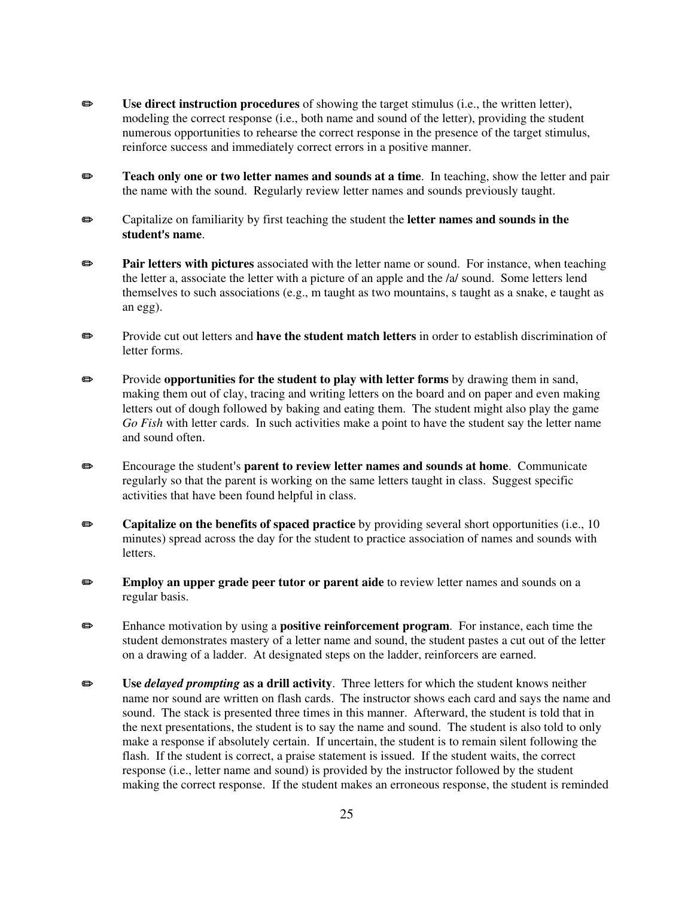- **Use direct instruction procedures** of showing the target stimulus (i.e., the written letter), modeling the correct response (i.e., both name and sound of the letter), providing the student numerous opportunities to rehearse the correct response in the presence of the target stimulus, reinforce success and immediately correct errors in a positive manner.

- **Teach only one or two letter names and sounds at a time**. In teaching, show the letter and pair the name with the sound. Regularly review letter names and sounds previously taught.

- Capitalize on familiarity by first teaching the student the **letter names and sounds in the student's name**.

- **Pair letters with pictures** associated with the letter name or sound. For instance, when teaching the letter a, associate the letter with a picture of an apple and the /a/ sound. Some letters lend themselves to such associations (e.g., m taught as two mountains, s taught as a snake, e taught as an egg).

- Provide cut out letters and **have the student match letters** in order to establish discrimination of letter forms.

- Provide **opportunities for the student to play with letter forms** by drawing them in sand, making them out of clay, tracing and writing letters on the board and on paper and even making letters out of dough followed by baking and eating them. The student might also play the game *Go Fish* with letter cards. In such activities make a point to have the student say the letter name and sound often.

- Encourage the student's **parent to review letter names and sounds at home**. Communicate regularly so that the parent is working on the same letters taught in class. Suggest specific activities that have been found helpful in class.

- **Capitalize on the benefits of spaced practice** by providing several short opportunities (i.e., 10 minutes) spread across the day for the student to practice association of names and sounds with letters.

- **Employ an upper grade peer tutor or parent aide** to review letter names and sounds on a regular basis.

- Enhance motivation by using a **positive reinforcement program**. For instance, each time the student demonstrates mastery of a letter name and sound, the student pastes a cut out of the letter on a drawing of a ladder. At designated steps on the ladder, reinforcers are earned.

- **Use *delayed prompting* as a drill activity**. Three letters for which the student knows neither name nor sound are written on flash cards. The instructor shows each card and says the name and sound. The stack is presented three times in this manner. Afterward, the student is told that in the next presentations, the student is to say the name and sound. The student is also told to only make a response if absolutely certain. If uncertain, the student is to remain silent following the flash. If the student is correct, a praise statement is issued. If the student waits, the correct response (i.e., letter name and sound) is provided by the instructor followed by the student making the correct response. If the student makes an erroneous response, the student is reminded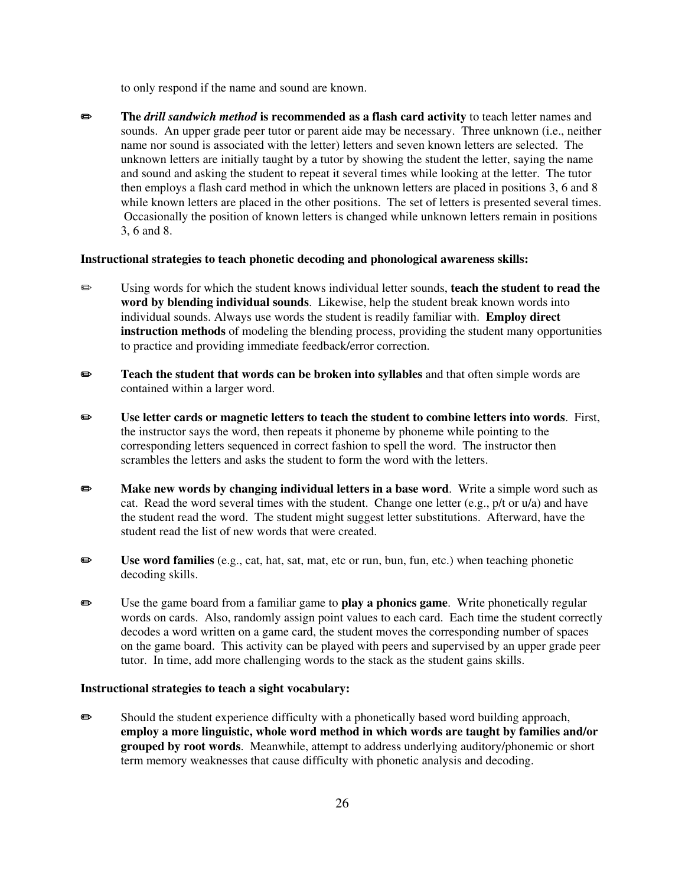to only respond if the name and sound are known.

✏ **The *drill sandwich method* is recommended as a flash card activity** to teach letter names and sounds. An upper grade peer tutor or parent aide may be necessary. Three unknown (i.e., neither name nor sound is associated with the letter) letters and seven known letters are selected. The unknown letters are initially taught by a tutor by showing the student the letter, saying the name and sound and asking the student to repeat it several times while looking at the letter. The tutor then employs a flash card method in which the unknown letters are placed in positions 3, 6 and 8 while known letters are placed in the other positions. The set of letters is presented several times. Occasionally the position of known letters is changed while unknown letters remain in positions 3, 6 and 8.

**Instructional strategies to teach phonetic decoding and phonological awareness skills:**

✏ Using words for which the student knows individual letter sounds, **teach the student to read the word by blending individual sounds**. Likewise, help the student break known words into individual sounds. Always use words the student is readily familiar with. **Employ direct instruction methods** of modeling the blending process, providing the student many opportunities to practice and providing immediate feedback/error correction.

✏ **Teach the student that words can be broken into syllables** and that often simple words are contained within a larger word.

✏ **Use letter cards or magnetic letters to teach the student to combine letters into words**. First, the instructor says the word, then repeats it phoneme by phoneme while pointing to the corresponding letters sequenced in correct fashion to spell the word. The instructor then scrambles the letters and asks the student to form the word with the letters.

✏ **Make new words by changing individual letters in a base word**. Write a simple word such as cat. Read the word several times with the student. Change one letter (e.g., p/t or u/a) and have the student read the word. The student might suggest letter substitutions. Afterward, have the student read the list of new words that were created.

✏ **Use word families** (e.g., cat, hat, sat, mat, etc or run, bun, fun, etc.) when teaching phonetic decoding skills.

✏ Use the game board from a familiar game to **play a phonics game**. Write phonetically regular words on cards. Also, randomly assign point values to each card. Each time the student correctly decodes a word written on a game card, the student moves the corresponding number of spaces on the game board. This activity can be played with peers and supervised by an upper grade peer tutor. In time, add more challenging words to the stack as the student gains skills.

**Instructional strategies to teach a sight vocabulary:**

✏ Should the student experience difficulty with a phonetically based word building approach, **employ a more linguistic, whole word method in which words are taught by families and/or grouped by root words**. Meanwhile, attempt to address underlying auditory/phonemic or short term memory weaknesses that cause difficulty with phonetic analysis and decoding.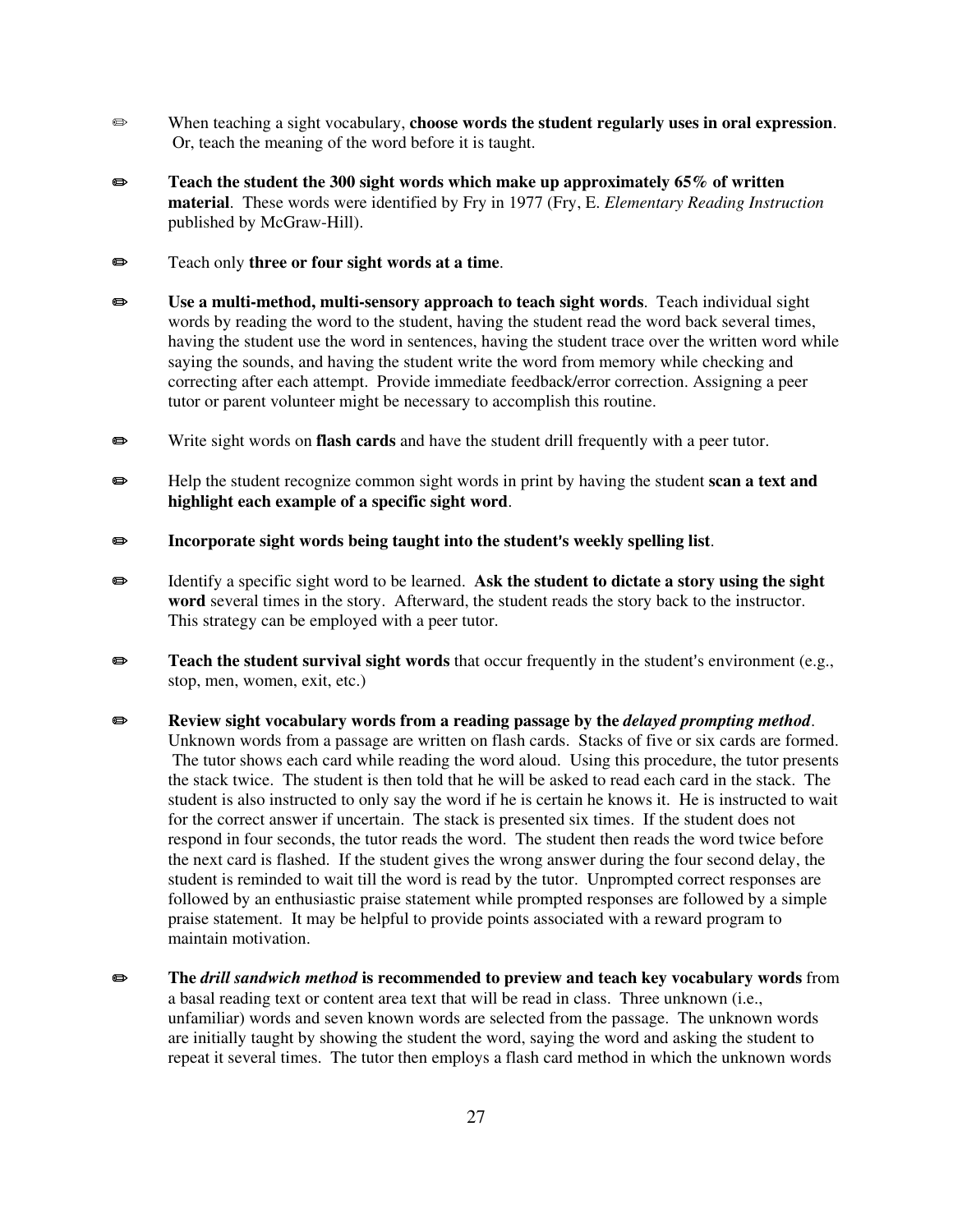- When teaching a sight vocabulary, **choose words the student regularly uses in oral expression**. Or, teach the meaning of the word before it is taught.

- **Teach the student the 300 sight words which make up approximately 65% of written material**. These words were identified by Fry in 1977 (Fry, E. *Elementary Reading Instruction* published by McGraw-Hill).

- Teach only **three or four sight words at a time**.

- **Use a multi-method, multi-sensory approach to teach sight words**. Teach individual sight words by reading the word to the student, having the student read the word back several times, having the student use the word in sentences, having the student trace over the written word while saying the sounds, and having the student write the word from memory while checking and correcting after each attempt. Provide immediate feedback/error correction. Assigning a peer tutor or parent volunteer might be necessary to accomplish this routine.

- Write sight words on **flash cards** and have the student drill frequently with a peer tutor.

- Help the student recognize common sight words in print by having the student **scan a text and highlight each example of a specific sight word**.

- **Incorporate sight words being taught into the student's weekly spelling list**.

- Identify a specific sight word to be learned. **Ask the student to dictate a story using the sight word** several times in the story. Afterward, the student reads the story back to the instructor. This strategy can be employed with a peer tutor.

- **Teach the student survival sight words** that occur frequently in the student's environment (e.g., stop, men, women, exit, etc.)

- **Review sight vocabulary words from a reading passage by the *delayed prompting method***. Unknown words from a passage are written on flash cards. Stacks of five or six cards are formed. The tutor shows each card while reading the word aloud. Using this procedure, the tutor presents the stack twice. The student is then told that he will be asked to read each card in the stack. The student is also instructed to only say the word if he is certain he knows it. He is instructed to wait for the correct answer if uncertain. The stack is presented six times. If the student does not respond in four seconds, the tutor reads the word. The student then reads the word twice before the next card is flashed. If the student gives the wrong answer during the four second delay, the student is reminded to wait till the word is read by the tutor. Unprompted correct responses are followed by an enthusiastic praise statement while prompted responses are followed by a simple praise statement. It may be helpful to provide points associated with a reward program to maintain motivation.

- **The *drill sandwich method* is recommended to preview and teach key vocabulary words** from a basal reading text or content area text that will be read in class. Three unknown (i.e., unfamiliar) words and seven known words are selected from the passage. The unknown words are initially taught by showing the student the word, saying the word and asking the student to repeat it several times. The tutor then employs a flash card method in which the unknown words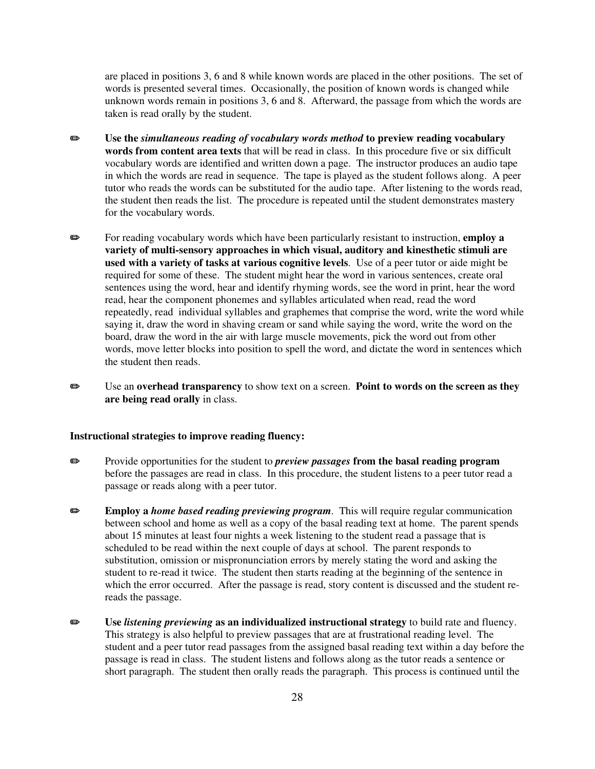are placed in positions 3, 6 and 8 while known words are placed in the other positions. The set of words is presented several times. Occasionally, the position of known words is changed while unknown words remain in positions 3, 6 and 8. Afterward, the passage from which the words are taken is read orally by the student.

- ✏ **Use the *simultaneous reading of vocabulary words method* to preview reading vocabulary words from content area texts** that will be read in class. In this procedure five or six difficult vocabulary words are identified and written down a page. The instructor produces an audio tape in which the words are read in sequence. The tape is played as the student follows along. A peer tutor who reads the words can be substituted for the audio tape. After listening to the words read, the student then reads the list. The procedure is repeated until the student demonstrates mastery for the vocabulary words.

- ✏ For reading vocabulary words which have been particularly resistant to instruction, **employ a variety of multi-sensory approaches in which visual, auditory and kinesthetic stimuli are used with a variety of tasks at various cognitive levels**. Use of a peer tutor or aide might be required for some of these. The student might hear the word in various sentences, create oral sentences using the word, hear and identify rhyming words, see the word in print, hear the word read, hear the component phonemes and syllables articulated when read, read the word repeatedly, read individual syllables and graphemes that comprise the word, write the word while saying it, draw the word in shaving cream or sand while saying the word, write the word on the board, draw the word in the air with large muscle movements, pick the word out from other words, move letter blocks into position to spell the word, and dictate the word in sentences which the student then reads.

- ✏ Use an **overhead transparency** to show text on a screen. **Point to words on the screen as they are being read orally** in class.

**Instructional strategies to improve reading fluency:**

- ✏ Provide opportunities for the student to ***preview passages* from the basal reading program** before the passages are read in class. In this procedure, the student listens to a peer tutor read a passage or reads along with a peer tutor.

- ✏ **Employ a *home based reading previewing program***. This will require regular communication between school and home as well as a copy of the basal reading text at home. The parent spends about 15 minutes at least four nights a week listening to the student read a passage that is scheduled to be read within the next couple of days at school. The parent responds to substitution, omission or mispronunciation errors by merely stating the word and asking the student to re-read it twice. The student then starts reading at the beginning of the sentence in which the error occurred. After the passage is read, story content is discussed and the student re-reads the passage.

- ✏ **Use *listening previewing* as an individualized instructional strategy** to build rate and fluency. This strategy is also helpful to preview passages that are at frustrational reading level. The student and a peer tutor read passages from the assigned basal reading text within a day before the passage is read in class. The student listens and follows along as the tutor reads a sentence or short paragraph. The student then orally reads the paragraph. This process is continued until the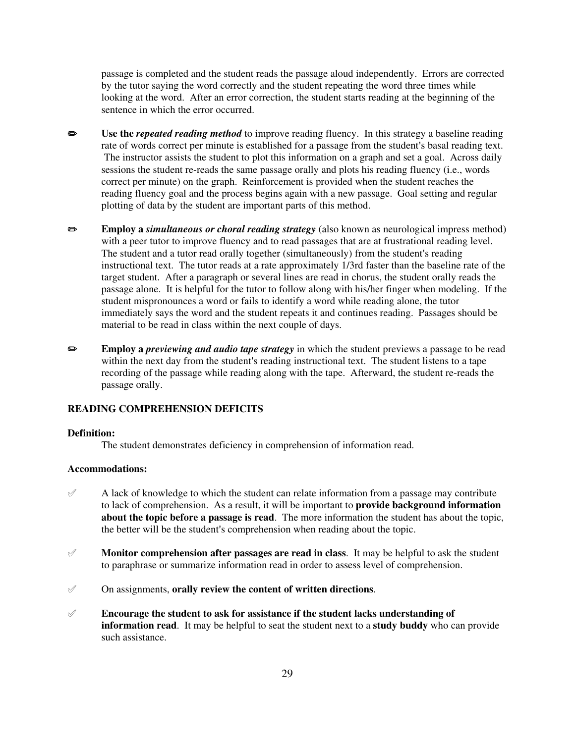passage is completed and the student reads the passage aloud independently. Errors are corrected by the tutor saying the word correctly and the student repeating the word three times while looking at the word. After an error correction, the student starts reading at the beginning of the sentence in which the error occurred.

- ✏ **Use the *repeated reading method*** to improve reading fluency. In this strategy a baseline reading rate of words correct per minute is established for a passage from the student's basal reading text. The instructor assists the student to plot this information on a graph and set a goal. Across daily sessions the student re-reads the same passage orally and plots his reading fluency (i.e., words correct per minute) on the graph. Reinforcement is provided when the student reaches the reading fluency goal and the process begins again with a new passage. Goal setting and regular plotting of data by the student are important parts of this method.

- ✏ **Employ a *simultaneous or choral reading strategy*** (also known as neurological impress method) with a peer tutor to improve fluency and to read passages that are at frustrational reading level. The student and a tutor read orally together (simultaneously) from the student's reading instructional text. The tutor reads at a rate approximately 1/3rd faster than the baseline rate of the target student. After a paragraph or several lines are read in chorus, the student orally reads the passage alone. It is helpful for the tutor to follow along with his/her finger when modeling. If the student mispronounces a word or fails to identify a word while reading alone, the tutor immediately says the word and the student repeats it and continues reading. Passages should be material to be read in class within the next couple of days.

- ✏ **Employ a *previewing and audio tape strategy*** in which the student previews a passage to be read within the next day from the student's reading instructional text. The student listens to a tape recording of the passage while reading along with the tape. Afterward, the student re-reads the passage orally.

## READING COMPREHENSION DEFICITS

**Definition:**

The student demonstrates deficiency in comprehension of information read.

**Accommodations:**

- ✐ A lack of knowledge to which the student can relate information from a passage may contribute to lack of comprehension. As a result, it will be important to **provide background information about the topic before a passage is read**. The more information the student has about the topic, the better will be the student's comprehension when reading about the topic.

- ✐ **Monitor comprehension after passages are read in class**. It may be helpful to ask the student to paraphrase or summarize information read in order to assess level of comprehension.

- ✐ On assignments, **orally review the content of written directions**.

- ✐ **Encourage the student to ask for assistance if the student lacks understanding of information read**. It may be helpful to seat the student next to a **study buddy** who can provide such assistance.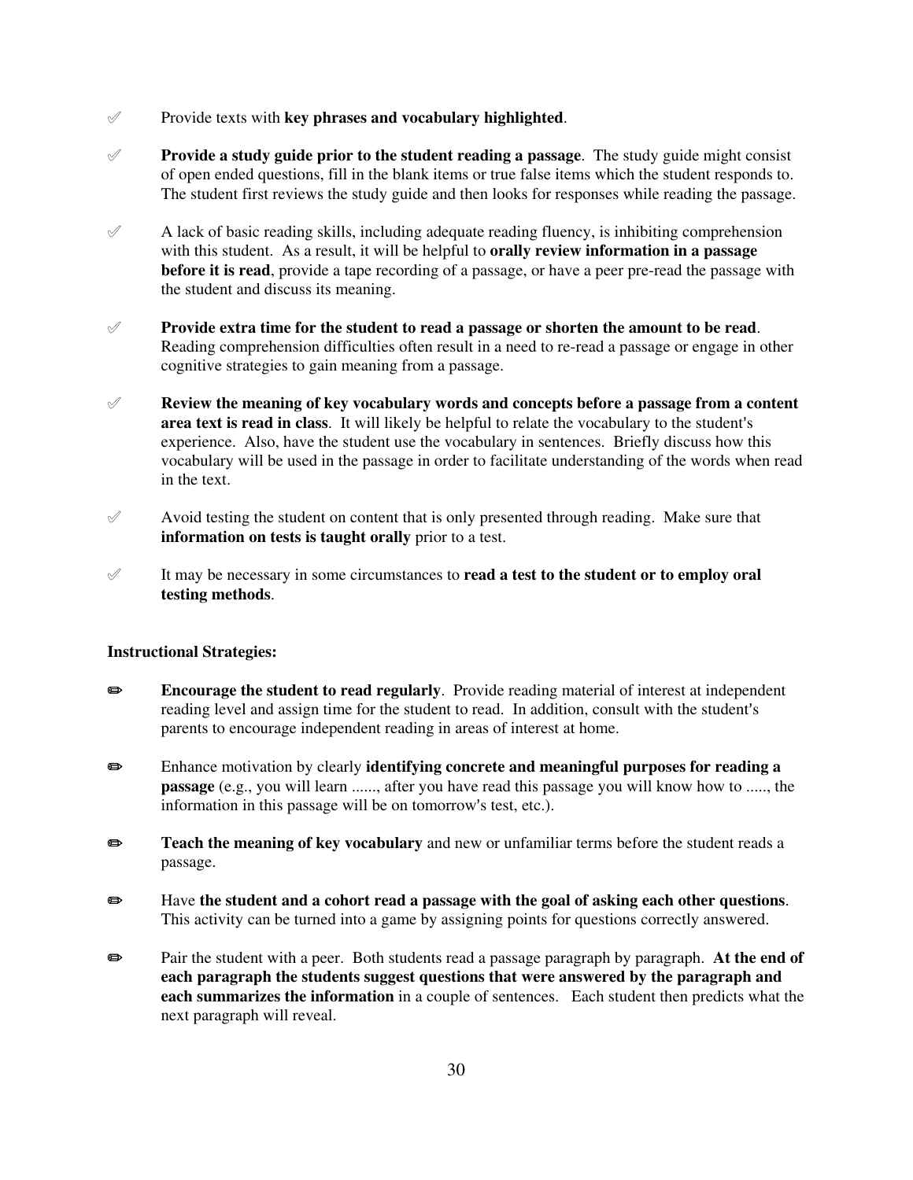- Provide texts with **key phrases and vocabulary highlighted**.

- **Provide a study guide prior to the student reading a passage**. The study guide might consist of open ended questions, fill in the blank items or true false items which the student responds to. The student first reviews the study guide and then looks for responses while reading the passage.

- A lack of basic reading skills, including adequate reading fluency, is inhibiting comprehension with this student. As a result, it will be helpful to **orally review information in a passage before it is read**, provide a tape recording of a passage, or have a peer pre-read the passage with the student and discuss its meaning.

- **Provide extra time for the student to read a passage or shorten the amount to be read**. Reading comprehension difficulties often result in a need to re-read a passage or engage in other cognitive strategies to gain meaning from a passage.

- **Review the meaning of key vocabulary words and concepts before a passage from a content area text is read in class**. It will likely be helpful to relate the vocabulary to the student's experience. Also, have the student use the vocabulary in sentences. Briefly discuss how this vocabulary will be used in the passage in order to facilitate understanding of the words when read in the text.

- Avoid testing the student on content that is only presented through reading. Make sure that **information on tests is taught orally** prior to a test.

- It may be necessary in some circumstances to **read a test to the student or to employ oral testing methods**.

**Instructional Strategies:**

- **Encourage the student to read regularly**. Provide reading material of interest at independent reading level and assign time for the student to read. In addition, consult with the student's parents to encourage independent reading in areas of interest at home.

- Enhance motivation by clearly **identifying concrete and meaningful purposes for reading a passage** (e.g., you will learn ......, after you have read this passage you will know how to ....., the information in this passage will be on tomorrow's test, etc.).

- **Teach the meaning of key vocabulary** and new or unfamiliar terms before the student reads a passage.

- Have **the student and a cohort read a passage with the goal of asking each other questions**. This activity can be turned into a game by assigning points for questions correctly answered.

- Pair the student with a peer. Both students read a passage paragraph by paragraph. **At the end of each paragraph the students suggest questions that were answered by the paragraph and each summarizes the information** in a couple of sentences. Each student then predicts what the next paragraph will reveal.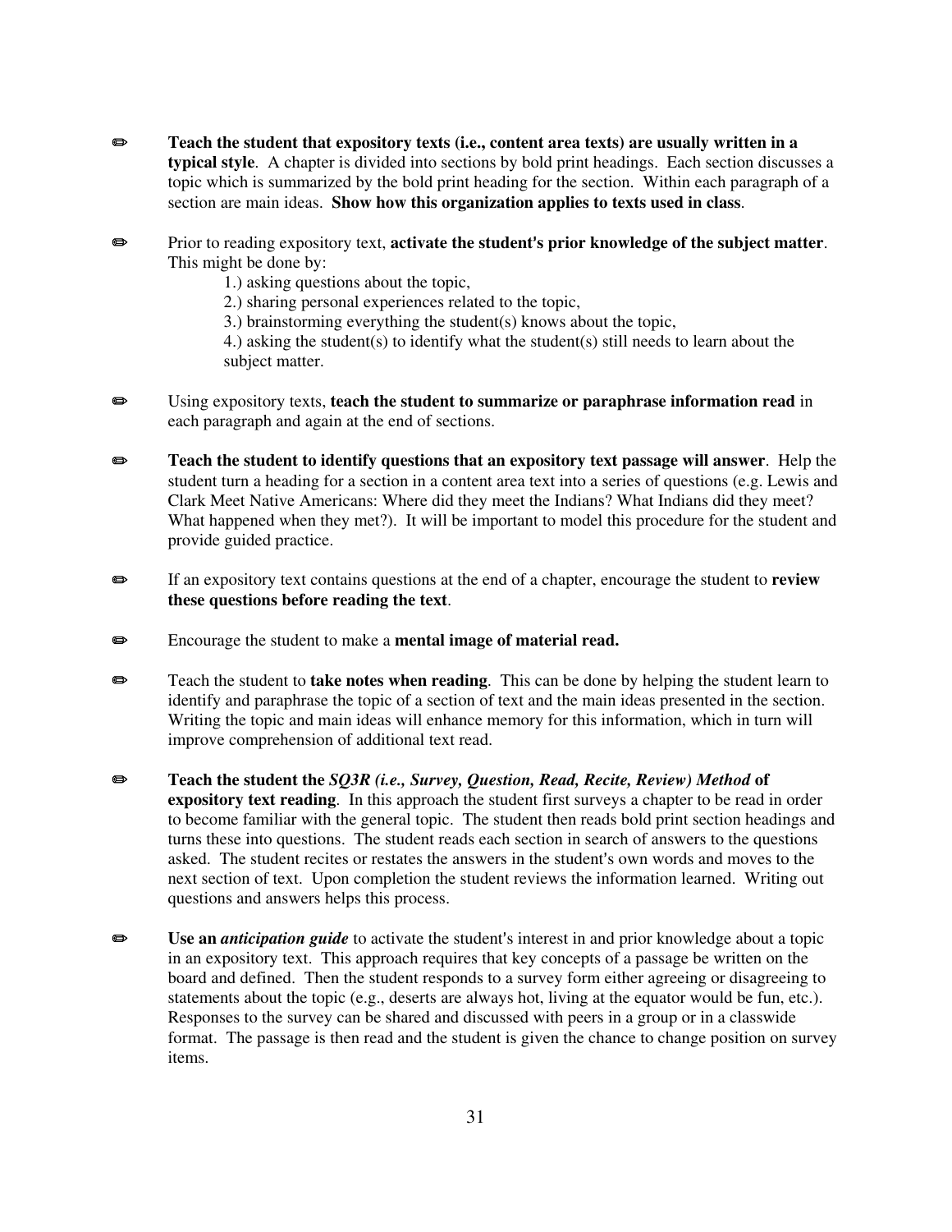- ✏ **Teach the student that expository texts (i.e., content area texts) are usually written in a typical style**. A chapter is divided into sections by bold print headings. Each section discusses a topic which is summarized by the bold print heading for the section. Within each paragraph of a section are main ideas. **Show how this organization applies to texts used in class**.

- ✏ Prior to reading expository text, **activate the student's prior knowledge of the subject matter**. This might be done by:
  1.) asking questions about the topic,
  2.) sharing personal experiences related to the topic,
  3.) brainstorming everything the student(s) knows about the topic,
  4.) asking the student(s) to identify what the student(s) still needs to learn about the subject matter.

- ✏ Using expository texts, **teach the student to summarize or paraphrase information read** in each paragraph and again at the end of sections.

- ✏ **Teach the student to identify questions that an expository text passage will answer**. Help the student turn a heading for a section in a content area text into a series of questions (e.g. Lewis and Clark Meet Native Americans: Where did they meet the Indians? What Indians did they meet? What happened when they met?). It will be important to model this procedure for the student and provide guided practice.

- ✏ If an expository text contains questions at the end of a chapter, encourage the student to **review these questions before reading the text**.

- ✏ Encourage the student to make a **mental image of material read.**

- ✏ Teach the student to **take notes when reading**. This can be done by helping the student learn to identify and paraphrase the topic of a section of text and the main ideas presented in the section. Writing the topic and main ideas will enhance memory for this information, which in turn will improve comprehension of additional text read.

- ✏ **Teach the student the *SQ3R (i.e., Survey, Question, Read, Recite, Review) Method* of expository text reading**. In this approach the student first surveys a chapter to be read in order to become familiar with the general topic. The student then reads bold print section headings and turns these into questions. The student reads each section in search of answers to the questions asked. The student recites or restates the answers in the student's own words and moves to the next section of text. Upon completion the student reviews the information learned. Writing out questions and answers helps this process.

- ✏ **Use an *anticipation guide*** to activate the student's interest in and prior knowledge about a topic in an expository text. This approach requires that key concepts of a passage be written on the board and defined. Then the student responds to a survey form either agreeing or disagreeing to statements about the topic (e.g., deserts are always hot, living at the equator would be fun, etc.). Responses to the survey can be shared and discussed with peers in a group or in a classwide format. The passage is then read and the student is given the chance to change position on survey items.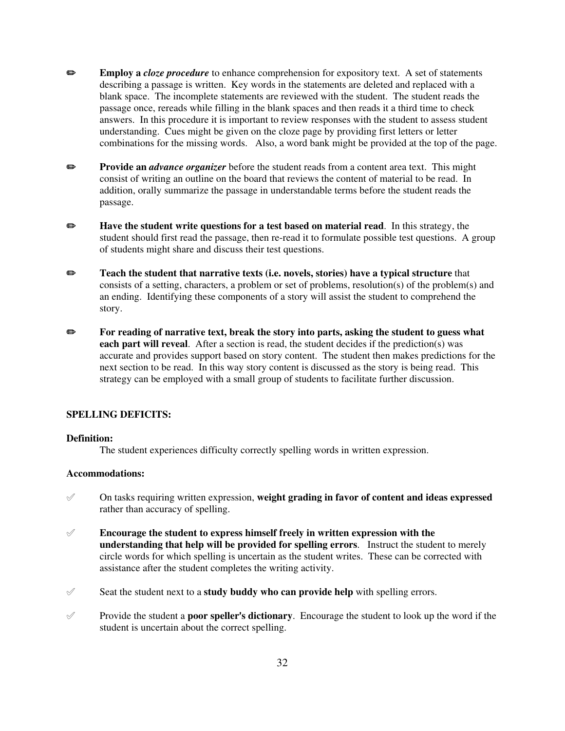- **Employ a *cloze procedure*** to enhance comprehension for expository text. A set of statements describing a passage is written. Key words in the statements are deleted and replaced with a blank space. The incomplete statements are reviewed with the student. The student reads the passage once, rereads while filling in the blank spaces and then reads it a third time to check answers. In this procedure it is important to review responses with the student to assess student understanding. Cues might be given on the cloze page by providing first letters or letter combinations for the missing words. Also, a word bank might be provided at the top of the page.

- **Provide an *advance organizer*** before the student reads from a content area text. This might consist of writing an outline on the board that reviews the content of material to be read. In addition, orally summarize the passage in understandable terms before the student reads the passage.

- **Have the student write questions for a test based on material read**. In this strategy, the student should first read the passage, then re-read it to formulate possible test questions. A group of students might share and discuss their test questions.

- **Teach the student that narrative texts (i.e. novels, stories) have a typical structure** that consists of a setting, characters, a problem or set of problems, resolution(s) of the problem(s) and an ending. Identifying these components of a story will assist the student to comprehend the story.

- **For reading of narrative text, break the story into parts, asking the student to guess what each part will reveal**. After a section is read, the student decides if the prediction(s) was accurate and provides support based on story content. The student then makes predictions for the next section to be read. In this way story content is discussed as the story is being read. This strategy can be employed with a small group of students to facilitate further discussion.

### SPELLING DEFICITS:

**Definition:**

The student experiences difficulty correctly spelling words in written expression.

**Accommodations:**

- On tasks requiring written expression, **weight grading in favor of content and ideas expressed** rather than accuracy of spelling.

- **Encourage the student to express himself freely in written expression with the understanding that help will be provided for spelling errors**. Instruct the student to merely circle words for which spelling is uncertain as the student writes. These can be corrected with assistance after the student completes the writing activity.

- Seat the student next to a **study buddy who can provide help** with spelling errors.

- Provide the student a **poor speller's dictionary**. Encourage the student to look up the word if the student is uncertain about the correct spelling.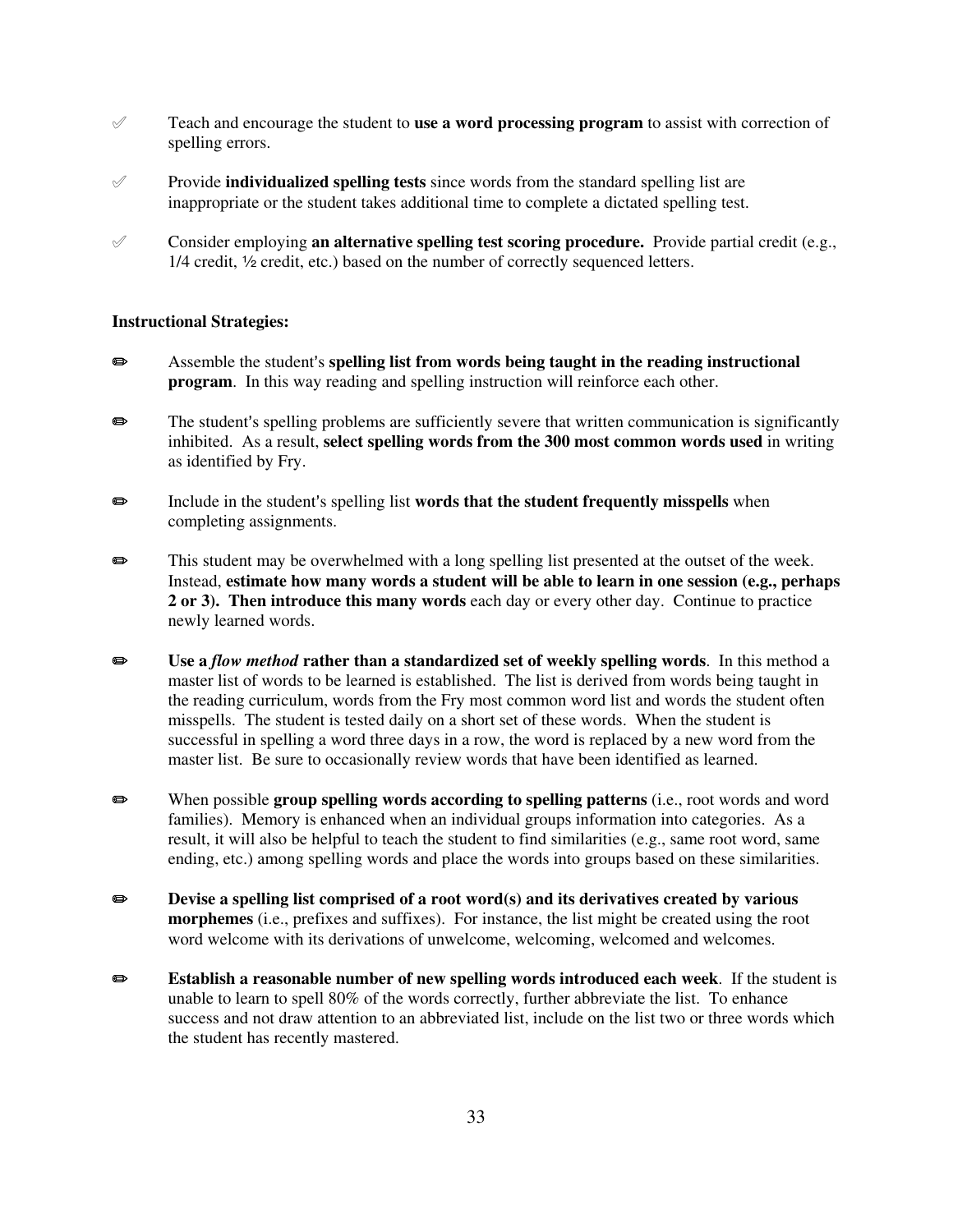- ✐ Teach and encourage the student to **use a word processing program** to assist with correction of spelling errors.

- ✐ Provide **individualized spelling tests** since words from the standard spelling list are inappropriate or the student takes additional time to complete a dictated spelling test.

- ✐ Consider employing **an alternative spelling test scoring procedure.** Provide partial credit (e.g., 1/4 credit, ½ credit, etc.) based on the number of correctly sequenced letters.

**Instructional Strategies:**

- ✏ Assemble the student's **spelling list from words being taught in the reading instructional program**. In this way reading and spelling instruction will reinforce each other.

- ✏ The student's spelling problems are sufficiently severe that written communication is significantly inhibited. As a result, **select spelling words from the 300 most common words used** in writing as identified by Fry.

- ✏ Include in the student's spelling list **words that the student frequently misspells** when completing assignments.

- ✏ This student may be overwhelmed with a long spelling list presented at the outset of the week. Instead, **estimate how many words a student will be able to learn in one session (e.g., perhaps 2 or 3). Then introduce this many words** each day or every other day. Continue to practice newly learned words.

- ✏ **Use a *flow method* rather than a standardized set of weekly spelling words**. In this method a master list of words to be learned is established. The list is derived from words being taught in the reading curriculum, words from the Fry most common word list and words the student often misspells. The student is tested daily on a short set of these words. When the student is successful in spelling a word three days in a row, the word is replaced by a new word from the master list. Be sure to occasionally review words that have been identified as learned.

- ✏ When possible **group spelling words according to spelling patterns** (i.e., root words and word families). Memory is enhanced when an individual groups information into categories. As a result, it will also be helpful to teach the student to find similarities (e.g., same root word, same ending, etc.) among spelling words and place the words into groups based on these similarities.

- ✏ **Devise a spelling list comprised of a root word(s) and its derivatives created by various morphemes** (i.e., prefixes and suffixes). For instance, the list might be created using the root word welcome with its derivations of unwelcome, welcoming, welcomed and welcomes.

- ✏ **Establish a reasonable number of new spelling words introduced each week**. If the student is unable to learn to spell 80% of the words correctly, further abbreviate the list. To enhance success and not draw attention to an abbreviated list, include on the list two or three words which the student has recently mastered.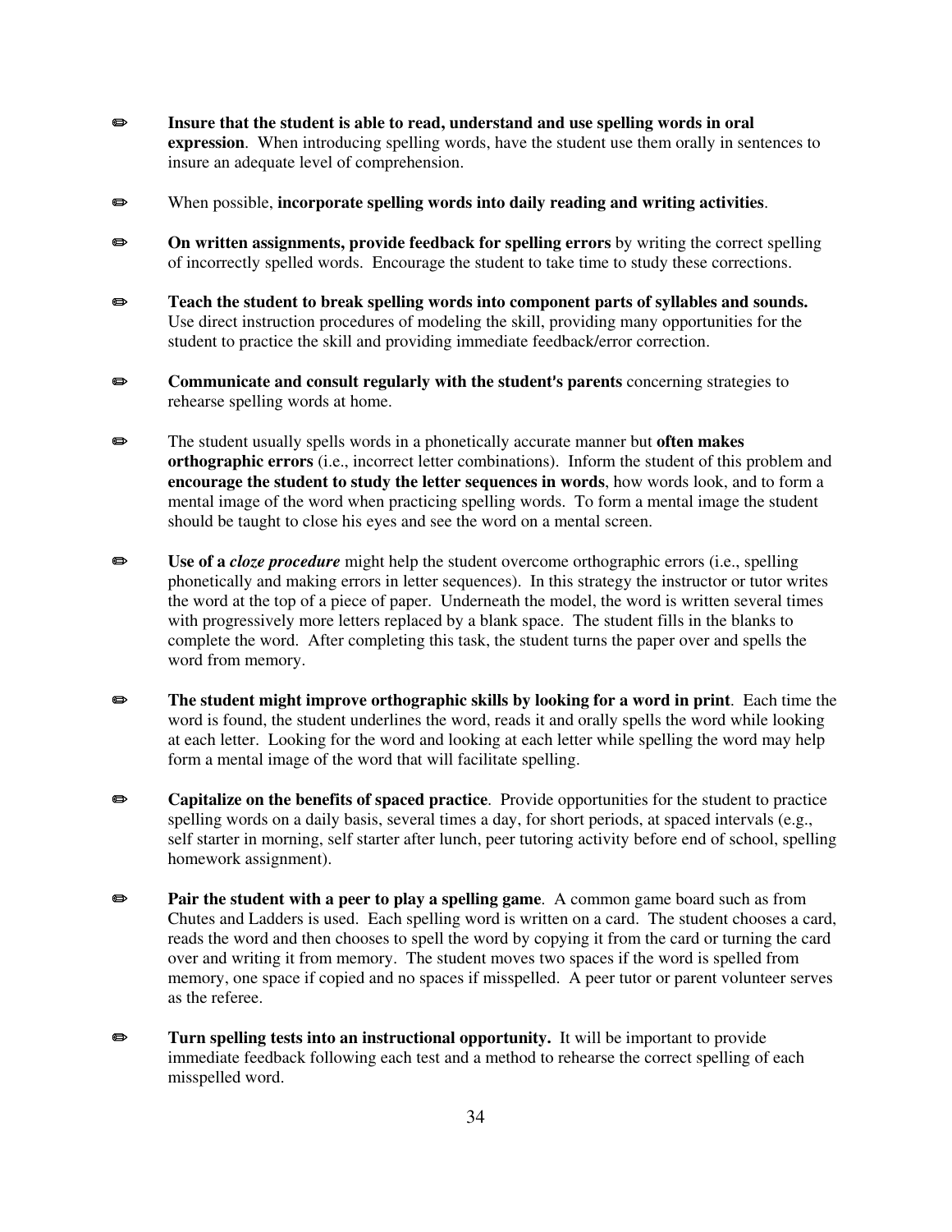- ✏ **Insure that the student is able to read, understand and use spelling words in oral expression**. When introducing spelling words, have the student use them orally in sentences to insure an adequate level of comprehension.

- ✏ When possible, **incorporate spelling words into daily reading and writing activities**.

- ✏ **On written assignments, provide feedback for spelling errors** by writing the correct spelling of incorrectly spelled words. Encourage the student to take time to study these corrections.

- ✏ **Teach the student to break spelling words into component parts of syllables and sounds.** Use direct instruction procedures of modeling the skill, providing many opportunities for the student to practice the skill and providing immediate feedback/error correction.

- ✏ **Communicate and consult regularly with the student's parents** concerning strategies to rehearse spelling words at home.

- ✏ The student usually spells words in a phonetically accurate manner but **often makes orthographic errors** (i.e., incorrect letter combinations). Inform the student of this problem and **encourage the student to study the letter sequences in words**, how words look, and to form a mental image of the word when practicing spelling words. To form a mental image the student should be taught to close his eyes and see the word on a mental screen.

- ✏ **Use of a *cloze procedure*** might help the student overcome orthographic errors (i.e., spelling phonetically and making errors in letter sequences). In this strategy the instructor or tutor writes the word at the top of a piece of paper. Underneath the model, the word is written several times with progressively more letters replaced by a blank space. The student fills in the blanks to complete the word. After completing this task, the student turns the paper over and spells the word from memory.

- ✏ **The student might improve orthographic skills by looking for a word in print**. Each time the word is found, the student underlines the word, reads it and orally spells the word while looking at each letter. Looking for the word and looking at each letter while spelling the word may help form a mental image of the word that will facilitate spelling.

- ✏ **Capitalize on the benefits of spaced practice**. Provide opportunities for the student to practice spelling words on a daily basis, several times a day, for short periods, at spaced intervals (e.g., self starter in morning, self starter after lunch, peer tutoring activity before end of school, spelling homework assignment).

- ✏ **Pair the student with a peer to play a spelling game**. A common game board such as from Chutes and Ladders is used. Each spelling word is written on a card. The student chooses a card, reads the word and then chooses to spell the word by copying it from the card or turning the card over and writing it from memory. The student moves two spaces if the word is spelled from memory, one space if copied and no spaces if misspelled. A peer tutor or parent volunteer serves as the referee.

- ✏ **Turn spelling tests into an instructional opportunity.** It will be important to provide immediate feedback following each test and a method to rehearse the correct spelling of each misspelled word.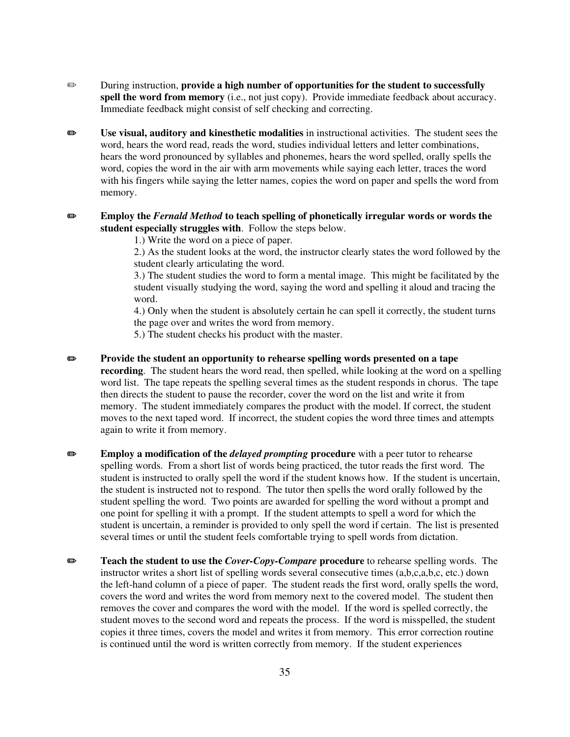- During instruction, **provide a high number of opportunities for the student to successfully spell the word from memory** (i.e., not just copy). Provide immediate feedback about accuracy. Immediate feedback might consist of self checking and correcting.

- **Use visual, auditory and kinesthetic modalities** in instructional activities. The student sees the word, hears the word read, reads the word, studies individual letters and letter combinations, hears the word pronounced by syllables and phonemes, hears the word spelled, orally spells the word, copies the word in the air with arm movements while saying each letter, traces the word with his fingers while saying the letter names, copies the word on paper and spells the word from memory.

- **Employ the *Fernald Method* to teach spelling of phonetically irregular words or words the student especially struggles with**. Follow the steps below.
  1.) Write the word on a piece of paper.
  2.) As the student looks at the word, the instructor clearly states the word followed by the student clearly articulating the word.
  3.) The student studies the word to form a mental image. This might be facilitated by the student visually studying the word, saying the word and spelling it aloud and tracing the word.
  4.) Only when the student is absolutely certain he can spell it correctly, the student turns the page over and writes the word from memory.
  5.) The student checks his product with the master.

- **Provide the student an opportunity to rehearse spelling words presented on a tape recording**. The student hears the word read, then spelled, while looking at the word on a spelling word list. The tape repeats the spelling several times as the student responds in chorus. The tape then directs the student to pause the recorder, cover the word on the list and write it from memory. The student immediately compares the product with the model. If correct, the student moves to the next taped word. If incorrect, the student copies the word three times and attempts again to write it from memory.

- **Employ a modification of the *delayed prompting* procedure** with a peer tutor to rehearse spelling words. From a short list of words being practiced, the tutor reads the first word. The student is instructed to orally spell the word if the student knows how. If the student is uncertain, the student is instructed not to respond. The tutor then spells the word orally followed by the student spelling the word. Two points are awarded for spelling the word without a prompt and one point for spelling it with a prompt. If the student attempts to spell a word for which the student is uncertain, a reminder is provided to only spell the word if certain. The list is presented several times or until the student feels comfortable trying to spell words from dictation.

- **Teach the student to use the *Cover-Copy-Compare* procedure** to rehearse spelling words. The instructor writes a short list of spelling words several consecutive times (a,b,c,a,b,c, etc.) down the left-hand column of a piece of paper. The student reads the first word, orally spells the word, covers the word and writes the word from memory next to the covered model. The student then removes the cover and compares the word with the model. If the word is spelled correctly, the student moves to the second word and repeats the process. If the word is misspelled, the student copies it three times, covers the model and writes it from memory. This error correction routine is continued until the word is written correctly from memory. If the student experiences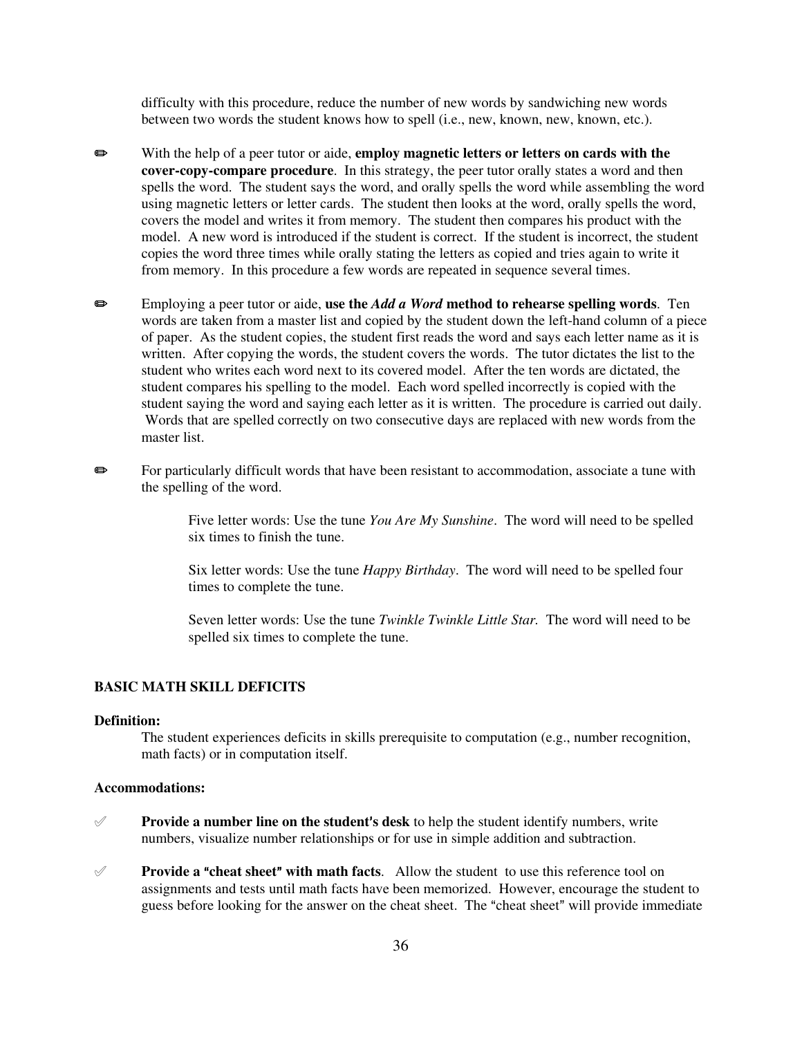difficulty with this procedure, reduce the number of new words by sandwiching new words between two words the student knows how to spell (i.e., new, known, new, known, etc.).

✏ With the help of a peer tutor or aide, **employ magnetic letters or letters on cards with the cover-copy-compare procedure**. In this strategy, the peer tutor orally states a word and then spells the word. The student says the word, and orally spells the word while assembling the word using magnetic letters or letter cards. The student then looks at the word, orally spells the word, covers the model and writes it from memory. The student then compares his product with the model. A new word is introduced if the student is correct. If the student is incorrect, the student copies the word three times while orally stating the letters as copied and tries again to write it from memory. In this procedure a few words are repeated in sequence several times.

✏ Employing a peer tutor or aide, **use the *Add a Word* method to rehearse spelling words**. Ten words are taken from a master list and copied by the student down the left-hand column of a piece of paper. As the student copies, the student first reads the word and says each letter name as it is written. After copying the words, the student covers the words. The tutor dictates the list to the student who writes each word next to its covered model. After the ten words are dictated, the student compares his spelling to the model. Each word spelled incorrectly is copied with the student saying the word and saying each letter as it is written. The procedure is carried out daily. Words that are spelled correctly on two consecutive days are replaced with new words from the master list.

✏ For particularly difficult words that have been resistant to accommodation, associate a tune with the spelling of the word.

> Five letter words: Use the tune *You Are My Sunshine*. The word will need to be spelled six times to finish the tune.
>
> Six letter words: Use the tune *Happy Birthday*. The word will need to be spelled four times to complete the tune.
>
> Seven letter words: Use the tune *Twinkle Twinkle Little Star.* The word will need to be spelled six times to complete the tune.

## BASIC MATH SKILL DEFICITS

**Definition:**

The student experiences deficits in skills prerequisite to computation (e.g., number recognition, math facts) or in computation itself.

**Accommodations:**

✐ **Provide a number line on the student's desk** to help the student identify numbers, write numbers, visualize number relationships or for use in simple addition and subtraction.

✐ **Provide a "cheat sheet" with math facts**. Allow the student to use this reference tool on assignments and tests until math facts have been memorized. However, encourage the student to guess before looking for the answer on the cheat sheet. The "cheat sheet" will provide immediate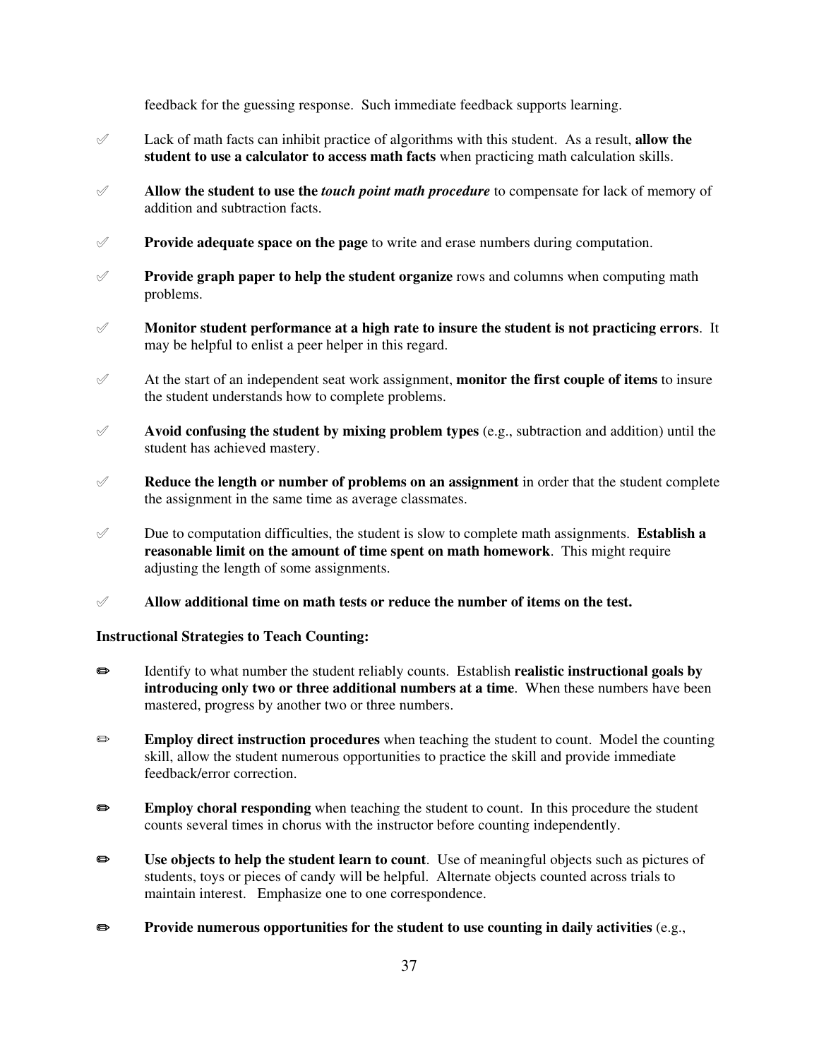feedback for the guessing response. Such immediate feedback supports learning.

- Lack of math facts can inhibit practice of algorithms with this student. As a result, **allow the student to use a calculator to access math facts** when practicing math calculation skills.

- **Allow the student to use the *touch point math procedure*** to compensate for lack of memory of addition and subtraction facts.

- **Provide adequate space on the page** to write and erase numbers during computation.

- **Provide graph paper to help the student organize** rows and columns when computing math problems.

- **Monitor student performance at a high rate to insure the student is not practicing errors**. It may be helpful to enlist a peer helper in this regard.

- At the start of an independent seat work assignment, **monitor the first couple of items** to insure the student understands how to complete problems.

- **Avoid confusing the student by mixing problem types** (e.g., subtraction and addition) until the student has achieved mastery.

- **Reduce the length or number of problems on an assignment** in order that the student complete the assignment in the same time as average classmates.

- Due to computation difficulties, the student is slow to complete math assignments. **Establish a reasonable limit on the amount of time spent on math homework**. This might require adjusting the length of some assignments.

- **Allow additional time on math tests or reduce the number of items on the test.**

**Instructional Strategies to Teach Counting:**

- Identify to what number the student reliably counts. Establish **realistic instructional goals by introducing only two or three additional numbers at a time**. When these numbers have been mastered, progress by another two or three numbers.

- **Employ direct instruction procedures** when teaching the student to count. Model the counting skill, allow the student numerous opportunities to practice the skill and provide immediate feedback/error correction.

- **Employ choral responding** when teaching the student to count. In this procedure the student counts several times in chorus with the instructor before counting independently.

- **Use objects to help the student learn to count**. Use of meaningful objects such as pictures of students, toys or pieces of candy will be helpful. Alternate objects counted across trials to maintain interest. Emphasize one to one correspondence.

- **Provide numerous opportunities for the student to use counting in daily activities** (e.g.,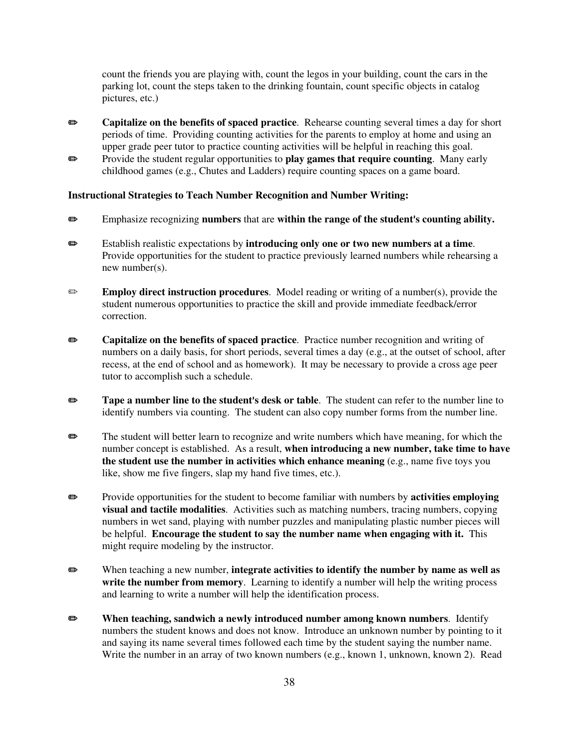count the friends you are playing with, count the legos in your building, count the cars in the parking lot, count the steps taken to the drinking fountain, count specific objects in catalog pictures, etc.)

✏ **Capitalize on the benefits of spaced practice**. Rehearse counting several times a day for short periods of time. Providing counting activities for the parents to employ at home and using an upper grade peer tutor to practice counting activities will be helpful in reaching this goal.

✏ Provide the student regular opportunities to **play games that require counting**. Many early childhood games (e.g., Chutes and Ladders) require counting spaces on a game board.

**Instructional Strategies to Teach Number Recognition and Number Writing:**

✏ Emphasize recognizing **numbers** that are **within the range of the student's counting ability.**

✏ Establish realistic expectations by **introducing only one or two new numbers at a time**. Provide opportunities for the student to practice previously learned numbers while rehearsing a new number(s).

✏ **Employ direct instruction procedures**. Model reading or writing of a number(s), provide the student numerous opportunities to practice the skill and provide immediate feedback/error correction.

✏ **Capitalize on the benefits of spaced practice**. Practice number recognition and writing of numbers on a daily basis, for short periods, several times a day (e.g., at the outset of school, after recess, at the end of school and as homework). It may be necessary to provide a cross age peer tutor to accomplish such a schedule.

✏ **Tape a number line to the student's desk or table**. The student can refer to the number line to identify numbers via counting. The student can also copy number forms from the number line.

✏ The student will better learn to recognize and write numbers which have meaning, for which the number concept is established. As a result, **when introducing a new number, take time to have the student use the number in activities which enhance meaning** (e.g., name five toys you like, show me five fingers, slap my hand five times, etc.).

✏ Provide opportunities for the student to become familiar with numbers by **activities employing visual and tactile modalities**. Activities such as matching numbers, tracing numbers, copying numbers in wet sand, playing with number puzzles and manipulating plastic number pieces will be helpful. **Encourage the student to say the number name when engaging with it.** This might require modeling by the instructor.

✏ When teaching a new number, **integrate activities to identify the number by name as well as write the number from memory**. Learning to identify a number will help the writing process and learning to write a number will help the identification process.

✏ **When teaching, sandwich a newly introduced number among known numbers**. Identify numbers the student knows and does not know. Introduce an unknown number by pointing to it and saying its name several times followed each time by the student saying the number name. Write the number in an array of two known numbers (e.g., known 1, unknown, known 2). Read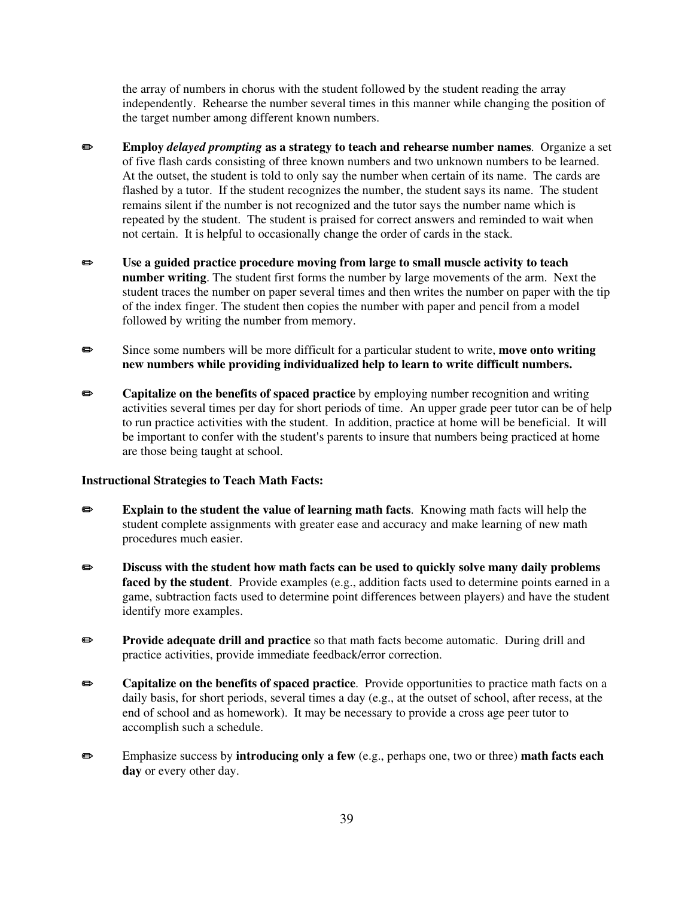the array of numbers in chorus with the student followed by the student reading the array independently. Rehearse the number several times in this manner while changing the position of the target number among different known numbers.

✏ **Employ *delayed prompting* as a strategy to teach and rehearse number names**. Organize a set of five flash cards consisting of three known numbers and two unknown numbers to be learned. At the outset, the student is told to only say the number when certain of its name. The cards are flashed by a tutor. If the student recognizes the number, the student says its name. The student remains silent if the number is not recognized and the tutor says the number name which is repeated by the student. The student is praised for correct answers and reminded to wait when not certain. It is helpful to occasionally change the order of cards in the stack.

✏ **Use a guided practice procedure moving from large to small muscle activity to teach number writing**. The student first forms the number by large movements of the arm. Next the student traces the number on paper several times and then writes the number on paper with the tip of the index finger. The student then copies the number with paper and pencil from a model followed by writing the number from memory.

✏ Since some numbers will be more difficult for a particular student to write, **move onto writing new numbers while providing individualized help to learn to write difficult numbers.**

✏ **Capitalize on the benefits of spaced practice** by employing number recognition and writing activities several times per day for short periods of time. An upper grade peer tutor can be of help to run practice activities with the student. In addition, practice at home will be beneficial. It will be important to confer with the student's parents to insure that numbers being practiced at home are those being taught at school.

**Instructional Strategies to Teach Math Facts:**

✏ **Explain to the student the value of learning math facts**. Knowing math facts will help the student complete assignments with greater ease and accuracy and make learning of new math procedures much easier.

✏ **Discuss with the student how math facts can be used to quickly solve many daily problems faced by the student**. Provide examples (e.g., addition facts used to determine points earned in a game, subtraction facts used to determine point differences between players) and have the student identify more examples.

✏ **Provide adequate drill and practice** so that math facts become automatic. During drill and practice activities, provide immediate feedback/error correction.

✏ **Capitalize on the benefits of spaced practice**. Provide opportunities to practice math facts on a daily basis, for short periods, several times a day (e.g., at the outset of school, after recess, at the end of school and as homework). It may be necessary to provide a cross age peer tutor to accomplish such a schedule.

✏ Emphasize success by **introducing only a few** (e.g., perhaps one, two or three) **math facts each day** or every other day.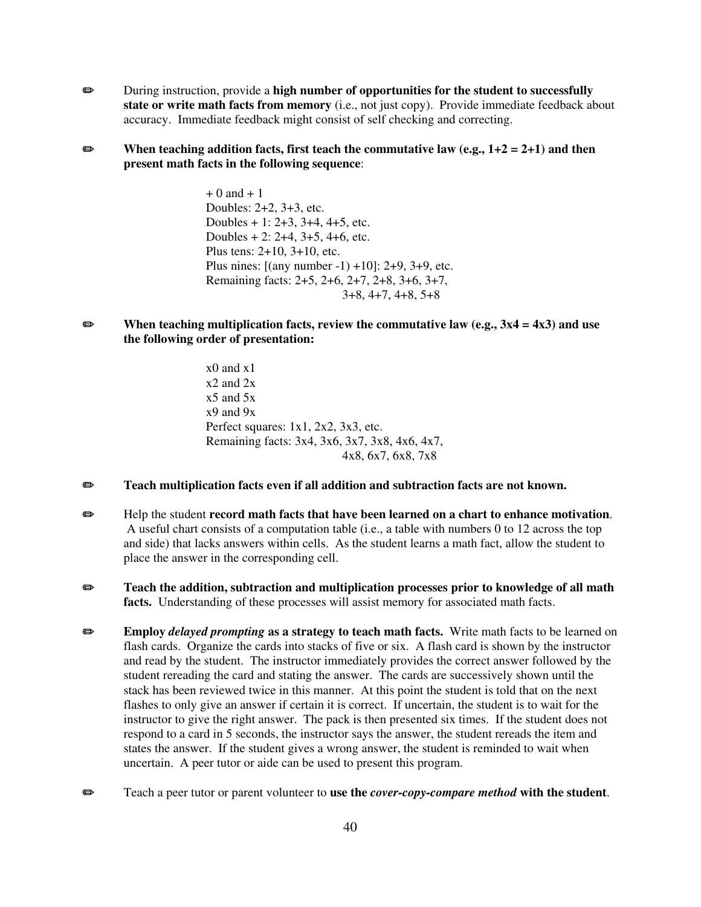✏ During instruction, provide a **high number of opportunities for the student to successfully state or write math facts from memory** (i.e., not just copy). Provide immediate feedback about accuracy. Immediate feedback might consist of self checking and correcting.

✏ **When teaching addition facts, first teach the commutative law (e.g., 1+2 = 2+1) and then present math facts in the following sequence**:

> + 0 and + 1
> Doubles: 2+2, 3+3, etc.
> Doubles + 1: 2+3, 3+4, 4+5, etc.
> Doubles + 2: 2+4, 3+5, 4+6, etc.
> Plus tens: 2+10, 3+10, etc.
> Plus nines: [(any number -1) +10]: 2+9, 3+9, etc.
> Remaining facts: 2+5, 2+6, 2+7, 2+8, 3+6, 3+7, 3+8, 4+7, 4+8, 5+8

✏ **When teaching multiplication facts, review the commutative law (e.g., 3x4 = 4x3) and use the following order of presentation:**

> x0 and x1
> x2 and 2x
> x5 and 5x
> x9 and 9x
> Perfect squares: 1x1, 2x2, 3x3, etc.
> Remaining facts: 3x4, 3x6, 3x7, 3x8, 4x6, 4x7, 4x8, 6x7, 6x8, 7x8

✏ **Teach multiplication facts even if all addition and subtraction facts are not known.**

✏ Help the student **record math facts that have been learned on a chart to enhance motivation**. A useful chart consists of a computation table (i.e., a table with numbers 0 to 12 across the top and side) that lacks answers within cells. As the student learns a math fact, allow the student to place the answer in the corresponding cell.

✏ **Teach the addition, subtraction and multiplication processes prior to knowledge of all math facts.** Understanding of these processes will assist memory for associated math facts.

✏ **Employ *delayed prompting* as a strategy to teach math facts.** Write math facts to be learned on flash cards. Organize the cards into stacks of five or six. A flash card is shown by the instructor and read by the student. The instructor immediately provides the correct answer followed by the student rereading the card and stating the answer. The cards are successively shown until the stack has been reviewed twice in this manner. At this point the student is told that on the next flashes to only give an answer if certain it is correct. If uncertain, the student is to wait for the instructor to give the right answer. The pack is then presented six times. If the student does not respond to a card in 5 seconds, the instructor says the answer, the student rereads the item and states the answer. If the student gives a wrong answer, the student is reminded to wait when uncertain. A peer tutor or aide can be used to present this program.

✏ Teach a peer tutor or parent volunteer to **use the *cover-copy-compare method* with the student**.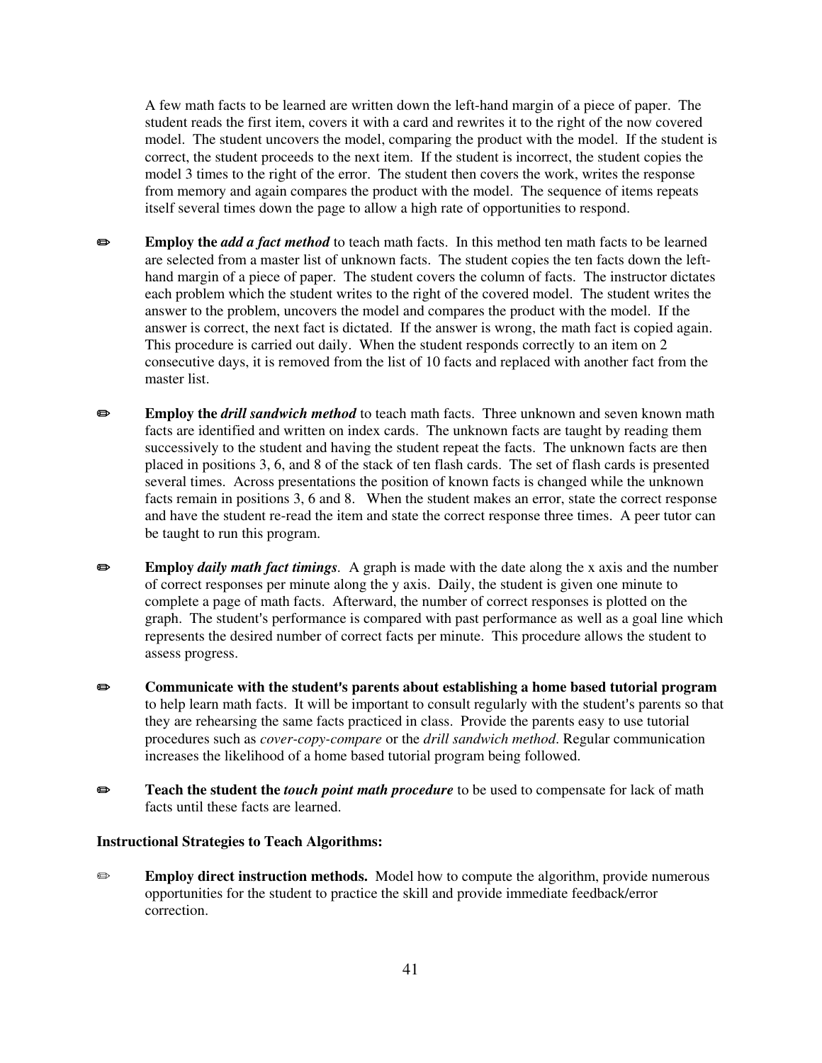A few math facts to be learned are written down the left-hand margin of a piece of paper. The student reads the first item, covers it with a card and rewrites it to the right of the now covered model. The student uncovers the model, comparing the product with the model. If the student is correct, the student proceeds to the next item. If the student is incorrect, the student copies the model 3 times to the right of the error. The student then covers the work, writes the response from memory and again compares the product with the model. The sequence of items repeats itself several times down the page to allow a high rate of opportunities to respond.

- ✏ **Employ the *add a fact method*** to teach math facts. In this method ten math facts to be learned are selected from a master list of unknown facts. The student copies the ten facts down the left-hand margin of a piece of paper. The student covers the column of facts. The instructor dictates each problem which the student writes to the right of the covered model. The student writes the answer to the problem, uncovers the model and compares the product with the model. If the answer is correct, the next fact is dictated. If the answer is wrong, the math fact is copied again. This procedure is carried out daily. When the student responds correctly to an item on 2 consecutive days, it is removed from the list of 10 facts and replaced with another fact from the master list.

- ✏ **Employ the *drill sandwich method*** to teach math facts. Three unknown and seven known math facts are identified and written on index cards. The unknown facts are taught by reading them successively to the student and having the student repeat the facts. The unknown facts are then placed in positions 3, 6, and 8 of the stack of ten flash cards. The set of flash cards is presented several times. Across presentations the position of known facts is changed while the unknown facts remain in positions 3, 6 and 8. When the student makes an error, state the correct response and have the student re-read the item and state the correct response three times. A peer tutor can be taught to run this program.

- ✏ **Employ *daily math fact timings*.** A graph is made with the date along the x axis and the number of correct responses per minute along the y axis. Daily, the student is given one minute to complete a page of math facts. Afterward, the number of correct responses is plotted on the graph. The student's performance is compared with past performance as well as a goal line which represents the desired number of correct facts per minute. This procedure allows the student to assess progress.

- ✏ **Communicate with the student's parents about establishing a home based tutorial program** to help learn math facts. It will be important to consult regularly with the student's parents so that they are rehearsing the same facts practiced in class. Provide the parents easy to use tutorial procedures such as *cover-copy-compare* or the *drill sandwich method*. Regular communication increases the likelihood of a home based tutorial program being followed.

- ✏ **Teach the student the *touch point math procedure*** to be used to compensate for lack of math facts until these facts are learned.

**Instructional Strategies to Teach Algorithms:**

- ✏ **Employ direct instruction methods.** Model how to compute the algorithm, provide numerous opportunities for the student to practice the skill and provide immediate feedback/error correction.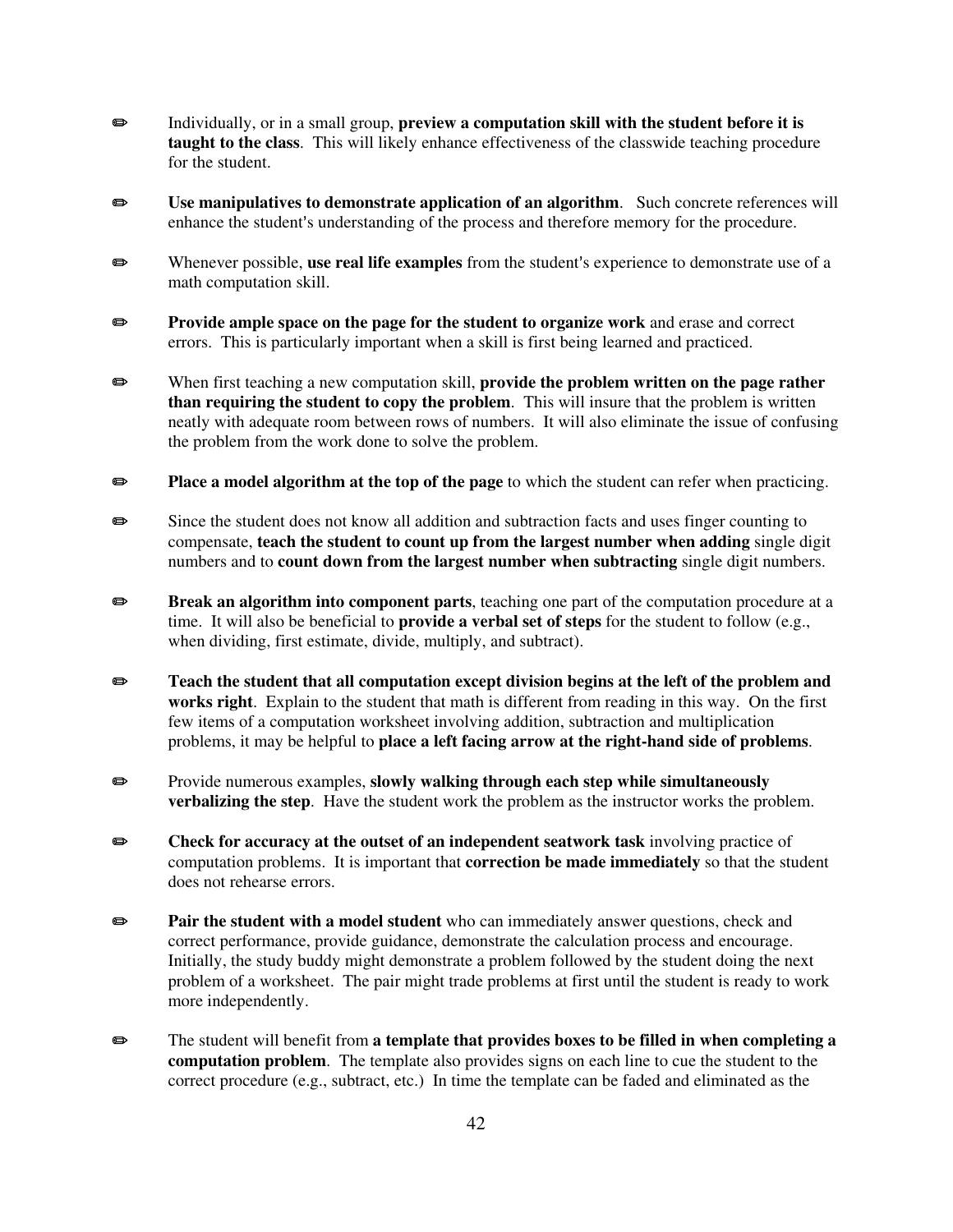✏ Individually, or in a small group, **preview a computation skill with the student before it is taught to the class**. This will likely enhance effectiveness of the classwide teaching procedure for the student.

✏ **Use manipulatives to demonstrate application of an algorithm**. Such concrete references will enhance the student's understanding of the process and therefore memory for the procedure.

✏ Whenever possible, **use real life examples** from the student's experience to demonstrate use of a math computation skill.

✏ **Provide ample space on the page for the student to organize work** and erase and correct errors. This is particularly important when a skill is first being learned and practiced.

✏ When first teaching a new computation skill, **provide the problem written on the page rather than requiring the student to copy the problem**. This will insure that the problem is written neatly with adequate room between rows of numbers. It will also eliminate the issue of confusing the problem from the work done to solve the problem.

✏ **Place a model algorithm at the top of the page** to which the student can refer when practicing.

✏ Since the student does not know all addition and subtraction facts and uses finger counting to compensate, **teach the student to count up from the largest number when adding** single digit numbers and to **count down from the largest number when subtracting** single digit numbers.

✏ **Break an algorithm into component parts**, teaching one part of the computation procedure at a time. It will also be beneficial to **provide a verbal set of steps** for the student to follow (e.g., when dividing, first estimate, divide, multiply, and subtract).

✏ **Teach the student that all computation except division begins at the left of the problem and works right**. Explain to the student that math is different from reading in this way. On the first few items of a computation worksheet involving addition, subtraction and multiplication problems, it may be helpful to **place a left facing arrow at the right-hand side of problems**.

✏ Provide numerous examples, **slowly walking through each step while simultaneously verbalizing the step**. Have the student work the problem as the instructor works the problem.

✏ **Check for accuracy at the outset of an independent seatwork task** involving practice of computation problems. It is important that **correction be made immediately** so that the student does not rehearse errors.

✏ **Pair the student with a model student** who can immediately answer questions, check and correct performance, provide guidance, demonstrate the calculation process and encourage. Initially, the study buddy might demonstrate a problem followed by the student doing the next problem of a worksheet. The pair might trade problems at first until the student is ready to work more independently.

✏ The student will benefit from **a template that provides boxes to be filled in when completing a computation problem**. The template also provides signs on each line to cue the student to the correct procedure (e.g., subtract, etc.) In time the template can be faded and eliminated as the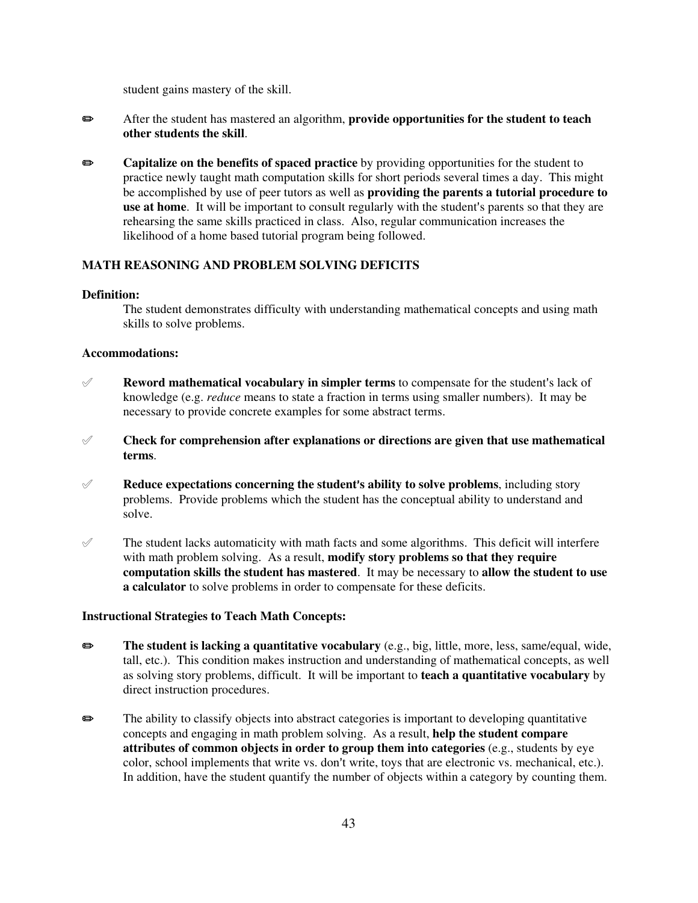student gains mastery of the skill.

✏ After the student has mastered an algorithm, **provide opportunities for the student to teach other students the skill**.

✏ **Capitalize on the benefits of spaced practice** by providing opportunities for the student to practice newly taught math computation skills for short periods several times a day. This might be accomplished by use of peer tutors as well as **providing the parents a tutorial procedure to use at home**. It will be important to consult regularly with the student's parents so that they are rehearsing the same skills practiced in class. Also, regular communication increases the likelihood of a home based tutorial program being followed.

**MATH REASONING AND PROBLEM SOLVING DEFICITS**

**Definition:**

The student demonstrates difficulty with understanding mathematical concepts and using math skills to solve problems.

**Accommodations:**

✐ **Reword mathematical vocabulary in simpler terms** to compensate for the student's lack of knowledge (e.g. *reduce* means to state a fraction in terms using smaller numbers). It may be necessary to provide concrete examples for some abstract terms.

✐ **Check for comprehension after explanations or directions are given that use mathematical terms**.

✐ **Reduce expectations concerning the student's ability to solve problems**, including story problems. Provide problems which the student has the conceptual ability to understand and solve.

✐ The student lacks automaticity with math facts and some algorithms. This deficit will interfere with math problem solving. As a result, **modify story problems so that they require computation skills the student has mastered**. It may be necessary to **allow the student to use a calculator** to solve problems in order to compensate for these deficits.

**Instructional Strategies to Teach Math Concepts:**

✏ **The student is lacking a quantitative vocabulary** (e.g., big, little, more, less, same/equal, wide, tall, etc.). This condition makes instruction and understanding of mathematical concepts, as well as solving story problems, difficult. It will be important to **teach a quantitative vocabulary** by direct instruction procedures.

✏ The ability to classify objects into abstract categories is important to developing quantitative concepts and engaging in math problem solving. As a result, **help the student compare attributes of common objects in order to group them into categories** (e.g., students by eye color, school implements that write vs. don't write, toys that are electronic vs. mechanical, etc.). In addition, have the student quantify the number of objects within a category by counting them.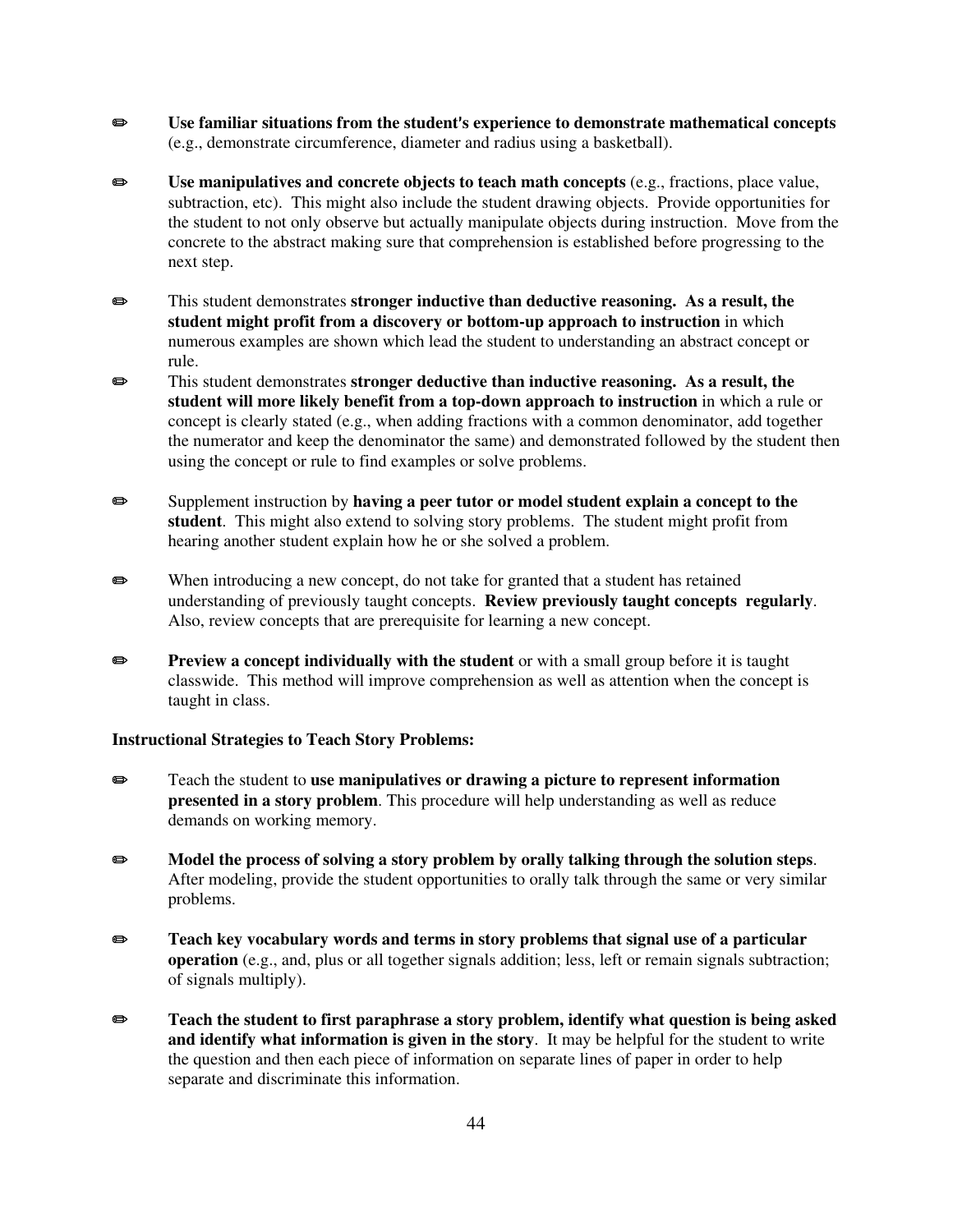- **Use familiar situations from the student's experience to demonstrate mathematical concepts** (e.g., demonstrate circumference, diameter and radius using a basketball).

- **Use manipulatives and concrete objects to teach math concepts** (e.g., fractions, place value, subtraction, etc). This might also include the student drawing objects. Provide opportunities for the student to not only observe but actually manipulate objects during instruction. Move from the concrete to the abstract making sure that comprehension is established before progressing to the next step.

- This student demonstrates **stronger inductive than deductive reasoning. As a result, the student might profit from a discovery or bottom-up approach to instruction** in which numerous examples are shown which lead the student to understanding an abstract concept or rule.
- This student demonstrates **stronger deductive than inductive reasoning. As a result, the student will more likely benefit from a top-down approach to instruction** in which a rule or concept is clearly stated (e.g., when adding fractions with a common denominator, add together the numerator and keep the denominator the same) and demonstrated followed by the student then using the concept or rule to find examples or solve problems.

- Supplement instruction by **having a peer tutor or model student explain a concept to the student**. This might also extend to solving story problems. The student might profit from hearing another student explain how he or she solved a problem.

- When introducing a new concept, do not take for granted that a student has retained understanding of previously taught concepts. **Review previously taught concepts regularly**. Also, review concepts that are prerequisite for learning a new concept.

- **Preview a concept individually with the student** or with a small group before it is taught classwide. This method will improve comprehension as well as attention when the concept is taught in class.

**Instructional Strategies to Teach Story Problems:**

- Teach the student to **use manipulatives or drawing a picture to represent information presented in a story problem**. This procedure will help understanding as well as reduce demands on working memory.

- **Model the process of solving a story problem by orally talking through the solution steps**. After modeling, provide the student opportunities to orally talk through the same or very similar problems.

- **Teach key vocabulary words and terms in story problems that signal use of a particular operation** (e.g., and, plus or all together signals addition; less, left or remain signals subtraction; of signals multiply).

- **Teach the student to first paraphrase a story problem, identify what question is being asked and identify what information is given in the story**. It may be helpful for the student to write the question and then each piece of information on separate lines of paper in order to help separate and discriminate this information.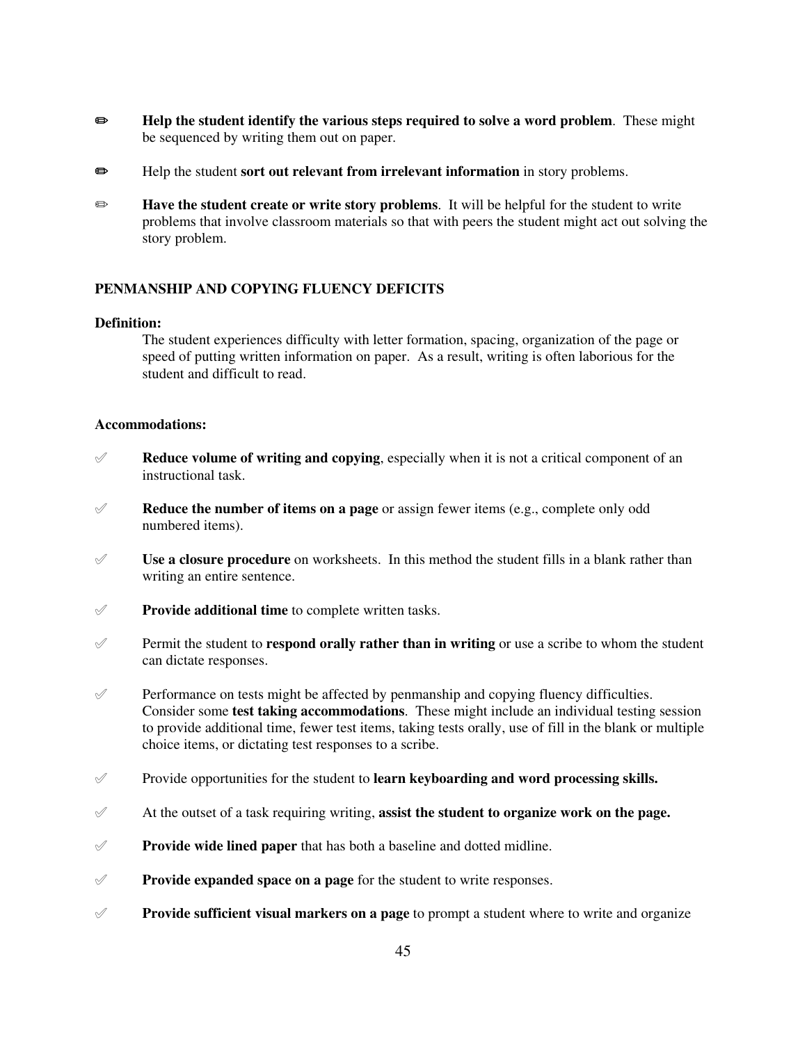- **Help the student identify the various steps required to solve a word problem**. These might be sequenced by writing them out on paper.
- Help the student **sort out relevant from irrelevant information** in story problems.
- **Have the student create or write story problems**. It will be helpful for the student to write problems that involve classroom materials so that with peers the student might act out solving the story problem.

**PENMANSHIP AND COPYING FLUENCY DEFICITS**

**Definition:**

The student experiences difficulty with letter formation, spacing, organization of the page or speed of putting written information on paper. As a result, writing is often laborious for the student and difficult to read.

**Accommodations:**

- **Reduce volume of writing and copying**, especially when it is not a critical component of an instructional task.
- **Reduce the number of items on a page** or assign fewer items (e.g., complete only odd numbered items).
- **Use a closure procedure** on worksheets. In this method the student fills in a blank rather than writing an entire sentence.
- **Provide additional time** to complete written tasks.
- Permit the student to **respond orally rather than in writing** or use a scribe to whom the student can dictate responses.
- Performance on tests might be affected by penmanship and copying fluency difficulties. Consider some **test taking accommodations**. These might include an individual testing session to provide additional time, fewer test items, taking tests orally, use of fill in the blank or multiple choice items, or dictating test responses to a scribe.
- Provide opportunities for the student to **learn keyboarding and word processing skills.**
- At the outset of a task requiring writing, **assist the student to organize work on the page.**
- **Provide wide lined paper** that has both a baseline and dotted midline.
- **Provide expanded space on a page** for the student to write responses.
- **Provide sufficient visual markers on a page** to prompt a student where to write and organize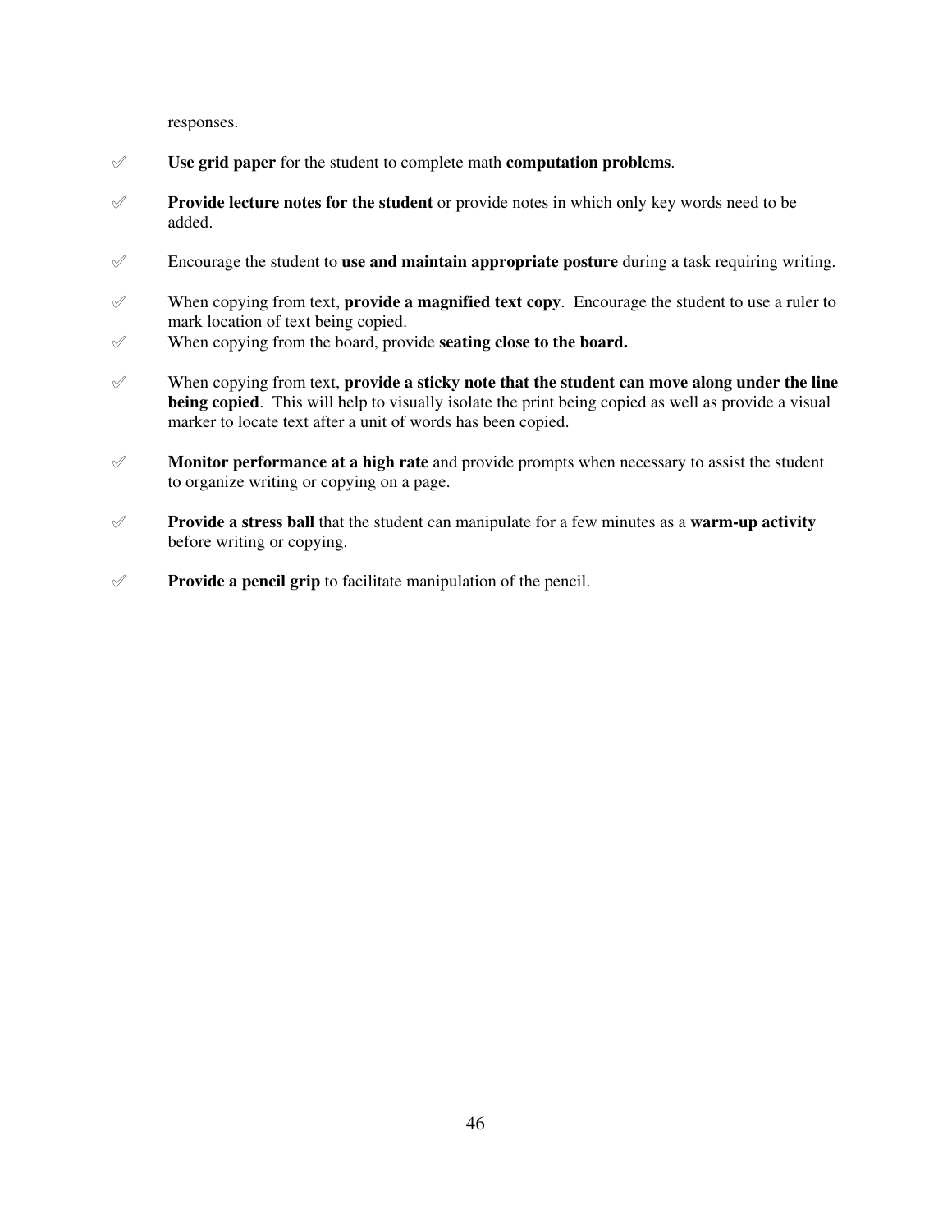responses.

- **Use grid paper** for the student to complete math **computation problems**.

- **Provide lecture notes for the student** or provide notes in which only key words need to be added.

- Encourage the student to **use and maintain appropriate posture** during a task requiring writing.

- When copying from text, **provide a magnified text copy**. Encourage the student to use a ruler to mark location of text being copied.
- When copying from the board, provide **seating close to the board.**

- When copying from text, **provide a sticky note that the student can move along under the line being copied**. This will help to visually isolate the print being copied as well as provide a visual marker to locate text after a unit of words has been copied.

- **Monitor performance at a high rate** and provide prompts when necessary to assist the student to organize writing or copying on a page.

- **Provide a stress ball** that the student can manipulate for a few minutes as a **warm-up activity** before writing or copying.

- **Provide a pencil grip** to facilitate manipulation of the pencil.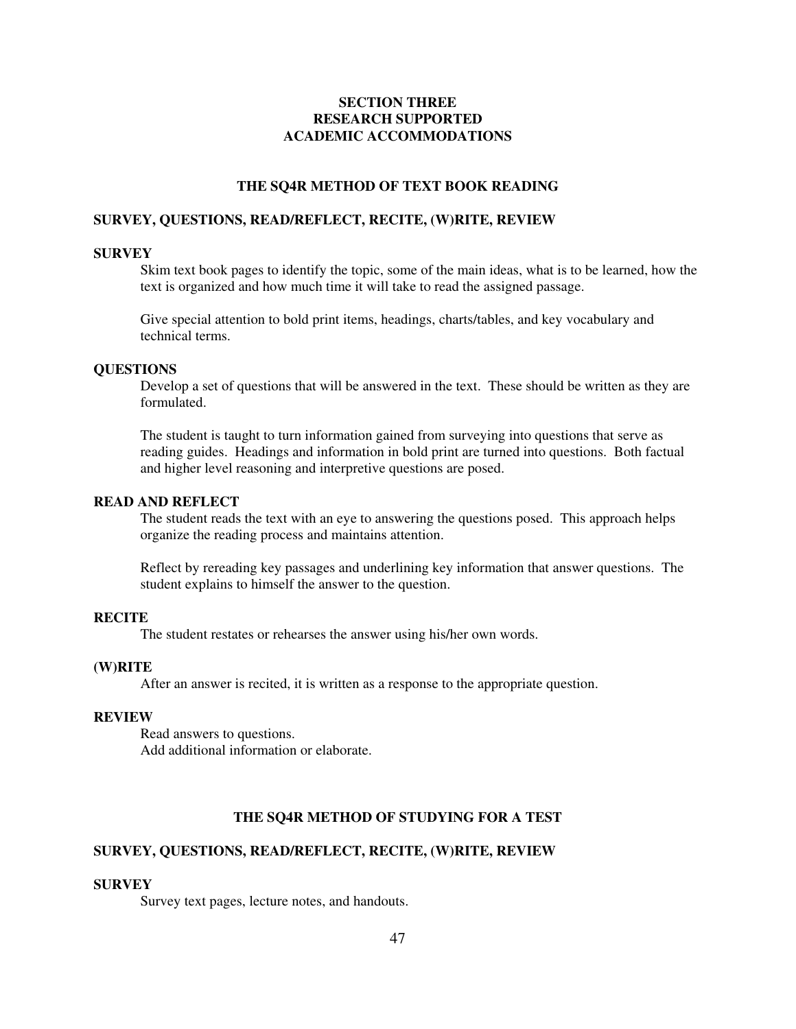# SECTION THREE
# RESEARCH SUPPORTED
# ACADEMIC ACCOMMODATIONS

## THE SQ4R METHOD OF TEXT BOOK READING

### SURVEY, QUESTIONS, READ/REFLECT, RECITE, (W)RITE, REVIEW

**SURVEY**

Skim text book pages to identify the topic, some of the main ideas, what is to be learned, how the text is organized and how much time it will take to read the assigned passage.

Give special attention to bold print items, headings, charts/tables, and key vocabulary and technical terms.

**QUESTIONS**

Develop a set of questions that will be answered in the text. These should be written as they are formulated.

The student is taught to turn information gained from surveying into questions that serve as reading guides. Headings and information in bold print are turned into questions. Both factual and higher level reasoning and interpretive questions are posed.

**READ AND REFLECT**

The student reads the text with an eye to answering the questions posed. This approach helps organize the reading process and maintains attention.

Reflect by rereading key passages and underlining key information that answer questions. The student explains to himself the answer to the question.

**RECITE**

The student restates or rehearses the answer using his/her own words.

**(W)RITE**

After an answer is recited, it is written as a response to the appropriate question.

**REVIEW**

Read answers to questions.
Add additional information or elaborate.

## THE SQ4R METHOD OF STUDYING FOR A TEST

### SURVEY, QUESTIONS, READ/REFLECT, RECITE, (W)RITE, REVIEW

**SURVEY**

Survey text pages, lecture notes, and handouts.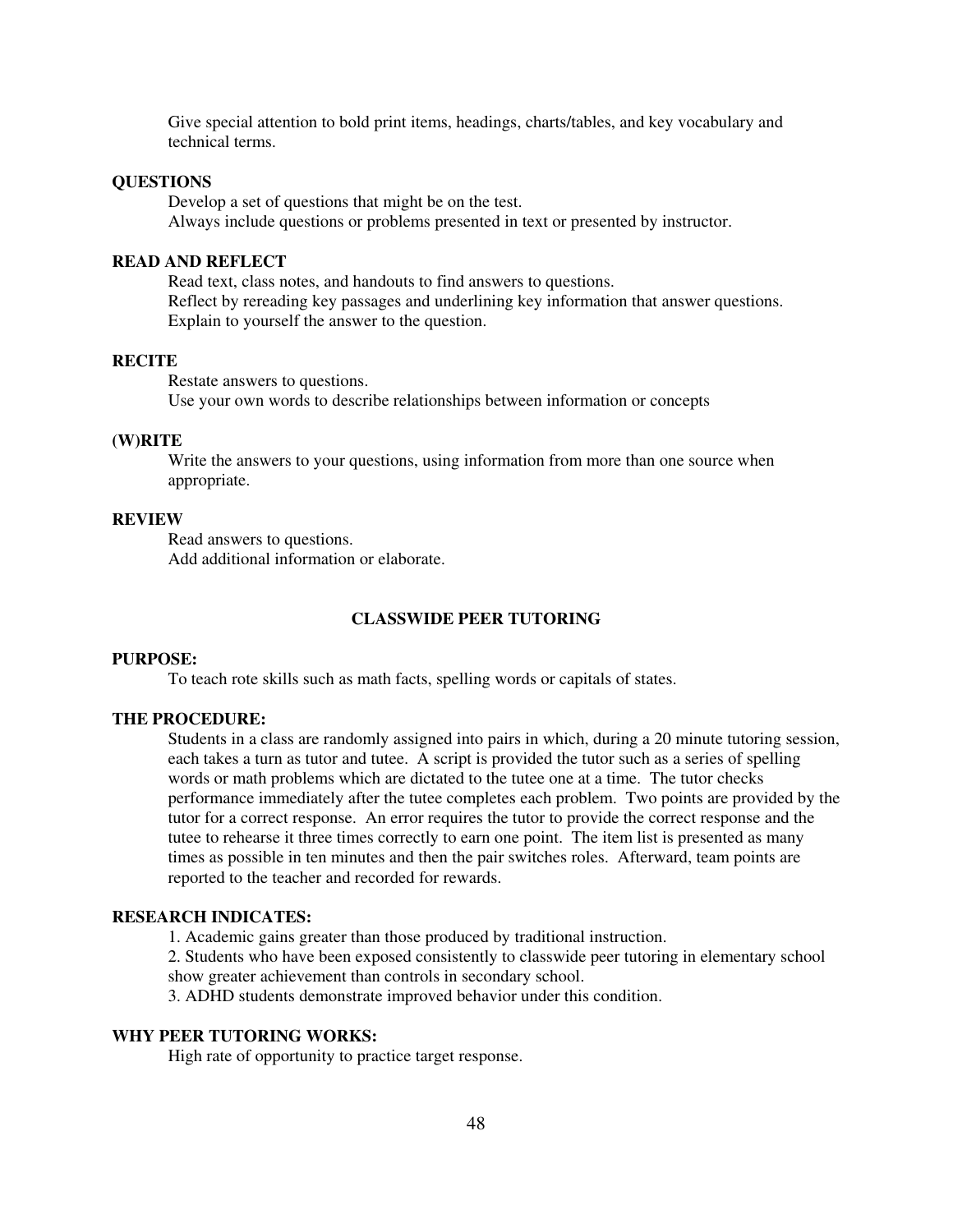Give special attention to bold print items, headings, charts/tables, and key vocabulary and technical terms.

**QUESTIONS**

Develop a set of questions that might be on the test.
Always include questions or problems presented in text or presented by instructor.

**READ AND REFLECT**

Read text, class notes, and handouts to find answers to questions.
Reflect by rereading key passages and underlining key information that answer questions.
Explain to yourself the answer to the question.

**RECITE**

Restate answers to questions.
Use your own words to describe relationships between information or concepts

**(W)RITE**

Write the answers to your questions, using information from more than one source when appropriate.

**REVIEW**

Read answers to questions.
Add additional information or elaborate.

## CLASSWIDE PEER TUTORING

**PURPOSE:**

To teach rote skills such as math facts, spelling words or capitals of states.

**THE PROCEDURE:**

Students in a class are randomly assigned into pairs in which, during a 20 minute tutoring session, each takes a turn as tutor and tutee. A script is provided the tutor such as a series of spelling words or math problems which are dictated to the tutee one at a time. The tutor checks performance immediately after the tutee completes each problem. Two points are provided by the tutor for a correct response. An error requires the tutor to provide the correct response and the tutee to rehearse it three times correctly to earn one point. The item list is presented as many times as possible in ten minutes and then the pair switches roles. Afterward, team points are reported to the teacher and recorded for rewards.

**RESEARCH INDICATES:**

1. Academic gains greater than those produced by traditional instruction.
2. Students who have been exposed consistently to classwide peer tutoring in elementary school show greater achievement than controls in secondary school.
3. ADHD students demonstrate improved behavior under this condition.

**WHY PEER TUTORING WORKS:**

High rate of opportunity to practice target response.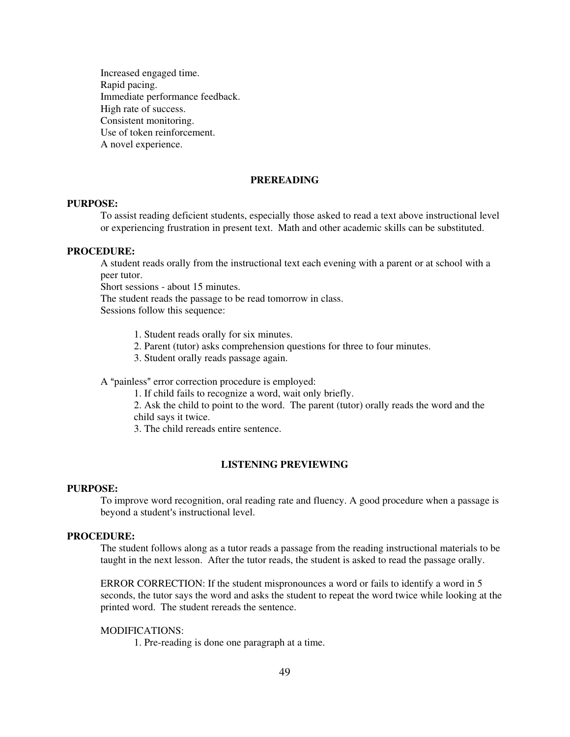Increased engaged time.
Rapid pacing.
Immediate performance feedback.
High rate of success.
Consistent monitoring.
Use of token reinforcement.
A novel experience.

## PREREADING

**PURPOSE:**

To assist reading deficient students, especially those asked to read a text above instructional level or experiencing frustration in present text. Math and other academic skills can be substituted.

**PROCEDURE:**

A student reads orally from the instructional text each evening with a parent or at school with a peer tutor.
Short sessions - about 15 minutes.
The student reads the passage to be read tomorrow in class.
Sessions follow this sequence:

1. Student reads orally for six minutes.
2. Parent (tutor) asks comprehension questions for three to four minutes.
3. Student orally reads passage again.

A "painless" error correction procedure is employed:

1. If child fails to recognize a word, wait only briefly.
2. Ask the child to point to the word. The parent (tutor) orally reads the word and the child says it twice.
3. The child rereads entire sentence.

## LISTENING PREVIEWING

**PURPOSE:**

To improve word recognition, oral reading rate and fluency. A good procedure when a passage is beyond a student's instructional level.

**PROCEDURE:**

The student follows along as a tutor reads a passage from the reading instructional materials to be taught in the next lesson. After the tutor reads, the student is asked to read the passage orally.

ERROR CORRECTION: If the student mispronounces a word or fails to identify a word in 5 seconds, the tutor says the word and asks the student to repeat the word twice while looking at the printed word. The student rereads the sentence.

MODIFICATIONS:

1. Pre-reading is done one paragraph at a time.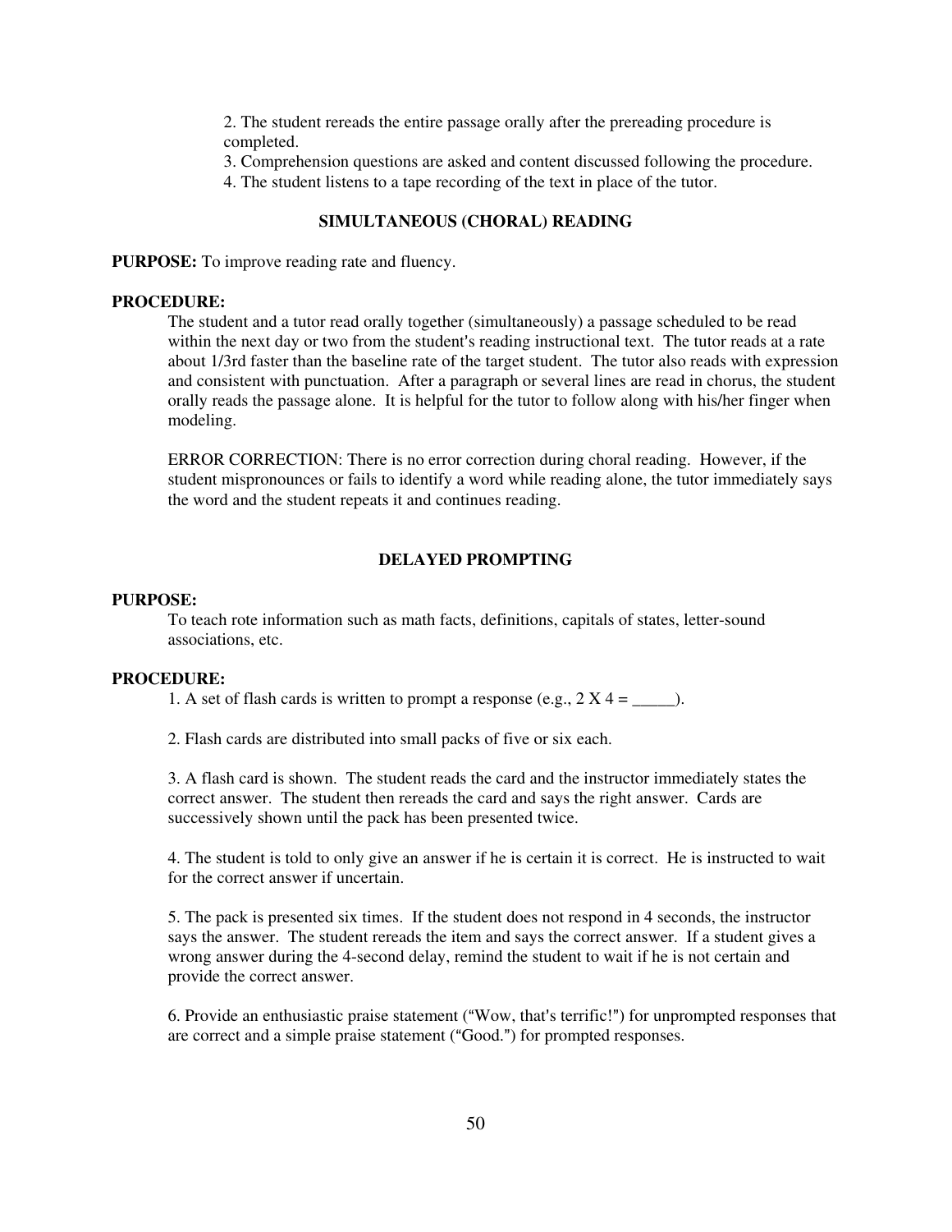2. The student rereads the entire passage orally after the prereading procedure is completed.
3. Comprehension questions are asked and content discussed following the procedure.
4. The student listens to a tape recording of the text in place of the tutor.

## SIMULTANEOUS (CHORAL) READING

**PURPOSE:** To improve reading rate and fluency.

**PROCEDURE:**

The student and a tutor read orally together (simultaneously) a passage scheduled to be read within the next day or two from the student's reading instructional text. The tutor reads at a rate about 1/3rd faster than the baseline rate of the target student. The tutor also reads with expression and consistent with punctuation. After a paragraph or several lines are read in chorus, the student orally reads the passage alone. It is helpful for the tutor to follow along with his/her finger when modeling.

ERROR CORRECTION: There is no error correction during choral reading. However, if the student mispronounces or fails to identify a word while reading alone, the tutor immediately says the word and the student repeats it and continues reading.

## DELAYED PROMPTING

**PURPOSE:**

To teach rote information such as math facts, definitions, capitals of states, letter-sound associations, etc.

**PROCEDURE:**

1. A set of flash cards is written to prompt a response (e.g., 2 X 4 = _____).

2. Flash cards are distributed into small packs of five or six each.

3. A flash card is shown. The student reads the card and the instructor immediately states the correct answer. The student then rereads the card and says the right answer. Cards are successively shown until the pack has been presented twice.

4. The student is told to only give an answer if he is certain it is correct. He is instructed to wait for the correct answer if uncertain.

5. The pack is presented six times. If the student does not respond in 4 seconds, the instructor says the answer. The student rereads the item and says the correct answer. If a student gives a wrong answer during the 4-second delay, remind the student to wait if he is not certain and provide the correct answer.

6. Provide an enthusiastic praise statement ("Wow, that's terrific!") for unprompted responses that are correct and a simple praise statement ("Good.") for prompted responses.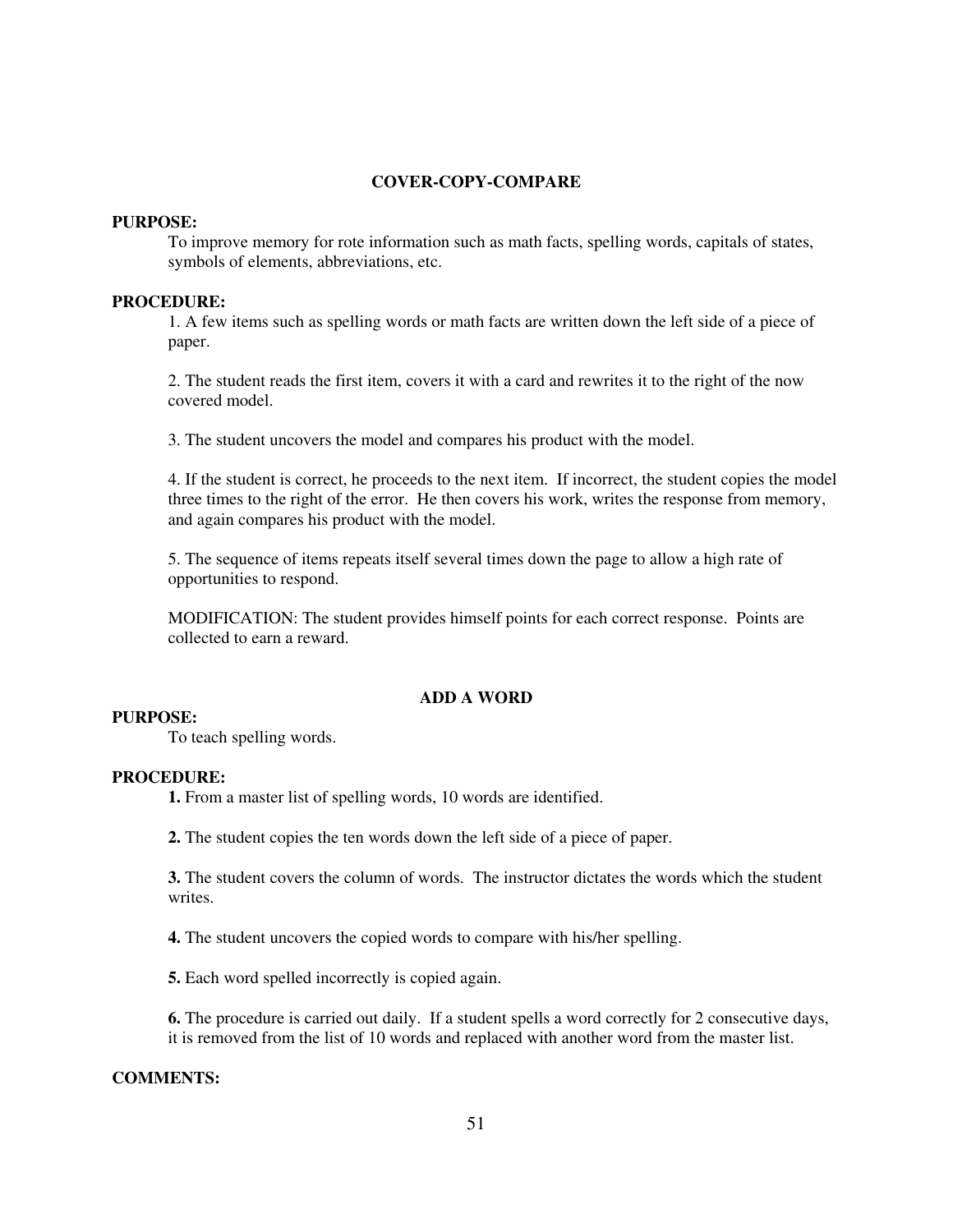## COVER-COPY-COMPARE

**PURPOSE:**

To improve memory for rote information such as math facts, spelling words, capitals of states, symbols of elements, abbreviations, etc.

**PROCEDURE:**

1. A few items such as spelling words or math facts are written down the left side of a piece of paper.

2. The student reads the first item, covers it with a card and rewrites it to the right of the now covered model.

3. The student uncovers the model and compares his product with the model.

4. If the student is correct, he proceeds to the next item. If incorrect, the student copies the model three times to the right of the error. He then covers his work, writes the response from memory, and again compares his product with the model.

5. The sequence of items repeats itself several times down the page to allow a high rate of opportunities to respond.

MODIFICATION: The student provides himself points for each correct response. Points are collected to earn a reward.

## ADD A WORD

**PURPOSE:**

To teach spelling words.

**PROCEDURE:**

**1.** From a master list of spelling words, 10 words are identified.

**2.** The student copies the ten words down the left side of a piece of paper.

**3.** The student covers the column of words. The instructor dictates the words which the student writes.

**4.** The student uncovers the copied words to compare with his/her spelling.

**5.** Each word spelled incorrectly is copied again.

**6.** The procedure is carried out daily. If a student spells a word correctly for 2 consecutive days, it is removed from the list of 10 words and replaced with another word from the master list.

**COMMENTS:**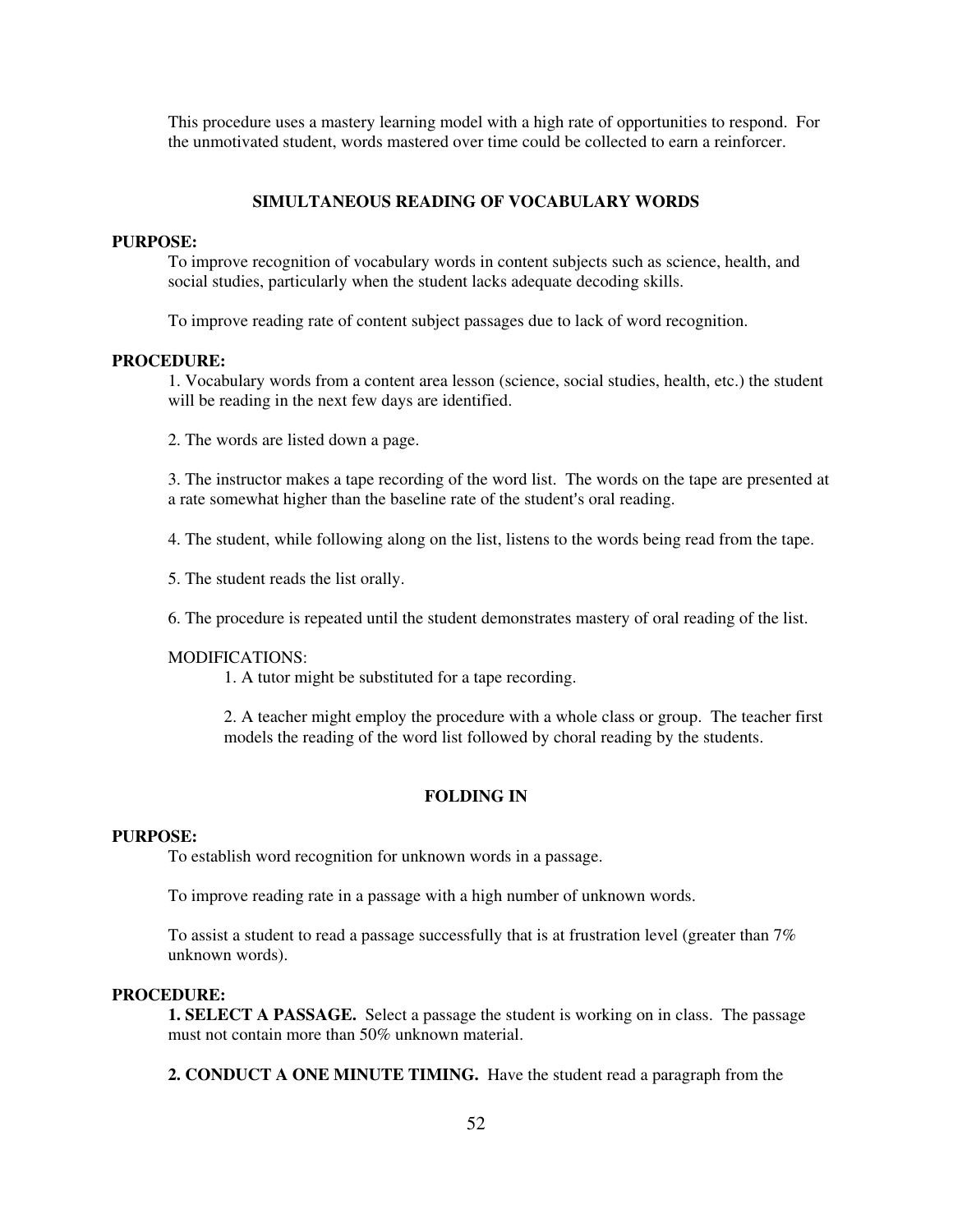This procedure uses a mastery learning model with a high rate of opportunities to respond. For the unmotivated student, words mastered over time could be collected to earn a reinforcer.

## SIMULTANEOUS READING OF VOCABULARY WORDS

**PURPOSE:**

To improve recognition of vocabulary words in content subjects such as science, health, and social studies, particularly when the student lacks adequate decoding skills.

To improve reading rate of content subject passages due to lack of word recognition.

**PROCEDURE:**

1. Vocabulary words from a content area lesson (science, social studies, health, etc.) the student will be reading in the next few days are identified.

2. The words are listed down a page.

3. The instructor makes a tape recording of the word list. The words on the tape are presented at a rate somewhat higher than the baseline rate of the student's oral reading.

4. The student, while following along on the list, listens to the words being read from the tape.

5. The student reads the list orally.

6. The procedure is repeated until the student demonstrates mastery of oral reading of the list.

MODIFICATIONS:

1. A tutor might be substituted for a tape recording.

2. A teacher might employ the procedure with a whole class or group. The teacher first models the reading of the word list followed by choral reading by the students.

## FOLDING IN

**PURPOSE:**

To establish word recognition for unknown words in a passage.

To improve reading rate in a passage with a high number of unknown words.

To assist a student to read a passage successfully that is at frustration level (greater than 7% unknown words).

**PROCEDURE:**

**1. SELECT A PASSAGE.** Select a passage the student is working on in class. The passage must not contain more than 50% unknown material.

**2. CONDUCT A ONE MINUTE TIMING.** Have the student read a paragraph from the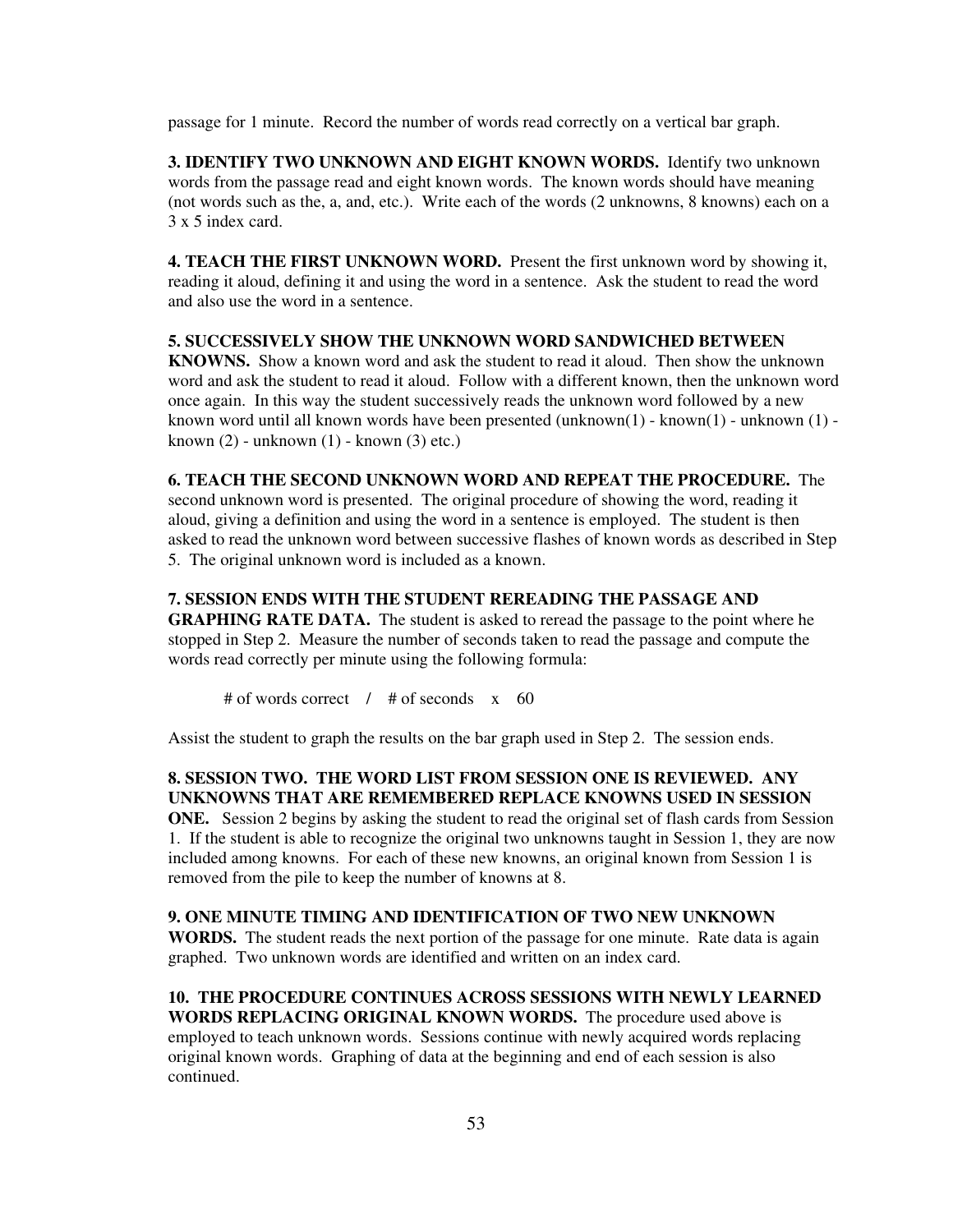passage for 1 minute. Record the number of words read correctly on a vertical bar graph.

**3. IDENTIFY TWO UNKNOWN AND EIGHT KNOWN WORDS.** Identify two unknown words from the passage read and eight known words. The known words should have meaning (not words such as the, a, and, etc.). Write each of the words (2 unknowns, 8 knowns) each on a 3 x 5 index card.

**4. TEACH THE FIRST UNKNOWN WORD.** Present the first unknown word by showing it, reading it aloud, defining it and using the word in a sentence. Ask the student to read the word and also use the word in a sentence.

**5. SUCCESSIVELY SHOW THE UNKNOWN WORD SANDWICHED BETWEEN KNOWNS.** Show a known word and ask the student to read it aloud. Then show the unknown word and ask the student to read it aloud. Follow with a different known, then the unknown word once again. In this way the student successively reads the unknown word followed by a new known word until all known words have been presented (unknown(1) - known(1) - unknown (1) - known (2) - unknown (1) - known (3) etc.)

**6. TEACH THE SECOND UNKNOWN WORD AND REPEAT THE PROCEDURE.** The second unknown word is presented. The original procedure of showing the word, reading it aloud, giving a definition and using the word in a sentence is employed. The student is then asked to read the unknown word between successive flashes of known words as described in Step 5. The original unknown word is included as a known.

**7. SESSION ENDS WITH THE STUDENT REREADING THE PASSAGE AND GRAPHING RATE DATA.** The student is asked to reread the passage to the point where he stopped in Step 2. Measure the number of seconds taken to read the passage and compute the words read correctly per minute using the following formula:

# of words correct / # of seconds x 60

Assist the student to graph the results on the bar graph used in Step 2. The session ends.

**8. SESSION TWO. THE WORD LIST FROM SESSION ONE IS REVIEWED. ANY UNKNOWNS THAT ARE REMEMBERED REPLACE KNOWNS USED IN SESSION ONE.** Session 2 begins by asking the student to read the original set of flash cards from Session 1. If the student is able to recognize the original two unknowns taught in Session 1, they are now included among knowns. For each of these new knowns, an original known from Session 1 is removed from the pile to keep the number of knowns at 8.

**9. ONE MINUTE TIMING AND IDENTIFICATION OF TWO NEW UNKNOWN WORDS.** The student reads the next portion of the passage for one minute. Rate data is again graphed. Two unknown words are identified and written on an index card.

**10. THE PROCEDURE CONTINUES ACROSS SESSIONS WITH NEWLY LEARNED WORDS REPLACING ORIGINAL KNOWN WORDS.** The procedure used above is employed to teach unknown words. Sessions continue with newly acquired words replacing original known words. Graphing of data at the beginning and end of each session is also continued.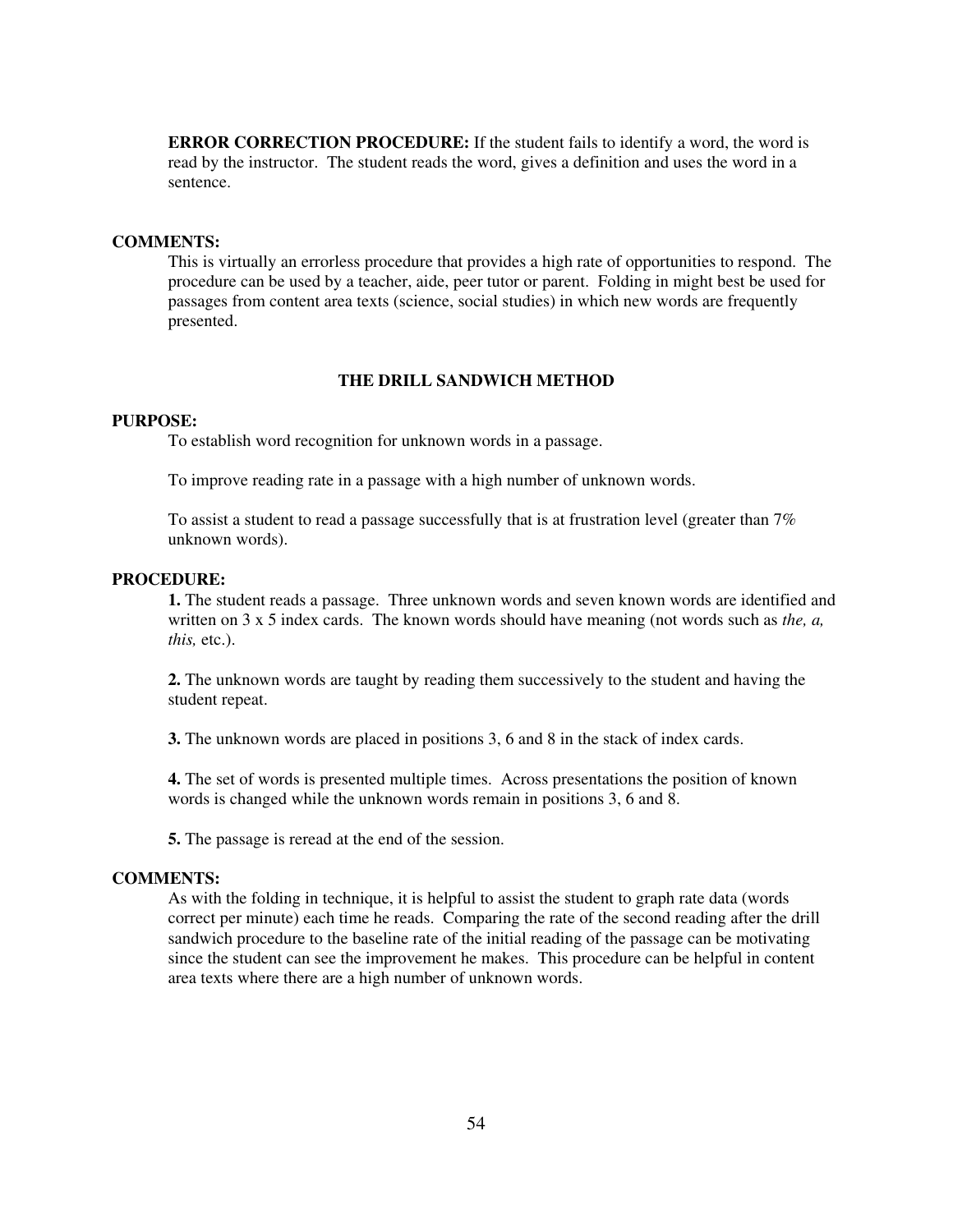**ERROR CORRECTION PROCEDURE:** If the student fails to identify a word, the word is read by the instructor. The student reads the word, gives a definition and uses the word in a sentence.

**COMMENTS:**

This is virtually an errorless procedure that provides a high rate of opportunities to respond. The procedure can be used by a teacher, aide, peer tutor or parent. Folding in might best be used for passages from content area texts (science, social studies) in which new words are frequently presented.

## THE DRILL SANDWICH METHOD

**PURPOSE:**

To establish word recognition for unknown words in a passage.

To improve reading rate in a passage with a high number of unknown words.

To assist a student to read a passage successfully that is at frustration level (greater than 7% unknown words).

**PROCEDURE:**

**1.** The student reads a passage. Three unknown words and seven known words are identified and written on 3 x 5 index cards. The known words should have meaning (not words such as *the, a, this,* etc.).

**2.** The unknown words are taught by reading them successively to the student and having the student repeat.

**3.** The unknown words are placed in positions 3, 6 and 8 in the stack of index cards.

**4.** The set of words is presented multiple times. Across presentations the position of known words is changed while the unknown words remain in positions 3, 6 and 8.

**5.** The passage is reread at the end of the session.

**COMMENTS:**

As with the folding in technique, it is helpful to assist the student to graph rate data (words correct per minute) each time he reads. Comparing the rate of the second reading after the drill sandwich procedure to the baseline rate of the initial reading of the passage can be motivating since the student can see the improvement he makes. This procedure can be helpful in content area texts where there are a high number of unknown words.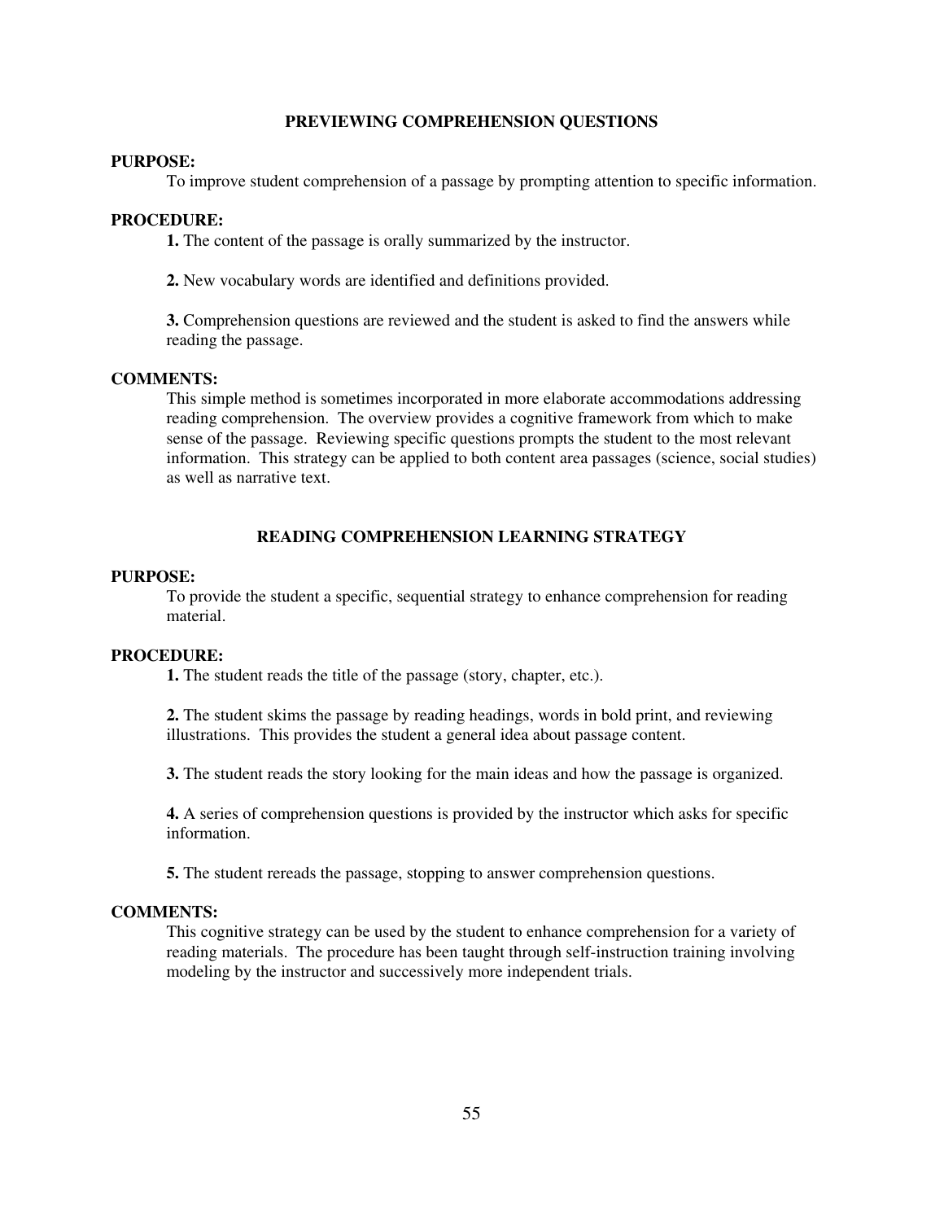## PREVIEWING COMPREHENSION QUESTIONS

**PURPOSE:**

To improve student comprehension of a passage by prompting attention to specific information.

**PROCEDURE:**

**1.** The content of the passage is orally summarized by the instructor.

**2.** New vocabulary words are identified and definitions provided.

**3.** Comprehension questions are reviewed and the student is asked to find the answers while reading the passage.

**COMMENTS:**

This simple method is sometimes incorporated in more elaborate accommodations addressing reading comprehension. The overview provides a cognitive framework from which to make sense of the passage. Reviewing specific questions prompts the student to the most relevant information. This strategy can be applied to both content area passages (science, social studies) as well as narrative text.

## READING COMPREHENSION LEARNING STRATEGY

**PURPOSE:**

To provide the student a specific, sequential strategy to enhance comprehension for reading material.

**PROCEDURE:**

**1.** The student reads the title of the passage (story, chapter, etc.).

**2.** The student skims the passage by reading headings, words in bold print, and reviewing illustrations. This provides the student a general idea about passage content.

**3.** The student reads the story looking for the main ideas and how the passage is organized.

**4.** A series of comprehension questions is provided by the instructor which asks for specific information.

**5.** The student rereads the passage, stopping to answer comprehension questions.

**COMMENTS:**

This cognitive strategy can be used by the student to enhance comprehension for a variety of reading materials. The procedure has been taught through self-instruction training involving modeling by the instructor and successively more independent trials.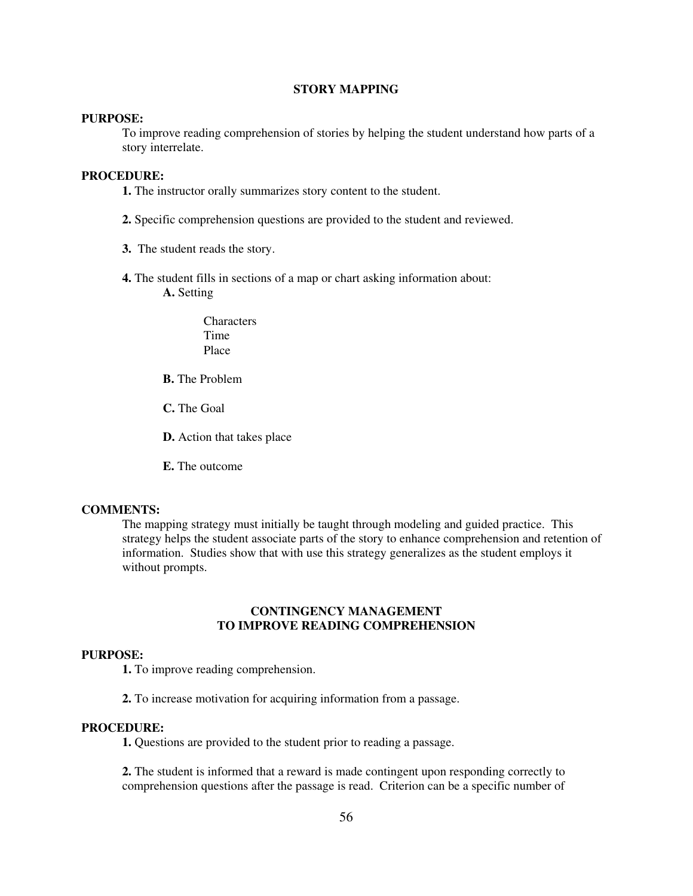## STORY MAPPING

**PURPOSE:**

To improve reading comprehension of stories by helping the student understand how parts of a story interrelate.

**PROCEDURE:**

**1.** The instructor orally summarizes story content to the student.

**2.** Specific comprehension questions are provided to the student and reviewed.

**3.** The student reads the story.

**4.** The student fills in sections of a map or chart asking information about:

- **A.** Setting
  - Characters
  - Time
  - Place
- **B.** The Problem
- **C.** The Goal
- **D.** Action that takes place
- **E.** The outcome

**COMMENTS:**

The mapping strategy must initially be taught through modeling and guided practice. This strategy helps the student associate parts of the story to enhance comprehension and retention of information. Studies show that with use this strategy generalizes as the student employs it without prompts.

## CONTINGENCY MANAGEMENT TO IMPROVE READING COMPREHENSION

**PURPOSE:**

**1.** To improve reading comprehension.

**2.** To increase motivation for acquiring information from a passage.

**PROCEDURE:**

**1.** Questions are provided to the student prior to reading a passage.

**2.** The student is informed that a reward is made contingent upon responding correctly to comprehension questions after the passage is read. Criterion can be a specific number of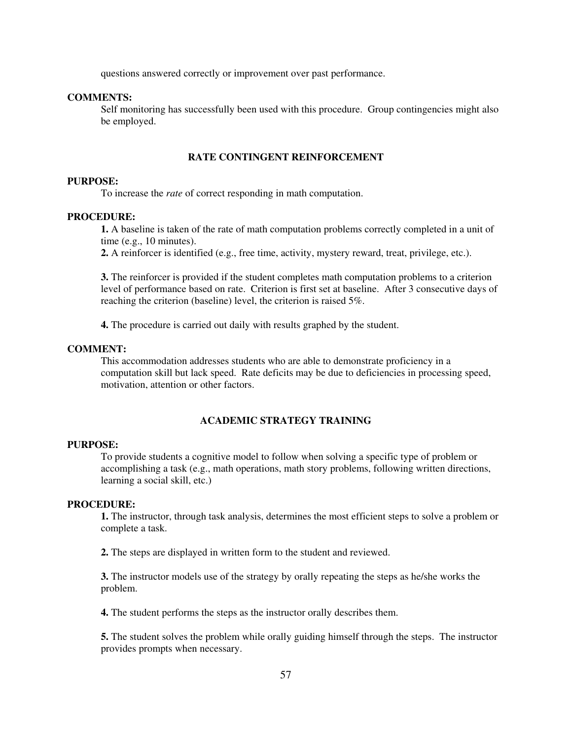questions answered correctly or improvement over past performance.

**COMMENTS:**

Self monitoring has successfully been used with this procedure. Group contingencies might also be employed.

## RATE CONTINGENT REINFORCEMENT

**PURPOSE:**

To increase the *rate* of correct responding in math computation.

**PROCEDURE:**

**1.** A baseline is taken of the rate of math computation problems correctly completed in a unit of time (e.g., 10 minutes).

**2.** A reinforcer is identified (e.g., free time, activity, mystery reward, treat, privilege, etc.).

**3.** The reinforcer is provided if the student completes math computation problems to a criterion level of performance based on rate. Criterion is first set at baseline. After 3 consecutive days of reaching the criterion (baseline) level, the criterion is raised 5%.

**4.** The procedure is carried out daily with results graphed by the student.

**COMMENT:**

This accommodation addresses students who are able to demonstrate proficiency in a computation skill but lack speed. Rate deficits may be due to deficiencies in processing speed, motivation, attention or other factors.

## ACADEMIC STRATEGY TRAINING

**PURPOSE:**

To provide students a cognitive model to follow when solving a specific type of problem or accomplishing a task (e.g., math operations, math story problems, following written directions, learning a social skill, etc.)

**PROCEDURE:**

**1.** The instructor, through task analysis, determines the most efficient steps to solve a problem or complete a task.

**2.** The steps are displayed in written form to the student and reviewed.

**3.** The instructor models use of the strategy by orally repeating the steps as he/she works the problem.

**4.** The student performs the steps as the instructor orally describes them.

**5.** The student solves the problem while orally guiding himself through the steps. The instructor provides prompts when necessary.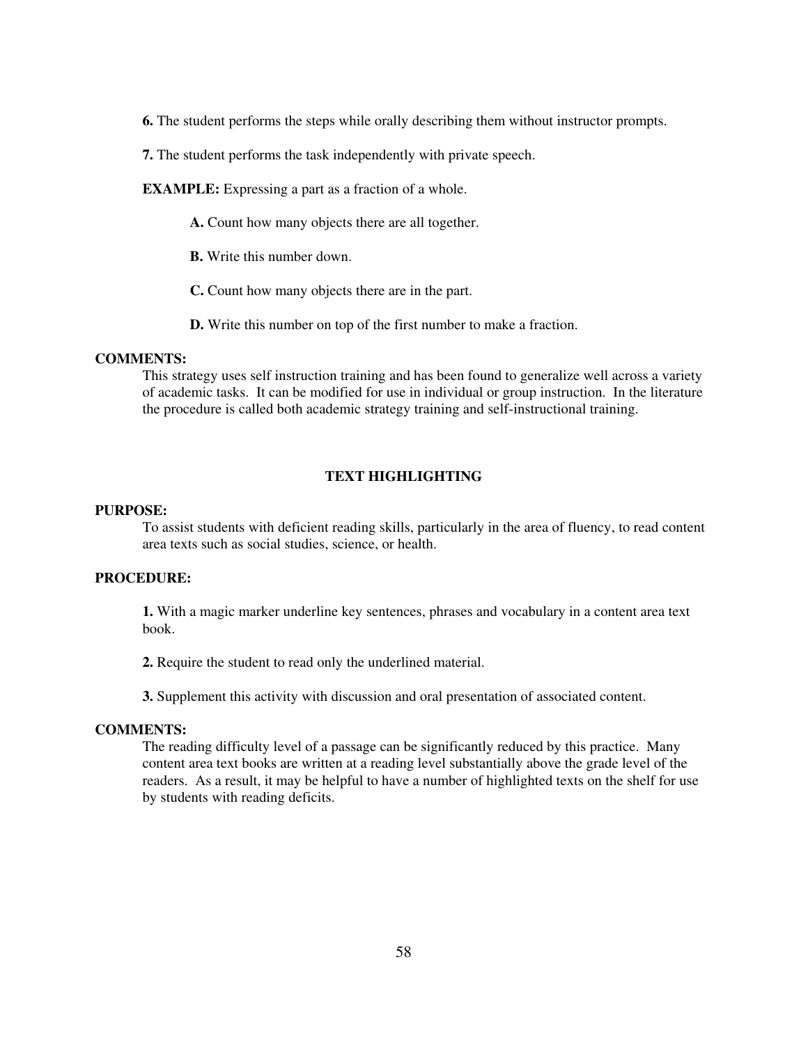**6.** The student performs the steps while orally describing them without instructor prompts.

**7.** The student performs the task independently with private speech.

**EXAMPLE:** Expressing a part as a fraction of a whole.

> **A.** Count how many objects there are all together.
>
> **B.** Write this number down.
>
> **C.** Count how many objects there are in the part.
>
> **D.** Write this number on top of the first number to make a fraction.

**COMMENTS:**
This strategy uses self instruction training and has been found to generalize well across a variety of academic tasks. It can be modified for use in individual or group instruction. In the literature the procedure is called both academic strategy training and self-instructional training.

## TEXT HIGHLIGHTING

**PURPOSE:**
To assist students with deficient reading skills, particularly in the area of fluency, to read content area texts such as social studies, science, or health.

**PROCEDURE:**

**1.** With a magic marker underline key sentences, phrases and vocabulary in a content area text book.

**2.** Require the student to read only the underlined material.

**3.** Supplement this activity with discussion and oral presentation of associated content.

**COMMENTS:**
The reading difficulty level of a passage can be significantly reduced by this practice. Many content area text books are written at a reading level substantially above the grade level of the readers. As a result, it may be helpful to have a number of highlighted texts on the shelf for use by students with reading deficits.